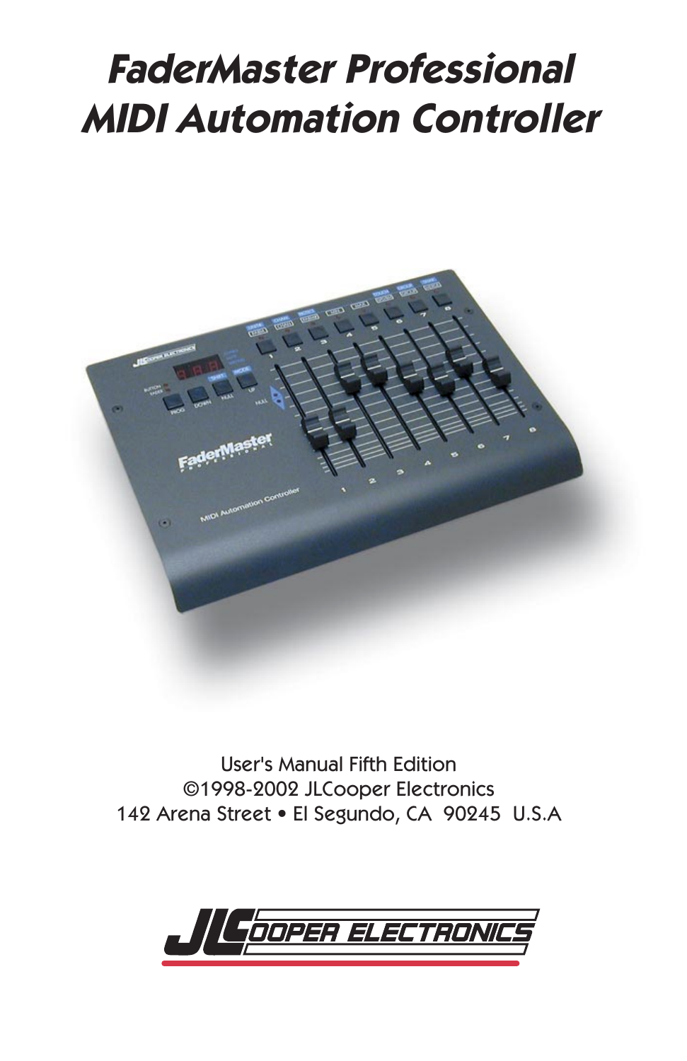# FaderMaster Professional MIDI Automation Controller

User's Manual Fifth Edition
©1998-2002 JLCooper Electronics
142 Arena Street • El Segundo, CA 90245 U.S.A

JLCOOPER ELECTRONICS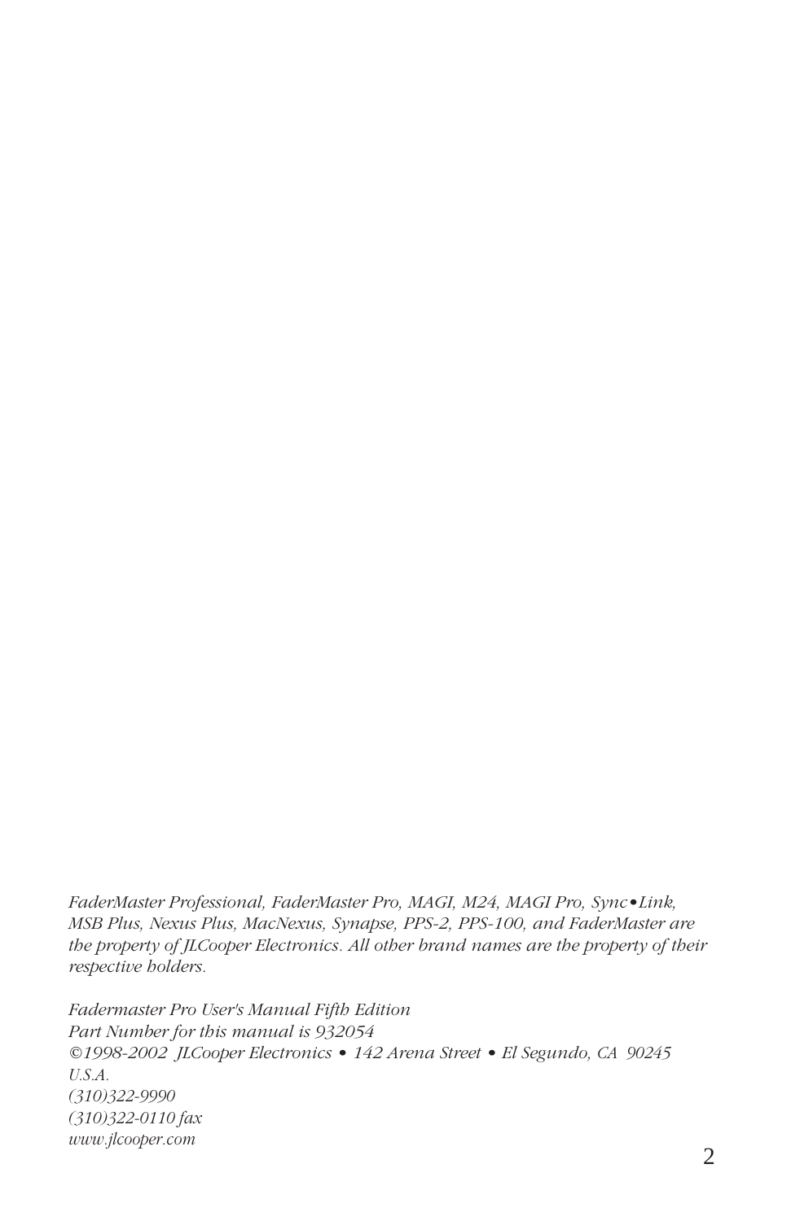*FaderMaster Professional, FaderMaster Pro, MAGI, M24, MAGI Pro, Sync•Link, MSB Plus, Nexus Plus, MacNexus, Synapse, PPS-2, PPS-100, and FaderMaster are the property of JLCooper Electronics. All other brand names are the property of their respective holders.*

*Fadermaster Pro User's Manual Fifth Edition*
*Part Number for this manual is 932054*
*©1998-2002 JLCooper Electronics • 142 Arena Street • El Segundo, CA 90245 U.S.A.*
*(310)322-9990*
*(310)322-0110 fax*
*www.jlcooper.com*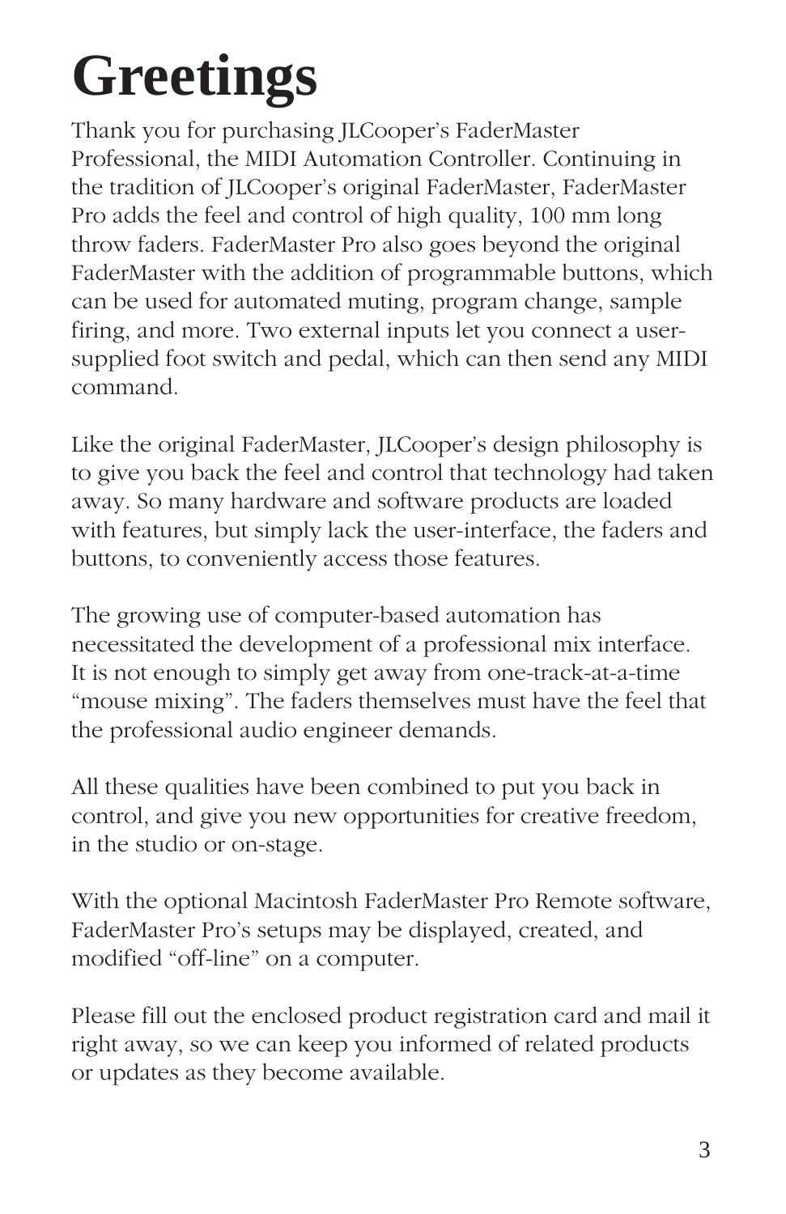# Greetings

Thank you for purchasing JLCooper's FaderMaster Professional, the MIDI Automation Controller. Continuing in the tradition of JLCooper's original FaderMaster, FaderMaster Pro adds the feel and control of high quality, 100 mm long throw faders. FaderMaster Pro also goes beyond the original FaderMaster with the addition of programmable buttons, which can be used for automated muting, program change, sample firing, and more. Two external inputs let you connect a user-supplied foot switch and pedal, which can then send any MIDI command.

Like the original FaderMaster, JLCooper's design philosophy is to give you back the feel and control that technology had taken away. So many hardware and software products are loaded with features, but simply lack the user-interface, the faders and buttons, to conveniently access those features.

The growing use of computer-based automation has necessitated the development of a professional mix interface. It is not enough to simply get away from one-track-at-a-time "mouse mixing". The faders themselves must have the feel that the professional audio engineer demands.

All these qualities have been combined to put you back in control, and give you new opportunities for creative freedom, in the studio or on-stage.

With the optional Macintosh FaderMaster Pro Remote software, FaderMaster Pro's setups may be displayed, created, and modified "off-line" on a computer.

Please fill out the enclosed product registration card and mail it right away, so we can keep you informed of related products or updates as they become available.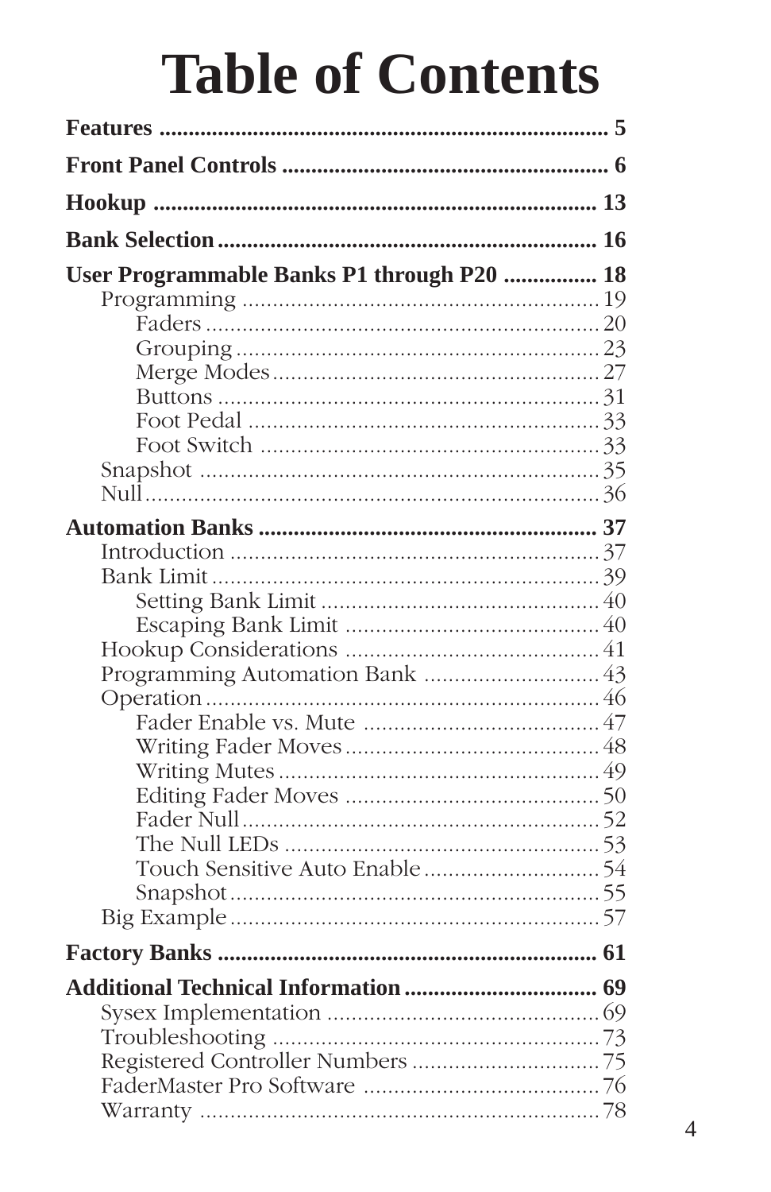# Table of Contents

**Features** ............................................................................ 5

**Front Panel Controls** ........................................................ 6

**Hookup** ........................................................................... 13

**Bank Selection** ................................................................. 16

**User Programmable Banks P1 through P20** ................ 18

- Programming ........................................................... 19
  - Faders ................................................................. 20
  - Grouping ............................................................ 23
  - Merge Modes ...................................................... 27
  - Buttons ............................................................... 31
  - Foot Pedal .......................................................... 33
  - Foot Switch ........................................................ 33
- Snapshot ................................................................. 35
- Null .......................................................................... 36

**Automation Banks** .......................................................... 37

- Introduction ............................................................. 37
- Bank Limit ................................................................ 39
  - Setting Bank Limit .............................................. 40
  - Escaping Bank Limit .......................................... 40
- Hookup Considerations .......................................... 41
- Programming Automation Bank ............................. 43
- Operation ................................................................. 46
  - Fader Enable vs. Mute ....................................... 47
  - Writing Fader Moves .......................................... 48
  - Writing Mutes ..................................................... 49
  - Editing Fader Moves .......................................... 50
  - Fader Null ........................................................... 52
  - The Null LEDs .................................................... 53
  - Touch Sensitive Auto Enable ............................. 54
  - Snapshot ............................................................. 55
- Big Example ............................................................. 57

**Factory Banks** ................................................................. 61

**Additional Technical Information** ................................. 69

- Sysex Implementation ............................................. 69
- Troubleshooting ...................................................... 73
- Registered Controller Numbers ............................... 75
- FaderMaster Pro Software ....................................... 76
- Warranty .................................................................. 78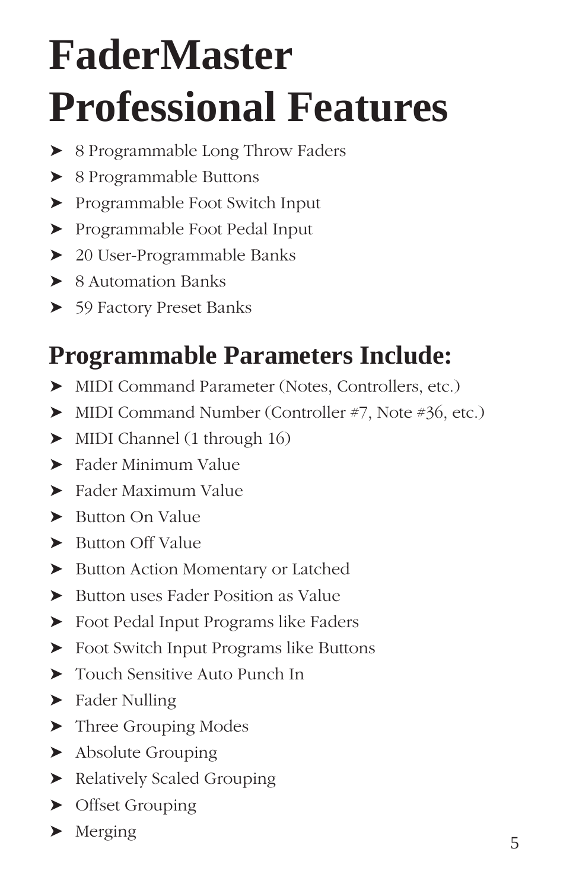# FaderMaster Professional Features

- 8 Programmable Long Throw Faders
- 8 Programmable Buttons
- Programmable Foot Switch Input
- Programmable Foot Pedal Input
- 20 User-Programmable Banks
- 8 Automation Banks
- 59 Factory Preset Banks

## Programmable Parameters Include:

- MIDI Command Parameter (Notes, Controllers, etc.)
- MIDI Command Number (Controller #7, Note #36, etc.)
- MIDI Channel (1 through 16)
- Fader Minimum Value
- Fader Maximum Value
- Button On Value
- Button Off Value
- Button Action Momentary or Latched
- Button uses Fader Position as Value
- Foot Pedal Input Programs like Faders
- Foot Switch Input Programs like Buttons
- Touch Sensitive Auto Punch In
- Fader Nulling
- Three Grouping Modes
- Absolute Grouping
- Relatively Scaled Grouping
- Offset Grouping
- Merging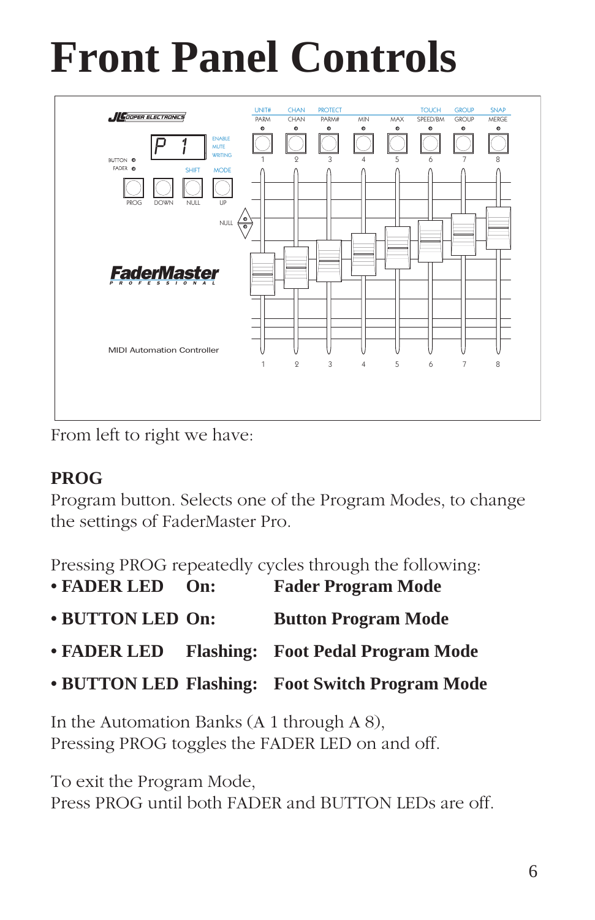# Front Panel Controls

From left to right we have:

**PROG**

Program button. Selects one of the Program Modes, to change the settings of FaderMaster Pro.

Pressing PROG repeatedly cycles through the following:

- **FADER LED On: Fader Program Mode**
- **BUTTON LED On: Button Program Mode**
- **FADER LED Flashing: Foot Pedal Program Mode**
- **BUTTON LED Flashing: Foot Switch Program Mode**

In the Automation Banks (A 1 through A 8),
Pressing PROG toggles the FADER LED on and off.

To exit the Program Mode,
Press PROG until both FADER and BUTTON LEDs are off.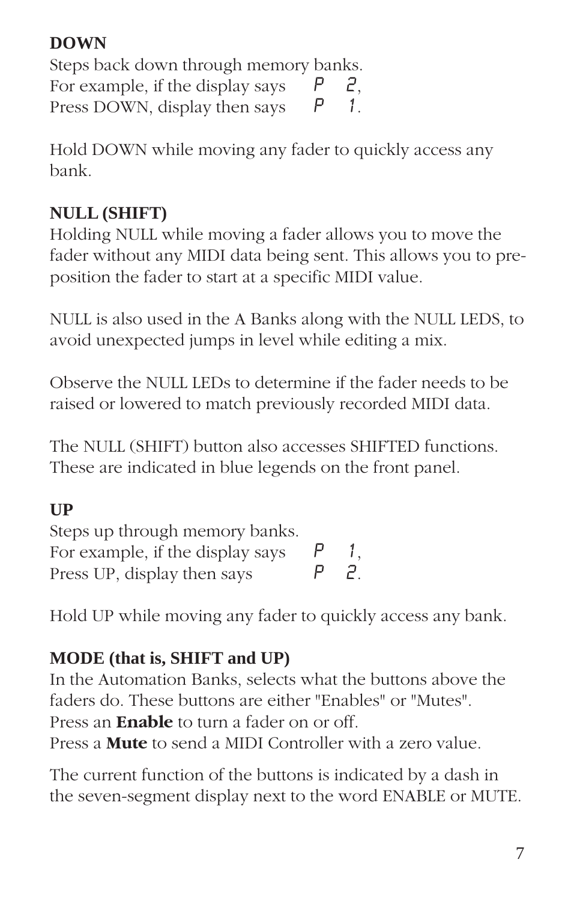**DOWN**

Steps back down through memory banks.
For example, if the display says P 2,
Press DOWN, display then says P 1.

Hold DOWN while moving any fader to quickly access any bank.

**NULL (SHIFT)**

Holding NULL while moving a fader allows you to move the fader without any MIDI data being sent. This allows you to pre-position the fader to start at a specific MIDI value.

NULL is also used in the A Banks along with the NULL LEDS, to avoid unexpected jumps in level while editing a mix.

Observe the NULL LEDs to determine if the fader needs to be raised or lowered to match previously recorded MIDI data.

The NULL (SHIFT) button also accesses SHIFTED functions. These are indicated in blue legends on the front panel.

**UP**

Steps up through memory banks.
For example, if the display says P 1,
Press UP, display then says P 2.

Hold UP while moving any fader to quickly access any bank.

**MODE (that is, SHIFT and UP)**

In the Automation Banks, selects what the buttons above the faders do. These buttons are either "Enables" or "Mutes".
Press an **Enable** to turn a fader on or off.
Press a **Mute** to send a MIDI Controller with a zero value.

The current function of the buttons is indicated by a dash in the seven-segment display next to the word ENABLE or MUTE.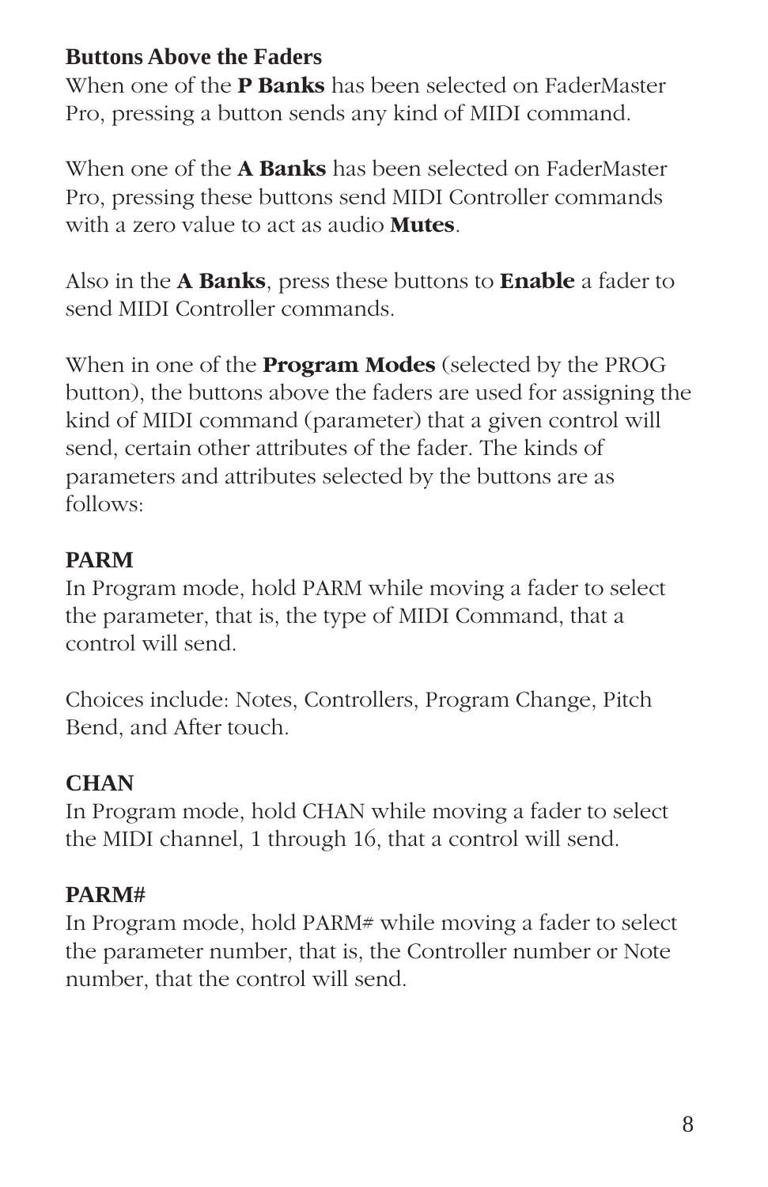### Buttons Above the Faders

When one of the **P Banks** has been selected on FaderMaster Pro, pressing a button sends any kind of MIDI command.

When one of the **A Banks** has been selected on FaderMaster Pro, pressing these buttons send MIDI Controller commands with a zero value to act as audio **Mutes**.

Also in the **A Banks**, press these buttons to **Enable** a fader to send MIDI Controller commands.

When in one of the **Program Modes** (selected by the PROG button), the buttons above the faders are used for assigning the kind of MIDI command (parameter) that a given control will send, certain other attributes of the fader. The kinds of parameters and attributes selected by the buttons are as follows:

### PARM

In Program mode, hold PARM while moving a fader to select the parameter, that is, the type of MIDI Command, that a control will send.

Choices include: Notes, Controllers, Program Change, Pitch Bend, and After touch.

### CHAN

In Program mode, hold CHAN while moving a fader to select the MIDI channel, 1 through 16, that a control will send.

### PARM#

In Program mode, hold PARM# while moving a fader to select the parameter number, that is, the Controller number or Note number, that the control will send.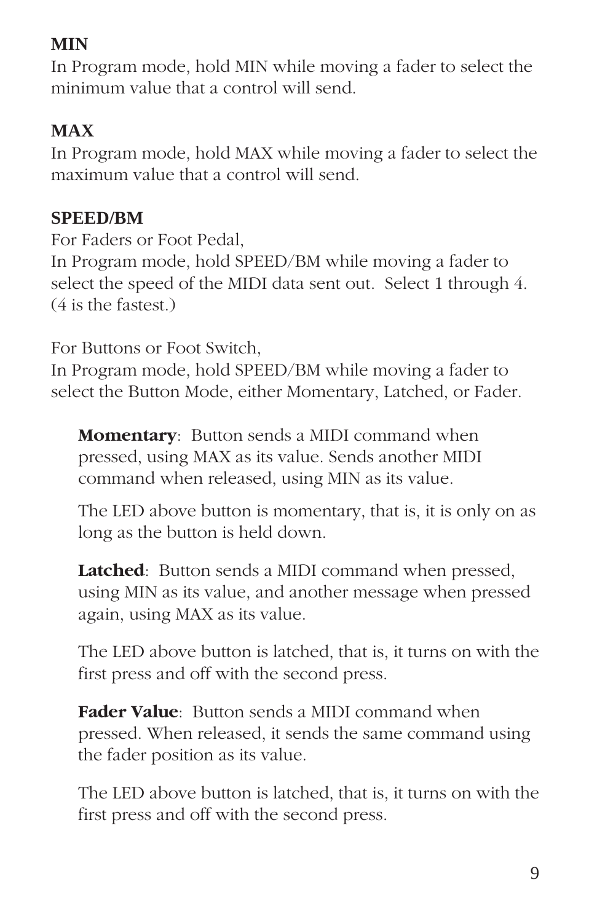**MIN**

In Program mode, hold MIN while moving a fader to select the minimum value that a control will send.

**MAX**

In Program mode, hold MAX while moving a fader to select the maximum value that a control will send.

**SPEED/BM**

For Faders or Foot Pedal,
In Program mode, hold SPEED/BM while moving a fader to select the speed of the MIDI data sent out. Select 1 through 4. (4 is the fastest.)

For Buttons or Foot Switch,
In Program mode, hold SPEED/BM while moving a fader to select the Button Mode, either Momentary, Latched, or Fader.

> **Momentary**: Button sends a MIDI command when pressed, using MAX as its value. Sends another MIDI command when released, using MIN as its value.
>
> The LED above button is momentary, that is, it is only on as long as the button is held down.
>
> **Latched**: Button sends a MIDI command when pressed, using MIN as its value, and another message when pressed again, using MAX as its value.
>
> The LED above button is latched, that is, it turns on with the first press and off with the second press.
>
> **Fader Value**: Button sends a MIDI command when pressed. When released, it sends the same command using the fader position as its value.
>
> The LED above button is latched, that is, it turns on with the first press and off with the second press.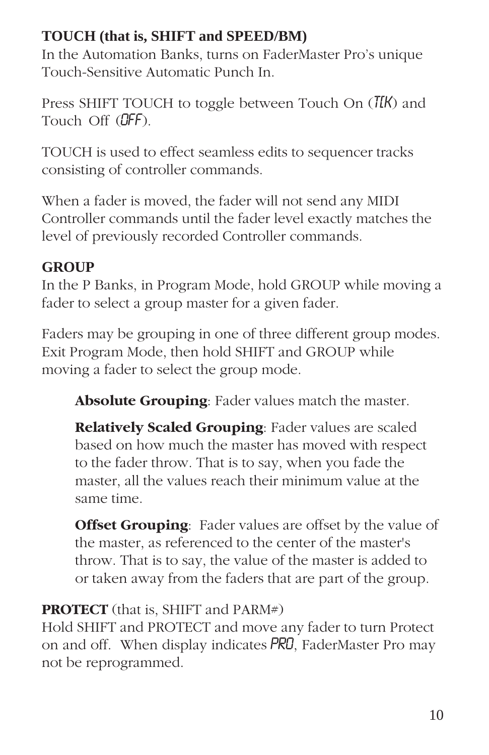**TOUCH (that is, SHIFT and SPEED/BM)**
In the Automation Banks, turns on FaderMaster Pro's unique Touch-Sensitive Automatic Punch In.

Press SHIFT TOUCH to toggle between Touch On (*TCK*) and Touch Off (*OFF*).

TOUCH is used to effect seamless edits to sequencer tracks consisting of controller commands.

When a fader is moved, the fader will not send any MIDI Controller commands until the fader level exactly matches the level of previously recorded Controller commands.

**GROUP**
In the P Banks, in Program Mode, hold GROUP while moving a fader to select a group master for a given fader.

Faders may be grouping in one of three different group modes. Exit Program Mode, then hold SHIFT and GROUP while moving a fader to select the group mode.

> **Absolute Grouping**: Fader values match the master.
>
> **Relatively Scaled Grouping**: Fader values are scaled based on how much the master has moved with respect to the fader throw. That is to say, when you fade the master, all the values reach their minimum value at the same time.
>
> **Offset Grouping**: Fader values are offset by the value of the master, as referenced to the center of the master's throw. That is to say, the value of the master is added to or taken away from the faders that are part of the group.

**PROTECT** (that is, SHIFT and PARM#)
Hold SHIFT and PROTECT and move any fader to turn Protect on and off. When display indicates *PRO*, FaderMaster Pro may not be reprogrammed.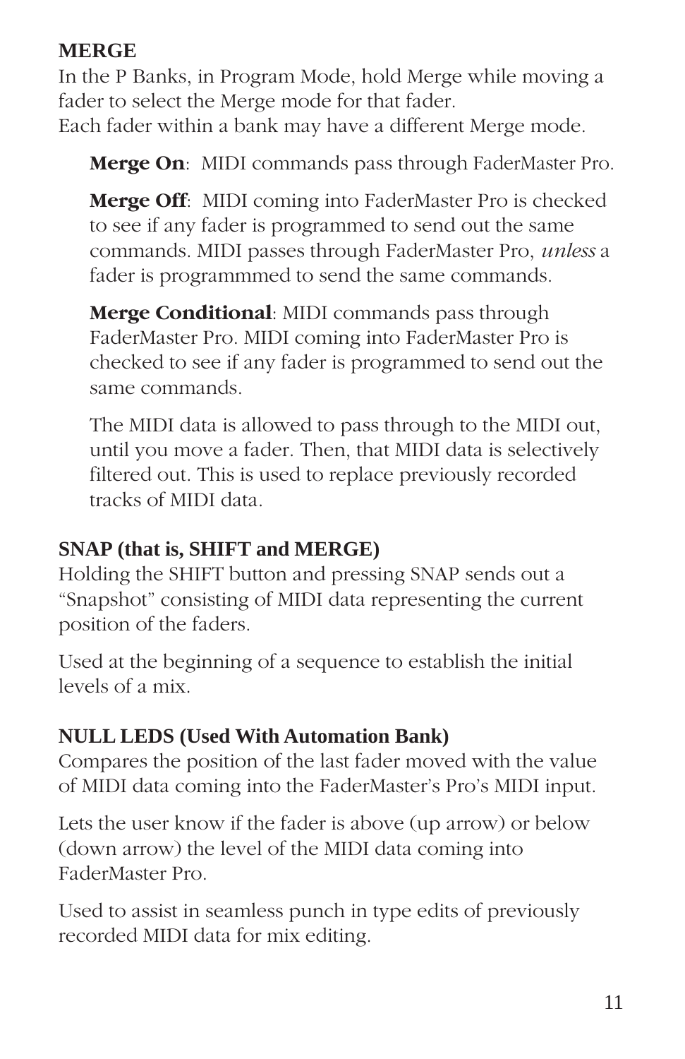### MERGE

In the P Banks, in Program Mode, hold Merge while moving a fader to select the Merge mode for that fader.
Each fader within a bank may have a different Merge mode.

**Merge On**: MIDI commands pass through FaderMaster Pro.

**Merge Off**: MIDI coming into FaderMaster Pro is checked to see if any fader is programmed to send out the same commands. MIDI passes through FaderMaster Pro, *unless* a fader is programmmed to send the same commands.

**Merge Conditional**: MIDI commands pass through FaderMaster Pro. MIDI coming into FaderMaster Pro is checked to see if any fader is programmed to send out the same commands.

The MIDI data is allowed to pass through to the MIDI out, until you move a fader. Then, that MIDI data is selectively filtered out. This is used to replace previously recorded tracks of MIDI data.

### SNAP (that is, SHIFT and MERGE)

Holding the SHIFT button and pressing SNAP sends out a "Snapshot" consisting of MIDI data representing the current position of the faders.

Used at the beginning of a sequence to establish the initial levels of a mix.

### NULL LEDS (Used With Automation Bank)

Compares the position of the last fader moved with the value of MIDI data coming into the FaderMaster's Pro's MIDI input.

Lets the user know if the fader is above (up arrow) or below (down arrow) the level of the MIDI data coming into FaderMaster Pro.

Used to assist in seamless punch in type edits of previously recorded MIDI data for mix editing.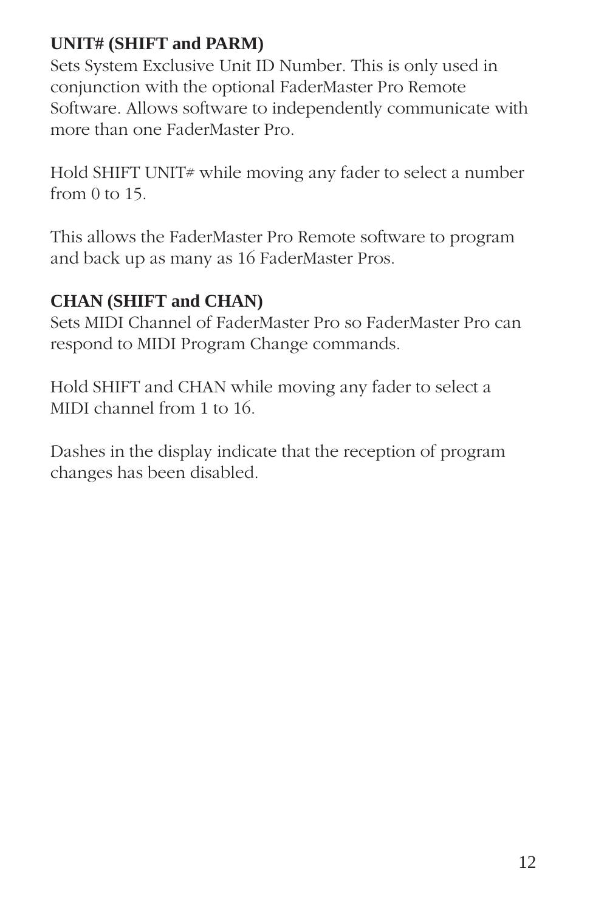**UNIT# (SHIFT and PARM)**
Sets System Exclusive Unit ID Number. This is only used in conjunction with the optional FaderMaster Pro Remote Software. Allows software to independently communicate with more than one FaderMaster Pro.

Hold SHIFT UNIT# while moving any fader to select a number from 0 to 15.

This allows the FaderMaster Pro Remote software to program and back up as many as 16 FaderMaster Pros.

**CHAN (SHIFT and CHAN)**
Sets MIDI Channel of FaderMaster Pro so FaderMaster Pro can respond to MIDI Program Change commands.

Hold SHIFT and CHAN while moving any fader to select a MIDI channel from 1 to 16.

Dashes in the display indicate that the reception of program changes has been disabled.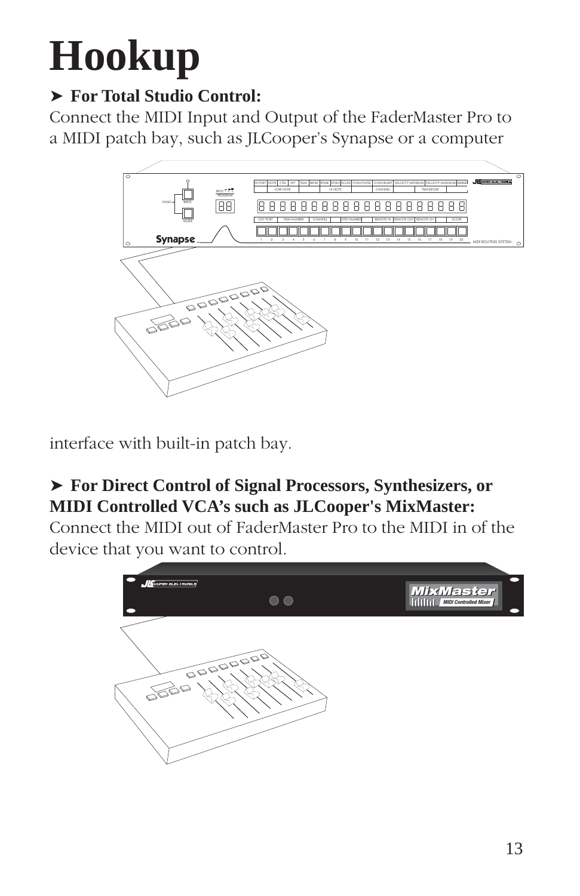# Hookup

➤ **For Total Studio Control:**
Connect the MIDI Input and Output of the FaderMaster Pro to a MIDI patch bay, such as JLCooper's Synapse or a computer interface with built-in patch bay.

➤ **For Direct Control of Signal Processors, Synthesizers, or MIDI Controlled VCA's such as JLCooper's MixMaster:**
Connect the MIDI out of FaderMaster Pro to the MIDI in of the device that you want to control.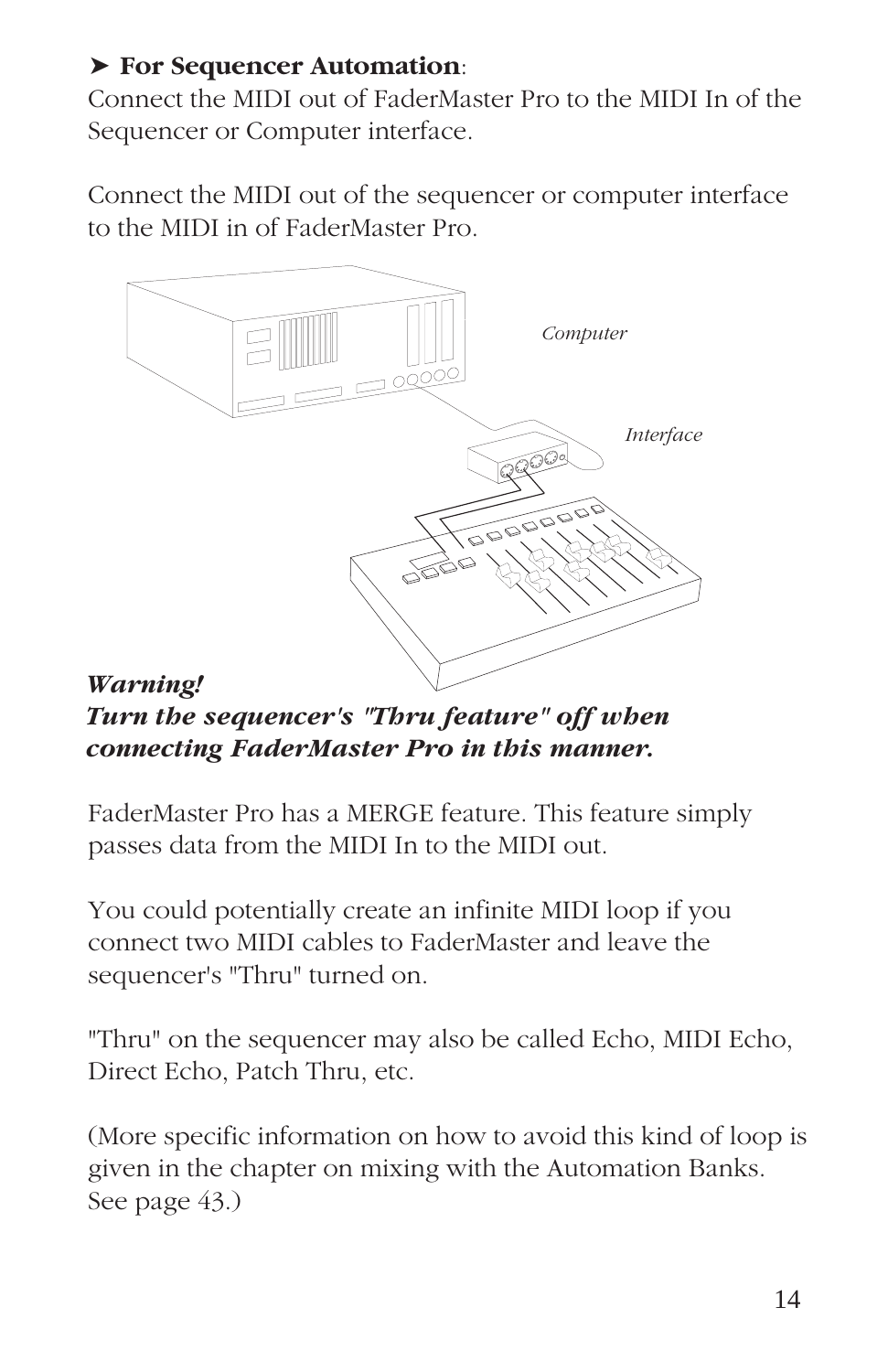➤ **For Sequencer Automation**:
Connect the MIDI out of FaderMaster Pro to the MIDI In of the Sequencer or Computer interface.

Connect the MIDI out of the sequencer or computer interface to the MIDI in of FaderMaster Pro.

***Warning!***
***Turn the sequencer's "Thru feature" off when connecting FaderMaster Pro in this manner.***

FaderMaster Pro has a MERGE feature. This feature simply passes data from the MIDI In to the MIDI out.

You could potentially create an infinite MIDI loop if you connect two MIDI cables to FaderMaster and leave the sequencer's "Thru" turned on.

"Thru" on the sequencer may also be called Echo, MIDI Echo, Direct Echo, Patch Thru, etc.

(More specific information on how to avoid this kind of loop is given in the chapter on mixing with the Automation Banks. See page 43.)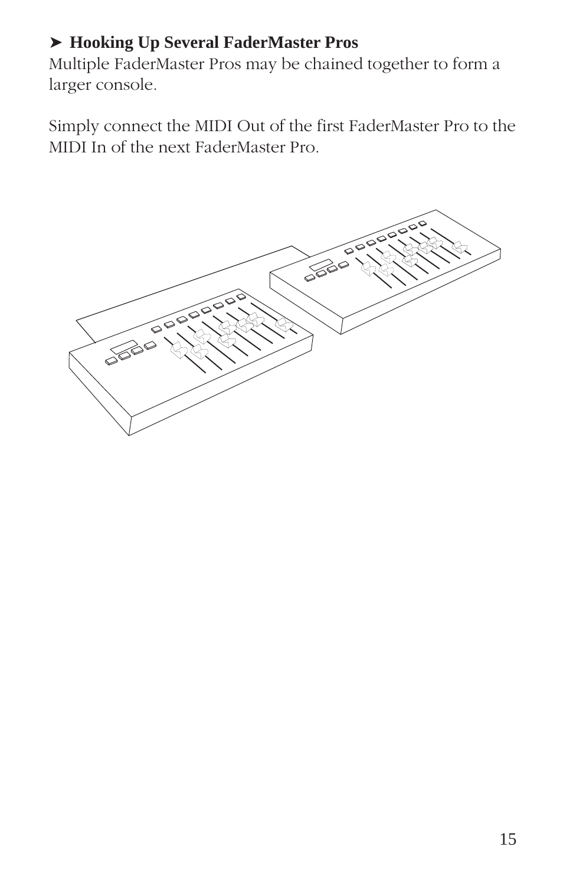### ➤ Hooking Up Several FaderMaster Pros

Multiple FaderMaster Pros may be chained together to form a larger console.

Simply connect the MIDI Out of the first FaderMaster Pro to the MIDI In of the next FaderMaster Pro.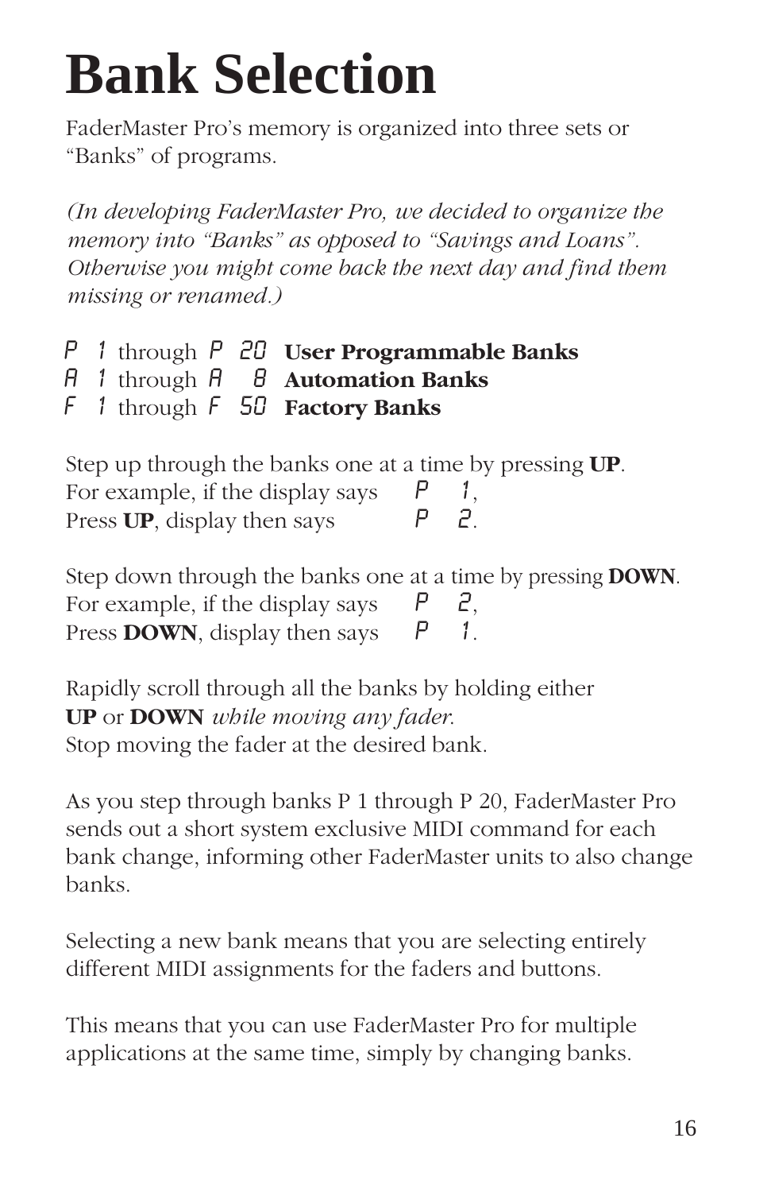# Bank Selection

FaderMaster Pro's memory is organized into three sets or "Banks" of programs.

*(In developing FaderMaster Pro, we decided to organize the memory into "Banks" as opposed to "Savings and Loans". Otherwise you might come back the next day and find them missing or renamed.)*

P 1 through P 20 **User Programmable Banks**
A 1 through A 8 **Automation Banks**
F 1 through F 50 **Factory Banks**

Step up through the banks one at a time by pressing **UP**.
For example, if the display says P 1,
Press **UP**, display then says P 2.

Step down through the banks one at a time by pressing **DOWN**.
For example, if the display says P 2,
Press **DOWN**, display then says P 1.

Rapidly scroll through all the banks by holding either
**UP** or **DOWN** *while moving any fader.*
Stop moving the fader at the desired bank.

As you step through banks P 1 through P 20, FaderMaster Pro sends out a short system exclusive MIDI command for each bank change, informing other FaderMaster units to also change banks.

Selecting a new bank means that you are selecting entirely different MIDI assignments for the faders and buttons.

This means that you can use FaderMaster Pro for multiple applications at the same time, simply by changing banks.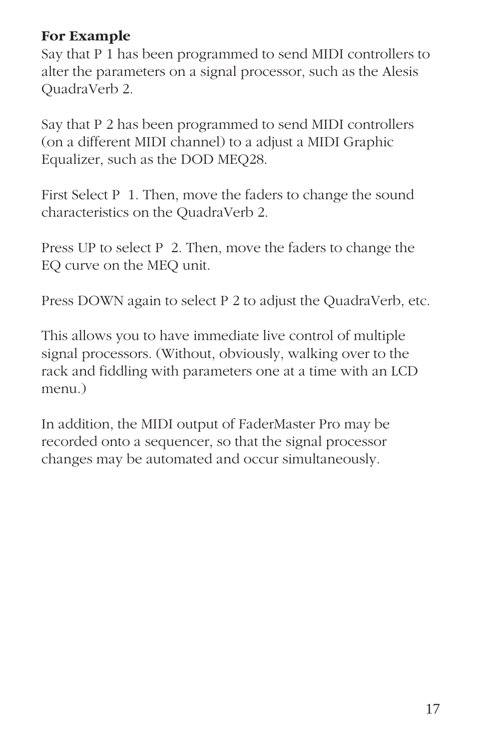**For Example**

Say that P 1 has been programmed to send MIDI controllers to alter the parameters on a signal processor, such as the Alesis QuadraVerb 2.

Say that P 2 has been programmed to send MIDI controllers (on a different MIDI channel) to a adjust a MIDI Graphic Equalizer, such as the DOD MEQ28.

First Select P  1. Then, move the faders to change the sound characteristics on the QuadraVerb 2.

Press UP to select P  2. Then, move the faders to change the EQ curve on the MEQ unit.

Press DOWN again to select P 2 to adjust the QuadraVerb, etc.

This allows you to have immediate live control of multiple signal processors. (Without, obviously, walking over to the rack and fiddling with parameters one at a time with an LCD menu.)

In addition, the MIDI output of FaderMaster Pro may be recorded onto a sequencer, so that the signal processor changes may be automated and occur simultaneously.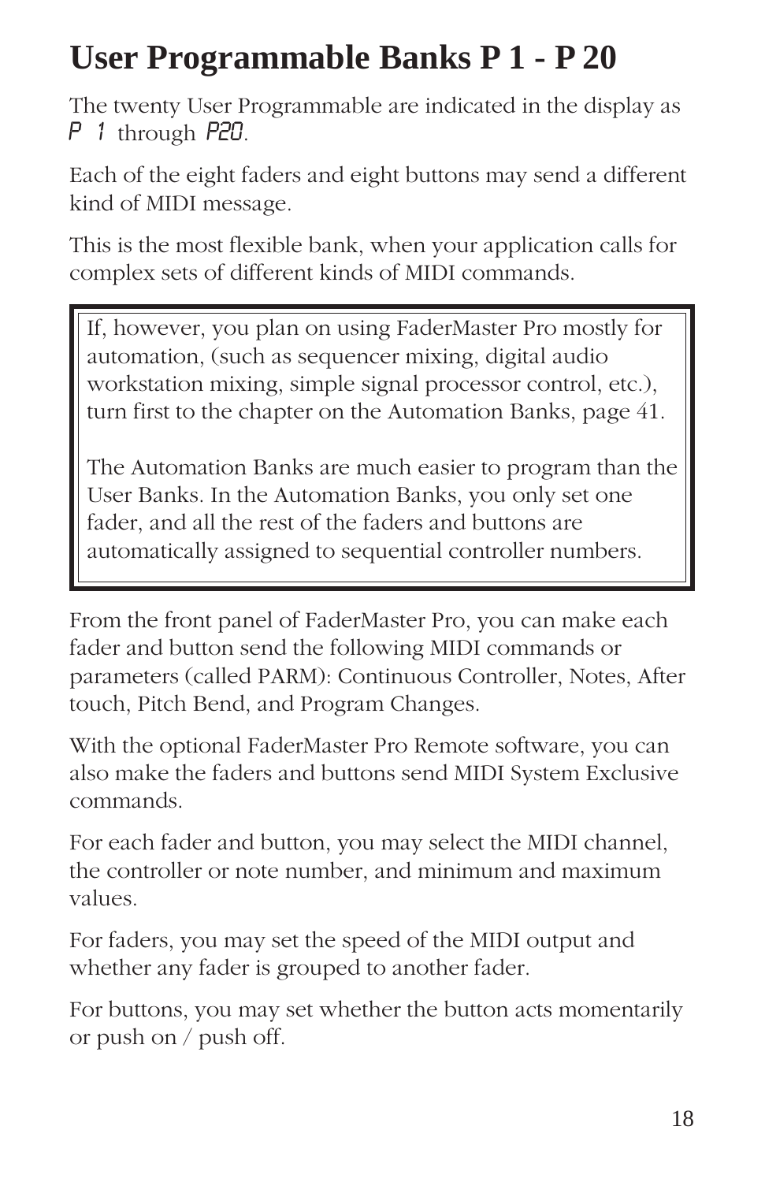# User Programmable Banks P 1 - P 20

The twenty User Programmable are indicated in the display as *P 1* through *P20*.

Each of the eight faders and eight buttons may send a different kind of MIDI message.

This is the most flexible bank, when your application calls for complex sets of different kinds of MIDI commands.

> If, however, you plan on using FaderMaster Pro mostly for automation, (such as sequencer mixing, digital audio workstation mixing, simple signal processor control, etc.), turn first to the chapter on the Automation Banks, page 41.
>
> The Automation Banks are much easier to program than the User Banks. In the Automation Banks, you only set one fader, and all the rest of the faders and buttons are automatically assigned to sequential controller numbers.

From the front panel of FaderMaster Pro, you can make each fader and button send the following MIDI commands or parameters (called PARM): Continuous Controller, Notes, After touch, Pitch Bend, and Program Changes.

With the optional FaderMaster Pro Remote software, you can also make the faders and buttons send MIDI System Exclusive commands.

For each fader and button, you may select the MIDI channel, the controller or note number, and minimum and maximum values.

For faders, you may set the speed of the MIDI output and whether any fader is grouped to another fader.

For buttons, you may set whether the button acts momentarily or push on / push off.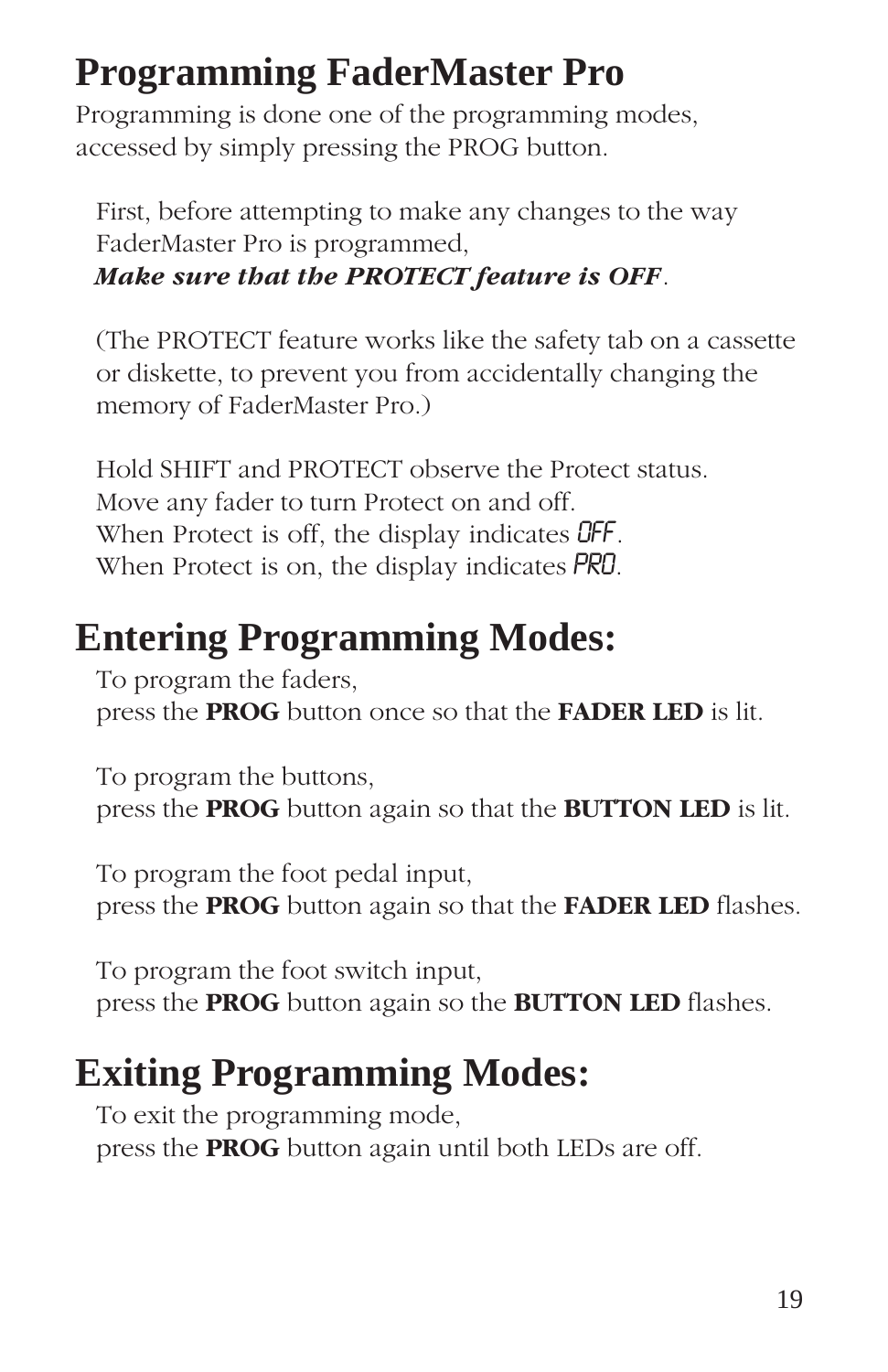# Programming FaderMaster Pro

Programming is done one of the programming modes, accessed by simply pressing the PROG button.

First, before attempting to make any changes to the way FaderMaster Pro is programmed,
***Make sure that the PROTECT feature is OFF***.

(The PROTECT feature works like the safety tab on a cassette or diskette, to prevent you from accidentally changing the memory of FaderMaster Pro.)

Hold SHIFT and PROTECT observe the Protect status.
Move any fader to turn Protect on and off.
When Protect is off, the display indicates OFF.
When Protect is on, the display indicates PRO.

# Entering Programming Modes:

To program the faders,
press the **PROG** button once so that the **FADER LED** is lit.

To program the buttons,
press the **PROG** button again so that the **BUTTON LED** is lit.

To program the foot pedal input,
press the **PROG** button again so that the **FADER LED** flashes.

To program the foot switch input,
press the **PROG** button again so the **BUTTON LED** flashes.

# Exiting Programming Modes:

To exit the programming mode,
press the **PROG** button again until both LEDs are off.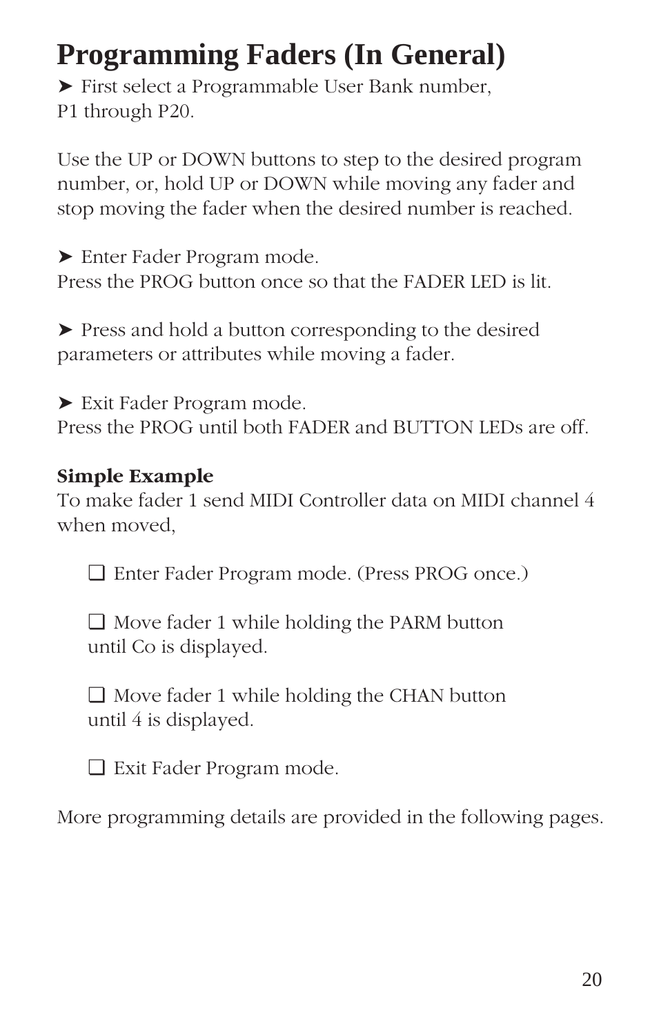# Programming Faders (In General)

➤ First select a Programmable User Bank number, P1 through P20.

Use the UP or DOWN buttons to step to the desired program number, or, hold UP or DOWN while moving any fader and stop moving the fader when the desired number is reached.

➤ Enter Fader Program mode.
Press the PROG button once so that the FADER LED is lit.

➤ Press and hold a button corresponding to the desired parameters or attributes while moving a fader.

➤ Exit Fader Program mode.
Press the PROG until both FADER and BUTTON LEDs are off.

**Simple Example**

To make fader 1 send MIDI Controller data on MIDI channel 4 when moved,

❑ Enter Fader Program mode. (Press PROG once.)

❑ Move fader 1 while holding the PARM button until Co is displayed.

❑ Move fader 1 while holding the CHAN button until 4 is displayed.

❑ Exit Fader Program mode.

More programming details are provided in the following pages.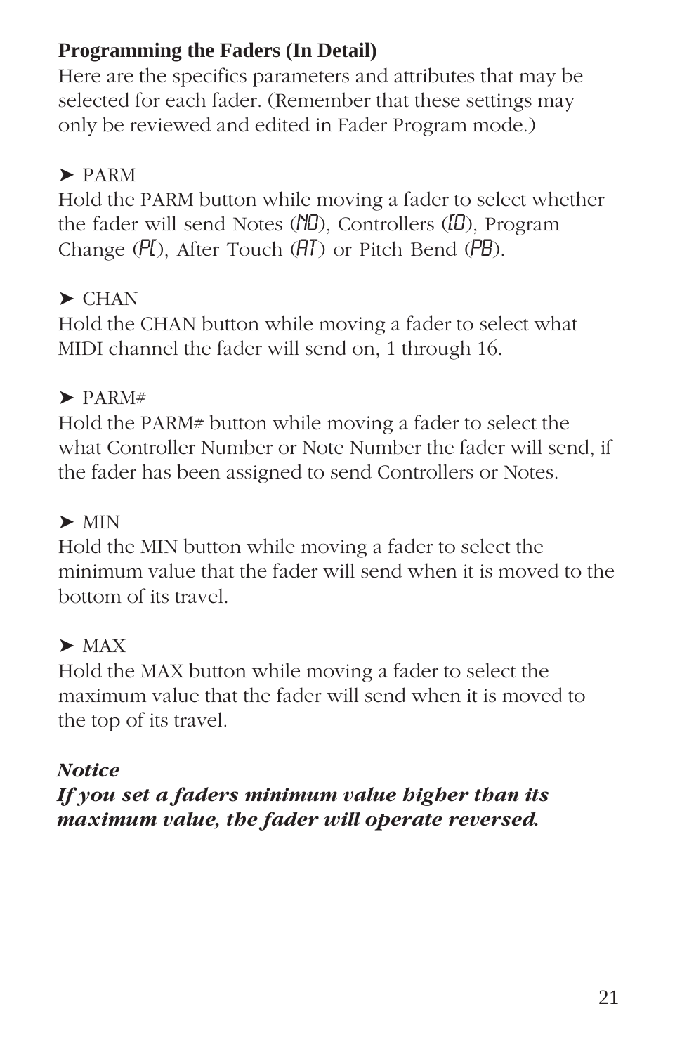**Programming the Faders (In Detail)**

Here are the specifics parameters and attributes that may be selected for each fader. (Remember that these settings may only be reviewed and edited in Fader Program mode.)

➤ PARM

Hold the PARM button while moving a fader to select whether the fader will send Notes (NO), Controllers (CO), Program Change (PC), After Touch (AT) or Pitch Bend (PB).

➤ CHAN

Hold the CHAN button while moving a fader to select what MIDI channel the fader will send on, 1 through 16.

➤ PARM#

Hold the PARM# button while moving a fader to select the what Controller Number or Note Number the fader will send, if the fader has been assigned to send Controllers or Notes.

➤ MIN

Hold the MIN button while moving a fader to select the minimum value that the fader will send when it is moved to the bottom of its travel.

➤ MAX

Hold the MAX button while moving a fader to select the maximum value that the fader will send when it is moved to the top of its travel.

***Notice***

***If you set a faders minimum value higher than its maximum value, the fader will operate reversed.***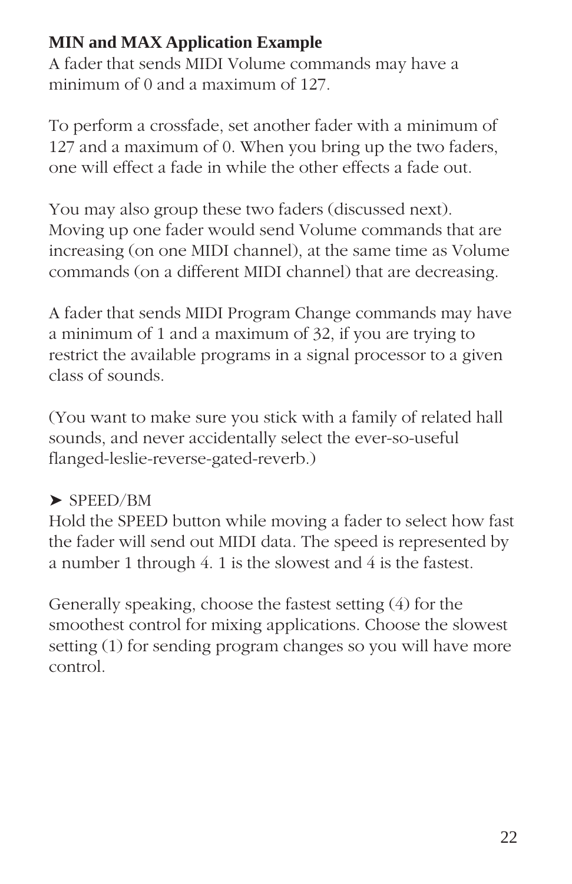**MIN and MAX Application Example**

A fader that sends MIDI Volume commands may have a minimum of 0 and a maximum of 127.

To perform a crossfade, set another fader with a minimum of 127 and a maximum of 0. When you bring up the two faders, one will effect a fade in while the other effects a fade out.

You may also group these two faders (discussed next). Moving up one fader would send Volume commands that are increasing (on one MIDI channel), at the same time as Volume commands (on a different MIDI channel) that are decreasing.

A fader that sends MIDI Program Change commands may have a minimum of 1 and a maximum of 32, if you are trying to restrict the available programs in a signal processor to a given class of sounds.

(You want to make sure you stick with a family of related hall sounds, and never accidentally select the ever-so-useful flanged-leslie-reverse-gated-reverb.)

➤ SPEED/BM

Hold the SPEED button while moving a fader to select how fast the fader will send out MIDI data. The speed is represented by a number 1 through 4. 1 is the slowest and 4 is the fastest.

Generally speaking, choose the fastest setting (4) for the smoothest control for mixing applications. Choose the slowest setting (1) for sending program changes so you will have more control.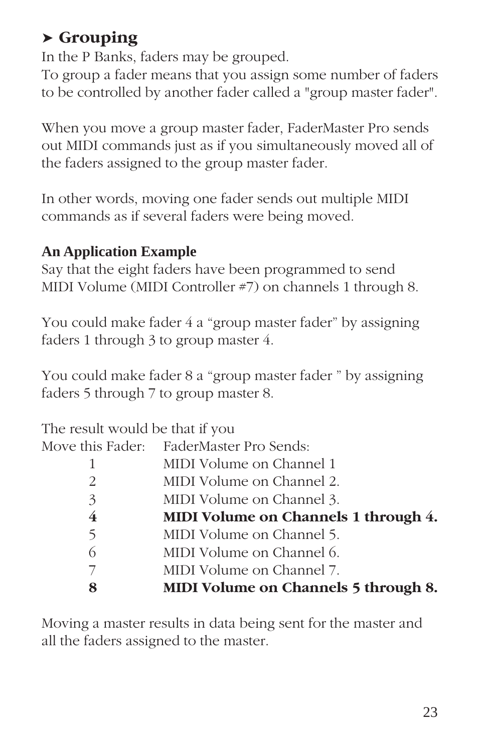## ➤ Grouping

In the P Banks, faders may be grouped.
To group a fader means that you assign some number of faders to be controlled by another fader called a "group master fader".

When you move a group master fader, FaderMaster Pro sends out MIDI commands just as if you simultaneously moved all of the faders assigned to the group master fader.

In other words, moving one fader sends out multiple MIDI commands as if several faders were being moved.

**An Application Example**

Say that the eight faders have been programmed to send MIDI Volume (MIDI Controller #7) on channels 1 through 8.

You could make fader 4 a “group master fader” by assigning faders 1 through 3 to group master 4.

You could make fader 8 a “group master fader ” by assigning faders 5 through 7 to group master 8.

The result would be that if you

| Move this Fader: | FaderMaster Pro Sends: |
|---|---|
| 1 | MIDI Volume on Channel 1 |
| 2 | MIDI Volume on Channel 2. |
| 3 | MIDI Volume on Channel 3. |
| **4** | **MIDI Volume on Channels 1 through 4.** |
| 5 | MIDI Volume on Channel 5. |
| 6 | MIDI Volume on Channel 6. |
| 7 | MIDI Volume on Channel 7. |
| **8** | **MIDI Volume on Channels 5 through 8.** |

Moving a master results in data being sent for the master and all the faders assigned to the master.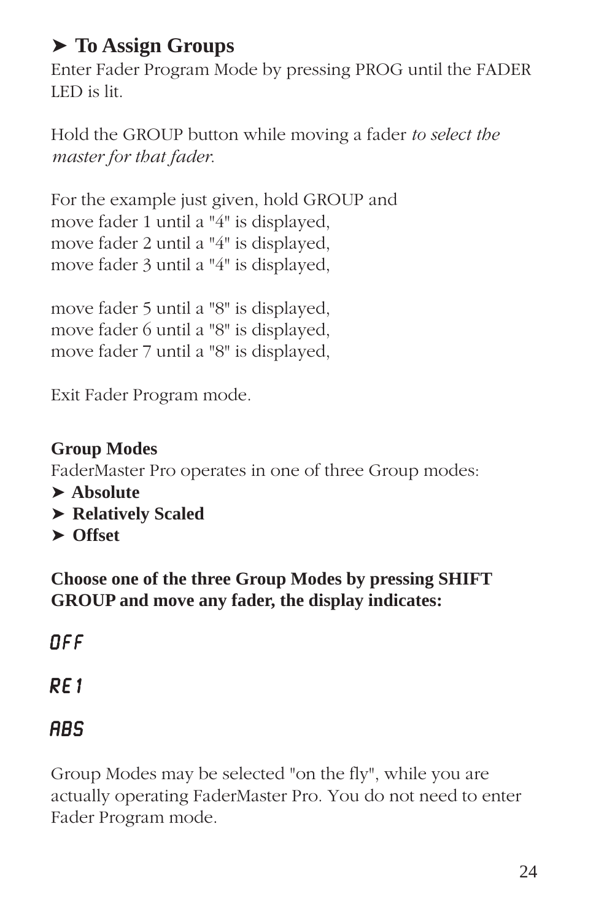### ➤ To Assign Groups

Enter Fader Program Mode by pressing PROG until the FADER LED is lit.

Hold the GROUP button while moving a fader *to select the master for that fader.*

For the example just given, hold GROUP and
move fader 1 until a "4" is displayed,
move fader 2 until a "4" is displayed,
move fader 3 until a "4" is displayed,

move fader 5 until a "8" is displayed,
move fader 6 until a "8" is displayed,
move fader 7 until a "8" is displayed,

Exit Fader Program mode.

**Group Modes**

FaderMaster Pro operates in one of three Group modes:

- ➤ **Absolute**
- ➤ **Relatively Scaled**
- ➤ **Offset**

**Choose one of the three Group Modes by pressing SHIFT GROUP and move any fader, the display indicates:**

OFF

REl

ABS

Group Modes may be selected "on the fly", while you are actually operating FaderMaster Pro. You do not need to enter Fader Program mode.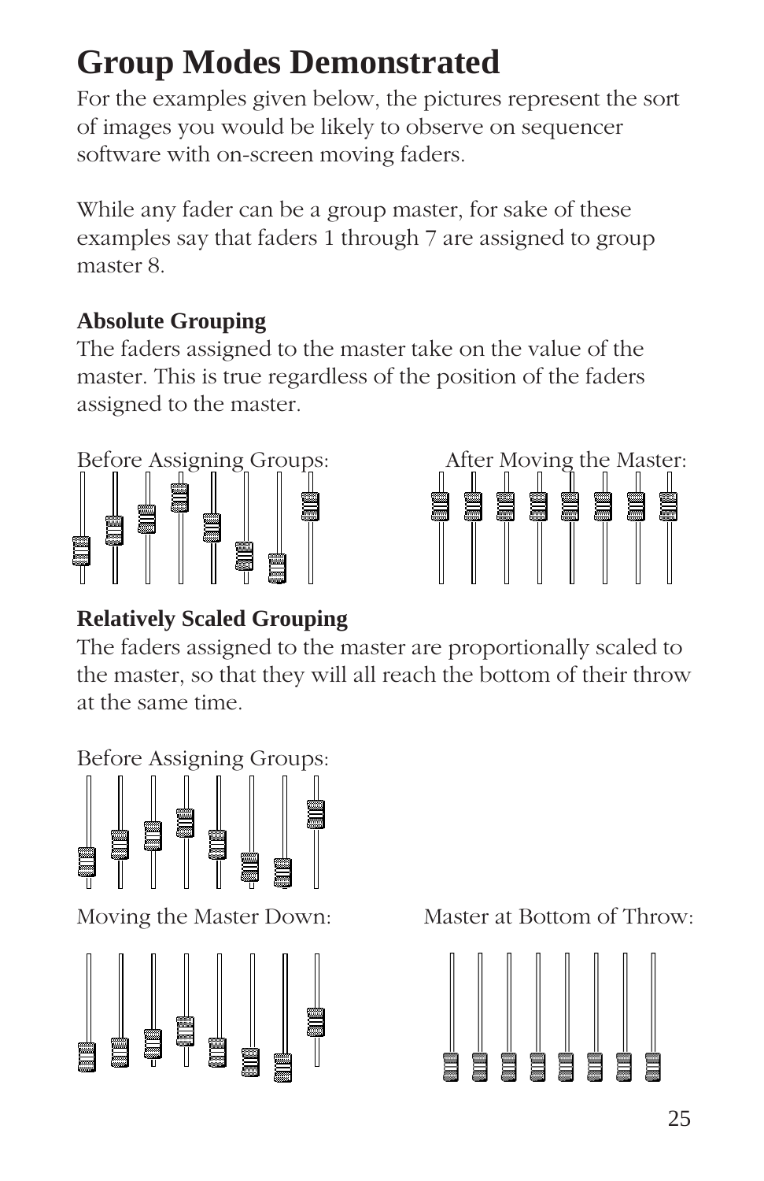# Group Modes Demonstrated

For the examples given below, the pictures represent the sort of images you would be likely to observe on sequencer software with on-screen moving faders.

While any fader can be a group master, for sake of these examples say that faders 1 through 7 are assigned to group master 8.

### Absolute Grouping

The faders assigned to the master take on the value of the master. This is true regardless of the position of the faders assigned to the master.

Before Assigning Groups:

After Moving the Master:

### Relatively Scaled Grouping

The faders assigned to the master are proportionally scaled to the master, so that they will all reach the bottom of their throw at the same time.

Before Assigning Groups:

Moving the Master Down:

Master at Bottom of Throw: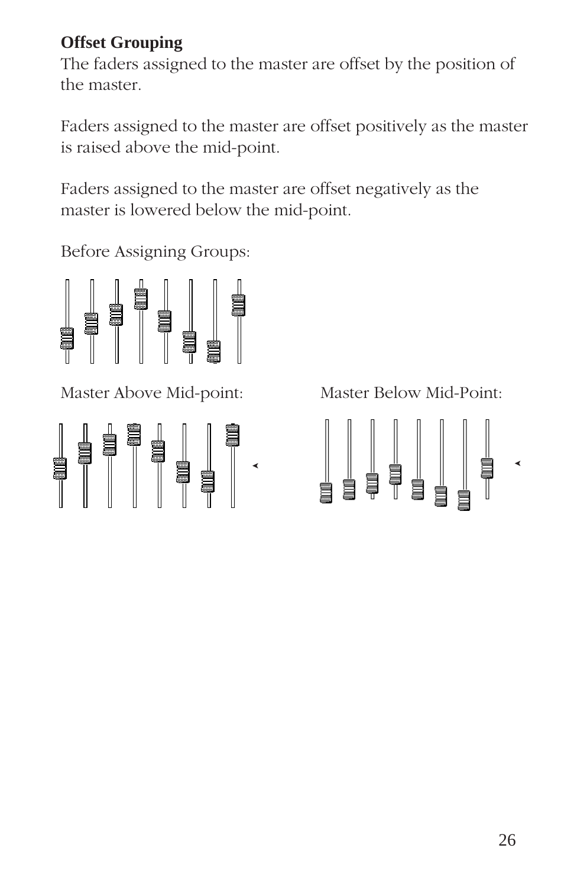**Offset Grouping**

The faders assigned to the master are offset by the position of the master.

Faders assigned to the master are offset positively as the master is raised above the mid-point.

Faders assigned to the master are offset negatively as the master is lowered below the mid-point.

Before Assigning Groups:

Master Above Mid-point:

Master Below Mid-Point: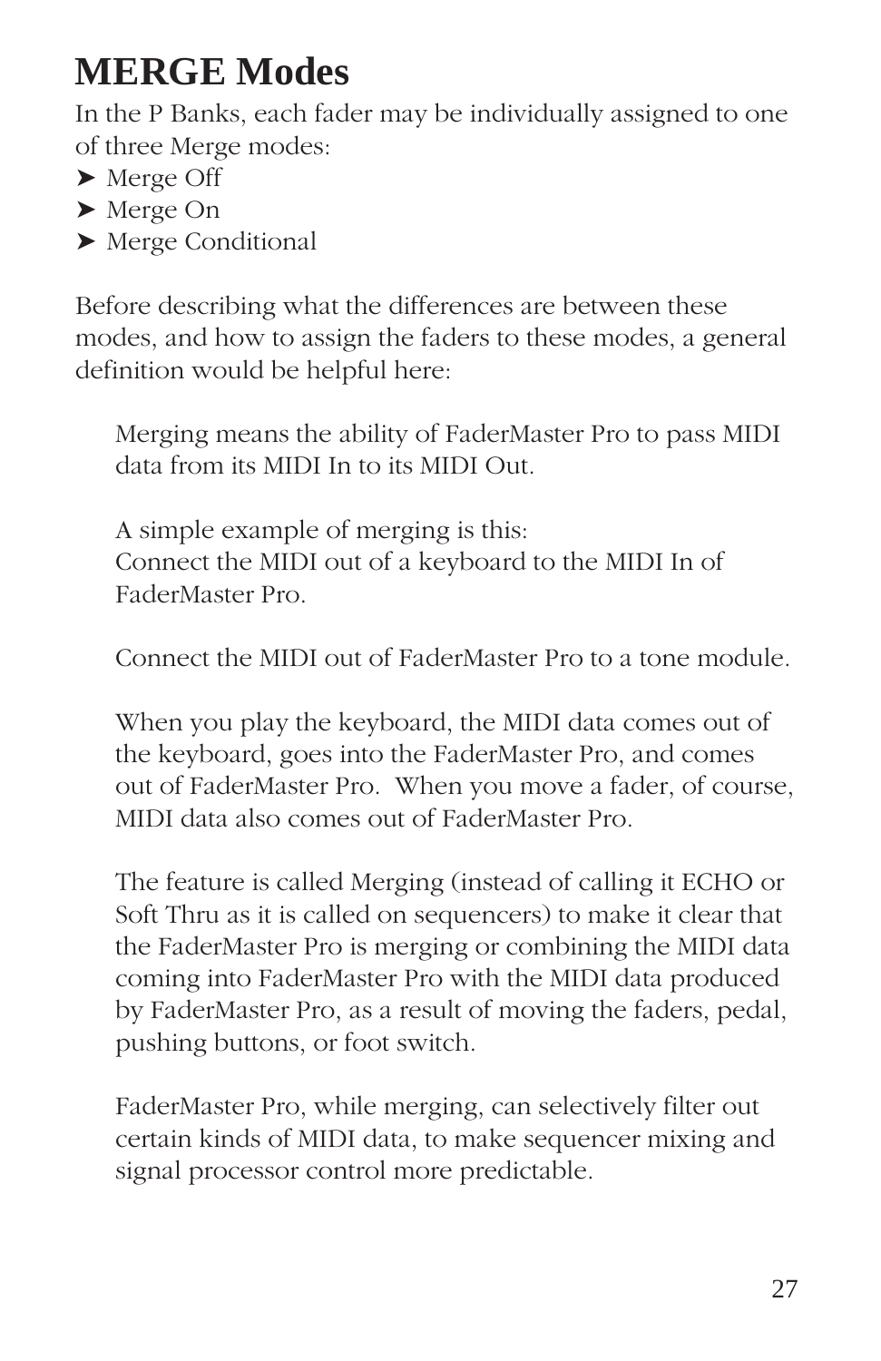# MERGE Modes

In the P Banks, each fader may be individually assigned to one of three Merge modes:

- ➤ Merge Off
- ➤ Merge On
- ➤ Merge Conditional

Before describing what the differences are between these modes, and how to assign the faders to these modes, a general definition would be helpful here:

> Merging means the ability of FaderMaster Pro to pass MIDI data from its MIDI In to its MIDI Out.
>
> A simple example of merging is this:
> Connect the MIDI out of a keyboard to the MIDI In of FaderMaster Pro.
>
> Connect the MIDI out of FaderMaster Pro to a tone module.
>
> When you play the keyboard, the MIDI data comes out of the keyboard, goes into the FaderMaster Pro, and comes out of FaderMaster Pro. When you move a fader, of course, MIDI data also comes out of FaderMaster Pro.
>
> The feature is called Merging (instead of calling it ECHO or Soft Thru as it is called on sequencers) to make it clear that the FaderMaster Pro is merging or combining the MIDI data coming into FaderMaster Pro with the MIDI data produced by FaderMaster Pro, as a result of moving the faders, pedal, pushing buttons, or foot switch.
>
> FaderMaster Pro, while merging, can selectively filter out certain kinds of MIDI data, to make sequencer mixing and signal processor control more predictable.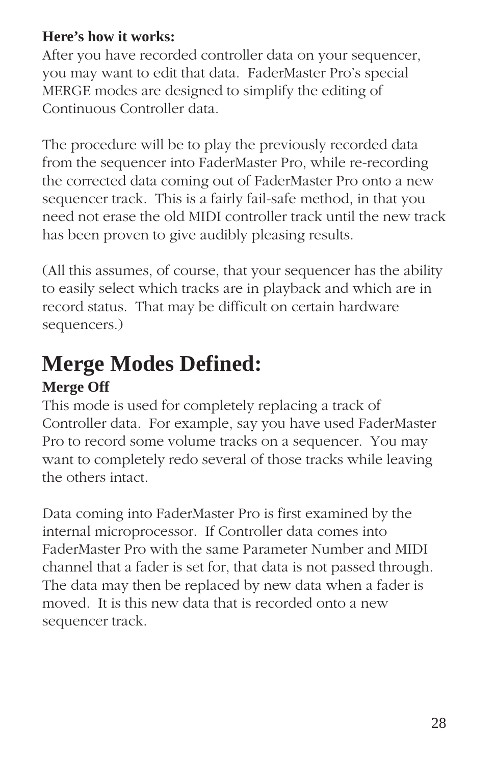**Here's how it works:**

After you have recorded controller data on your sequencer, you may want to edit that data. FaderMaster Pro's special MERGE modes are designed to simplify the editing of Continuous Controller data.

The procedure will be to play the previously recorded data from the sequencer into FaderMaster Pro, while re-recording the corrected data coming out of FaderMaster Pro onto a new sequencer track. This is a fairly fail-safe method, in that you need not erase the old MIDI controller track until the new track has been proven to give audibly pleasing results.

(All this assumes, of course, that your sequencer has the ability to easily select which tracks are in playback and which are in record status. That may be difficult on certain hardware sequencers.)

# Merge Modes Defined:

**Merge Off**

This mode is used for completely replacing a track of Controller data. For example, say you have used FaderMaster Pro to record some volume tracks on a sequencer. You may want to completely redo several of those tracks while leaving the others intact.

Data coming into FaderMaster Pro is first examined by the internal microprocessor. If Controller data comes into FaderMaster Pro with the same Parameter Number and MIDI channel that a fader is set for, that data is not passed through. The data may then be replaced by new data when a fader is moved. It is this new data that is recorded onto a new sequencer track.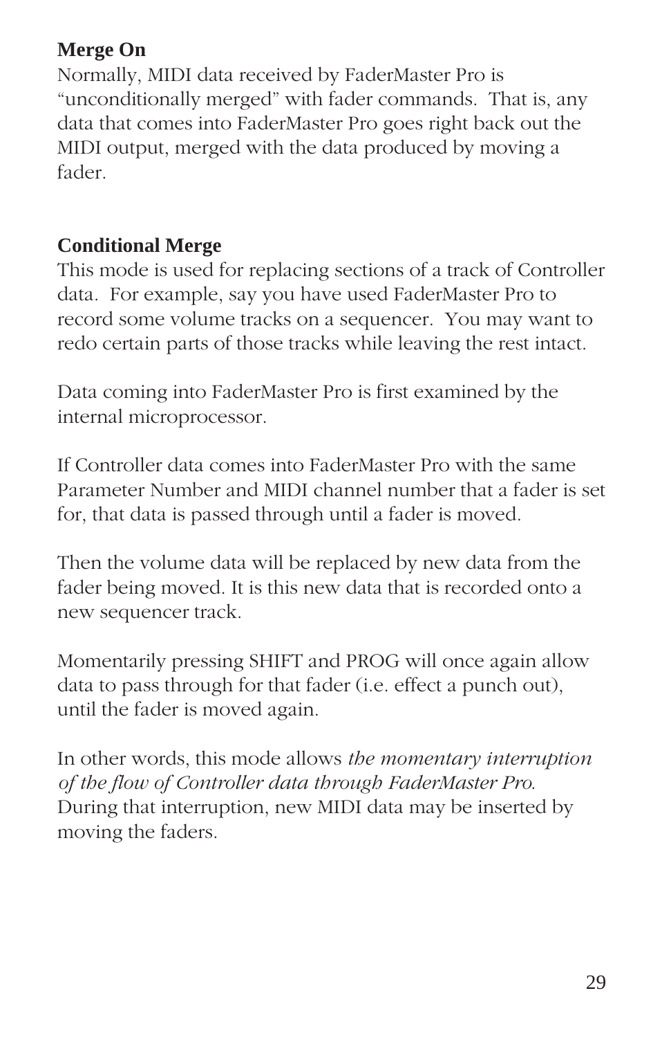**Merge On**

Normally, MIDI data received by FaderMaster Pro is "unconditionally merged" with fader commands. That is, any data that comes into FaderMaster Pro goes right back out the MIDI output, merged with the data produced by moving a fader.

**Conditional Merge**

This mode is used for replacing sections of a track of Controller data. For example, say you have used FaderMaster Pro to record some volume tracks on a sequencer. You may want to redo certain parts of those tracks while leaving the rest intact.

Data coming into FaderMaster Pro is first examined by the internal microprocessor.

If Controller data comes into FaderMaster Pro with the same Parameter Number and MIDI channel number that a fader is set for, that data is passed through until a fader is moved.

Then the volume data will be replaced by new data from the fader being moved. It is this new data that is recorded onto a new sequencer track.

Momentarily pressing SHIFT and PROG will once again allow data to pass through for that fader (i.e. effect a punch out), until the fader is moved again.

In other words, this mode allows *the momentary interruption of the flow of Controller data through FaderMaster Pro*. During that interruption, new MIDI data may be inserted by moving the faders.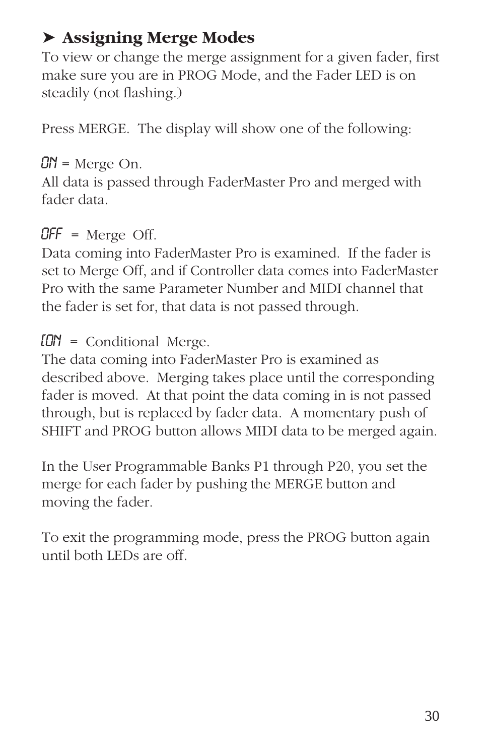### ➤ Assigning Merge Modes

To view or change the merge assignment for a given fader, first make sure you are in PROG Mode, and the Fader LED is on steadily (not flashing.)

Press MERGE. The display will show one of the following:

ON = Merge On.
All data is passed through FaderMaster Pro and merged with fader data.

OFF = Merge Off.
Data coming into FaderMaster Pro is examined. If the fader is set to Merge Off, and if Controller data comes into FaderMaster Pro with the same Parameter Number and MIDI channel that the fader is set for, that data is not passed through.

CON = Conditional Merge.
The data coming into FaderMaster Pro is examined as described above. Merging takes place until the corresponding fader is moved. At that point the data coming in is not passed through, but is replaced by fader data. A momentary push of SHIFT and PROG button allows MIDI data to be merged again.

In the User Programmable Banks P1 through P20, you set the merge for each fader by pushing the MERGE button and moving the fader.

To exit the programming mode, press the PROG button again until both LEDs are off.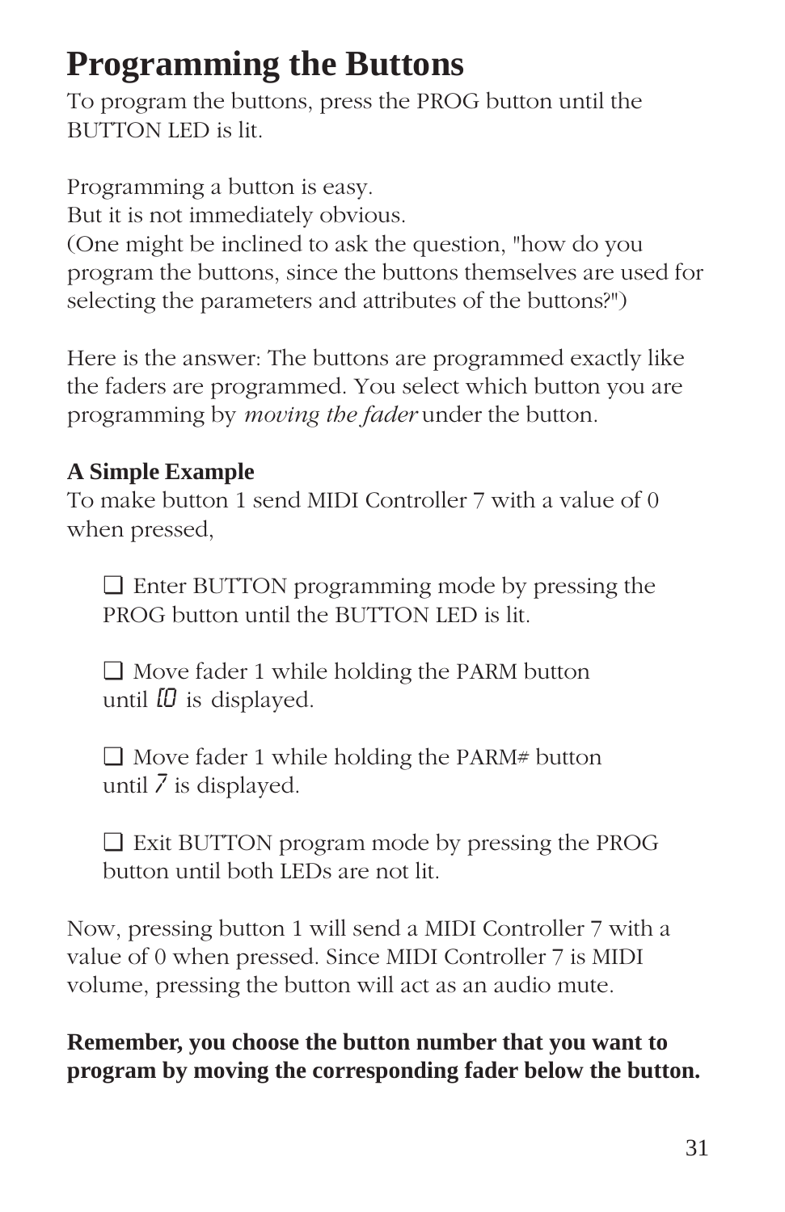# Programming the Buttons

To program the buttons, press the PROG button until the BUTTON LED is lit.

Programming a button is easy.
But it is not immediately obvious.
(One might be inclined to ask the question, "how do you program the buttons, since the buttons themselves are used for selecting the parameters and attributes of the buttons?")

Here is the answer: The buttons are programmed exactly like the faders are programmed. You select which button you are programming by *moving the fader* under the button.

**A Simple Example**

To make button 1 send MIDI Controller 7 with a value of 0 when pressed,

- ❑ Enter BUTTON programming mode by pressing the PROG button until the BUTTON LED is lit.
- ❑ Move fader 1 while holding the PARM button until C0 is displayed.
- ❑ Move fader 1 while holding the PARM# button until 7 is displayed.
- ❑ Exit BUTTON program mode by pressing the PROG button until both LEDs are not lit.

Now, pressing button 1 will send a MIDI Controller 7 with a value of 0 when pressed. Since MIDI Controller 7 is MIDI volume, pressing the button will act as an audio mute.

**Remember, you choose the button number that you want to program by moving the corresponding fader below the button.**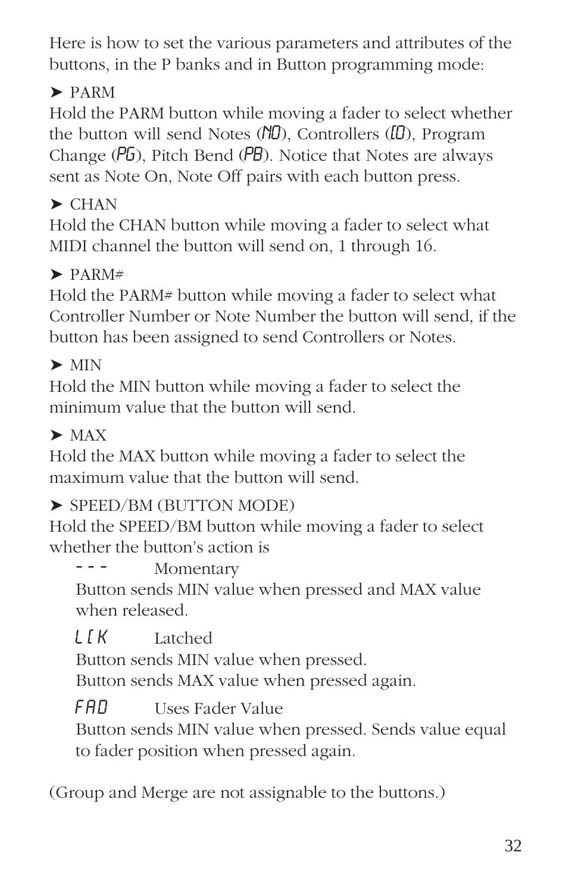Here is how to set the various parameters and attributes of the buttons, in the P banks and in Button programming mode:

➤ PARM

Hold the PARM button while moving a fader to select whether the button will send Notes (NO), Controllers (CO), Program Change (PG), Pitch Bend (PB). Notice that Notes are always sent as Note On, Note Off pairs with each button press.

➤ CHAN

Hold the CHAN button while moving a fader to select what MIDI channel the button will send on, 1 through 16.

➤ PARM#

Hold the PARM# button while moving a fader to select what Controller Number or Note Number the button will send, if the button has been assigned to send Controllers or Notes.

➤ MIN

Hold the MIN button while moving a fader to select the minimum value that the button will send.

➤ MAX

Hold the MAX button while moving a fader to select the maximum value that the button will send.

➤ SPEED/BM (BUTTON MODE)

Hold the SPEED/BM button while moving a fader to select whether the button's action is

- - -     Momentary

Button sends MIN value when pressed and MAX value when released.

LCK     Latched

Button sends MIN value when pressed.
Button sends MAX value when pressed again.

FAD     Uses Fader Value

Button sends MIN value when pressed. Sends value equal to fader position when pressed again.

(Group and Merge are not assignable to the buttons.)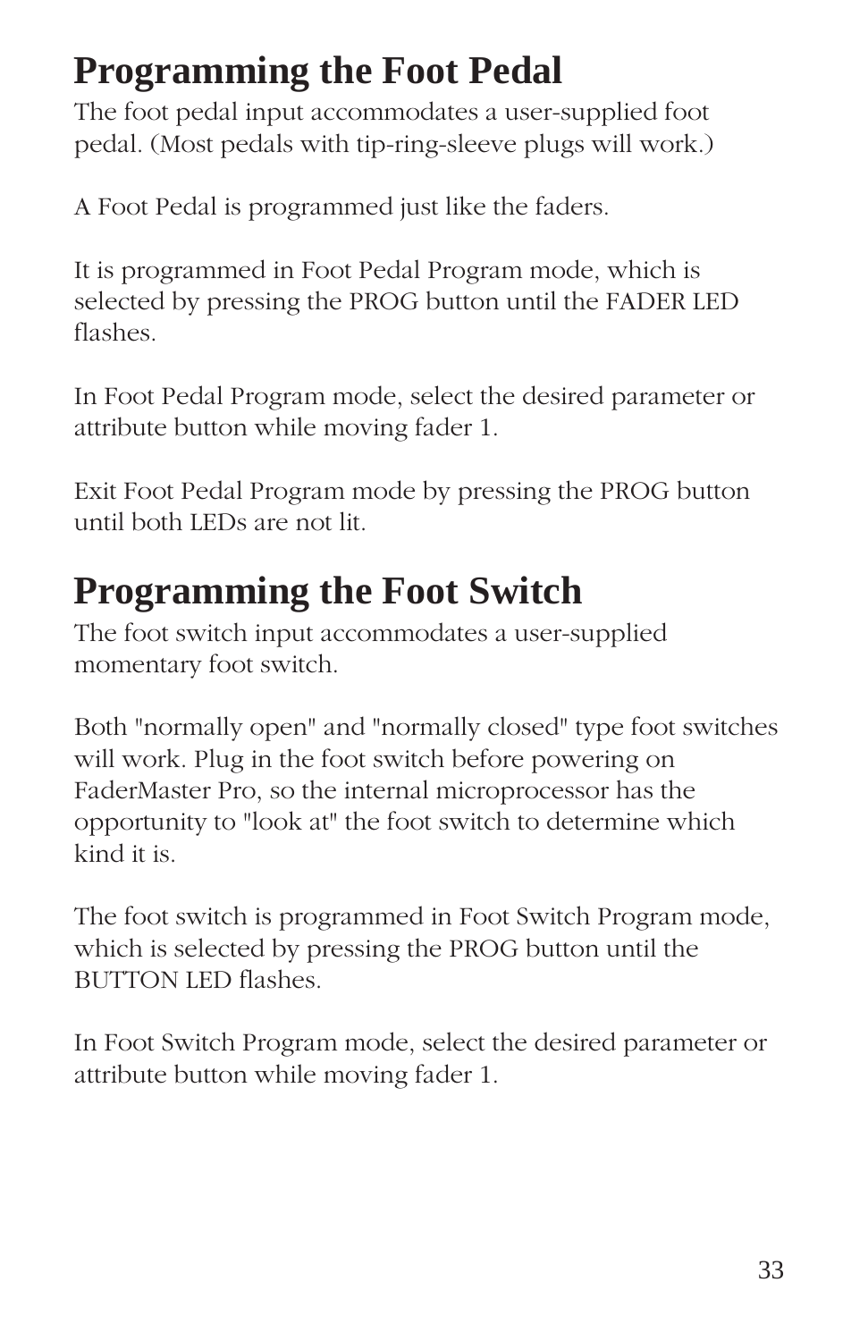# Programming the Foot Pedal

The foot pedal input accommodates a user-supplied foot pedal. (Most pedals with tip-ring-sleeve plugs will work.)

A Foot Pedal is programmed just like the faders.

It is programmed in Foot Pedal Program mode, which is selected by pressing the PROG button until the FADER LED flashes.

In Foot Pedal Program mode, select the desired parameter or attribute button while moving fader 1.

Exit Foot Pedal Program mode by pressing the PROG button until both LEDs are not lit.

# Programming the Foot Switch

The foot switch input accommodates a user-supplied momentary foot switch.

Both "normally open" and "normally closed" type foot switches will work. Plug in the foot switch before powering on FaderMaster Pro, so the internal microprocessor has the opportunity to "look at" the foot switch to determine which kind it is.

The foot switch is programmed in Foot Switch Program mode, which is selected by pressing the PROG button until the BUTTON LED flashes.

In Foot Switch Program mode, select the desired parameter or attribute button while moving fader 1.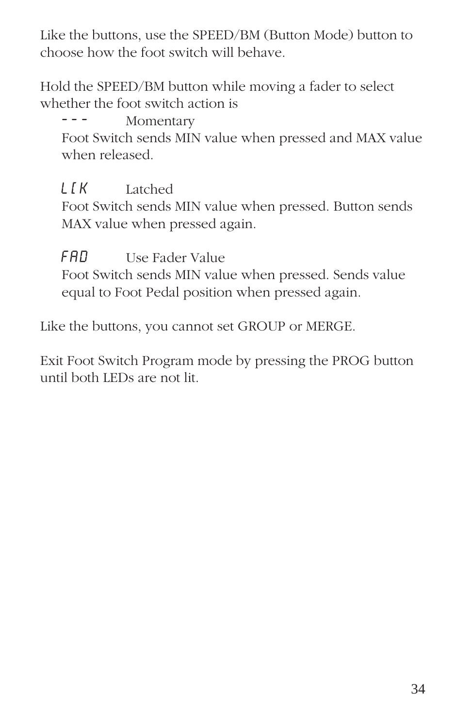Like the buttons, use the SPEED/BM (Button Mode) button to choose how the foot switch will behave.

Hold the SPEED/BM button while moving a fader to select whether the foot switch action is

- `---` Momentary
  Foot Switch sends MIN value when pressed and MAX value when released.

- `LtK` Latched
  Foot Switch sends MIN value when pressed. Button sends MAX value when pressed again.

- `FAD` Use Fader Value
  Foot Switch sends MIN value when pressed. Sends value equal to Foot Pedal position when pressed again.

Like the buttons, you cannot set GROUP or MERGE.

Exit Foot Switch Program mode by pressing the PROG button until both LEDs are not lit.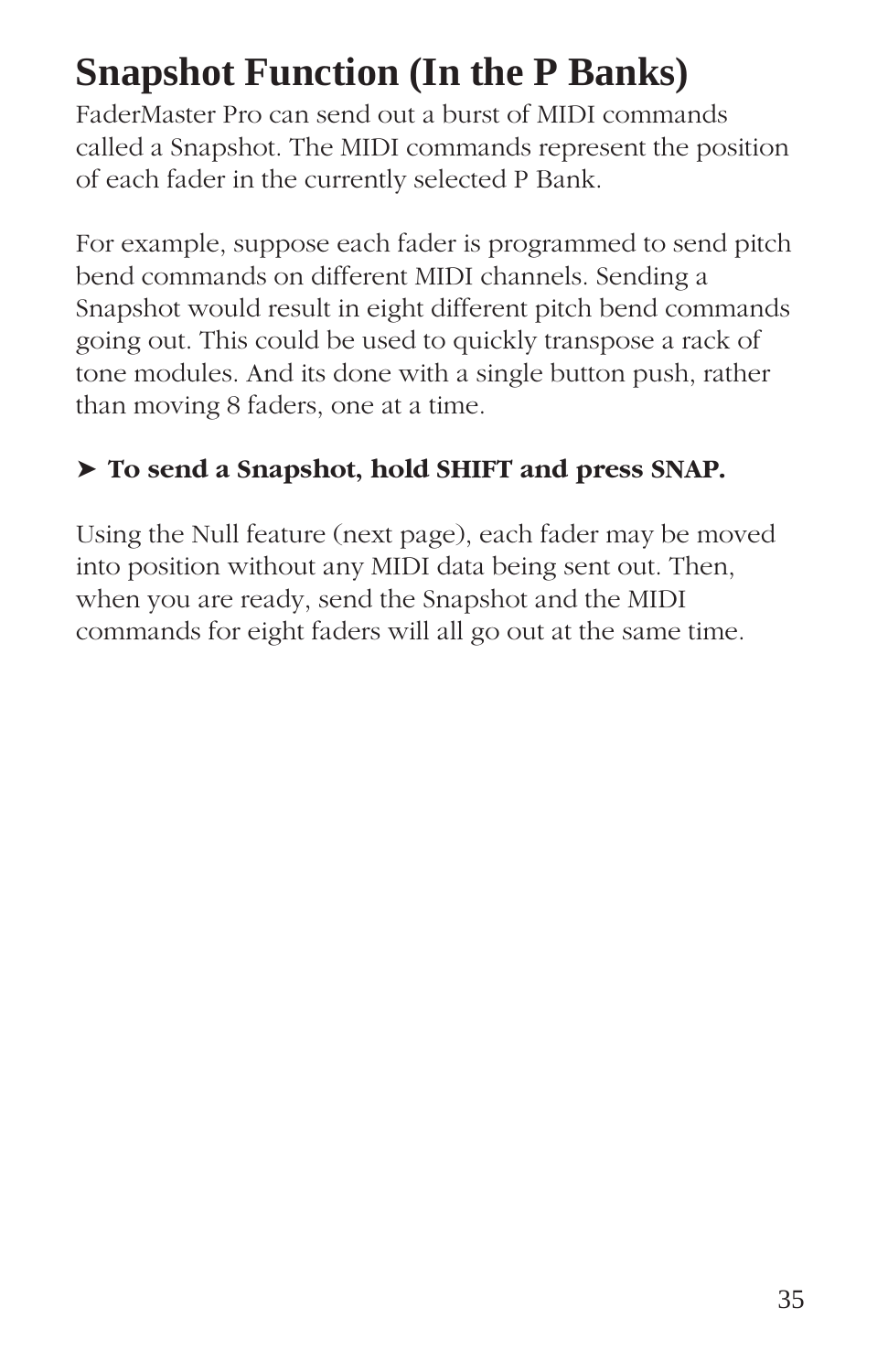# Snapshot Function (In the P Banks)

FaderMaster Pro can send out a burst of MIDI commands called a Snapshot. The MIDI commands represent the position of each fader in the currently selected P Bank.

For example, suppose each fader is programmed to send pitch bend commands on different MIDI channels. Sending a Snapshot would result in eight different pitch bend commands going out. This could be used to quickly transpose a rack of tone modules. And its done with a single button push, rather than moving 8 faders, one at a time.

➤ **To send a Snapshot, hold SHIFT and press SNAP.**

Using the Null feature (next page), each fader may be moved into position without any MIDI data being sent out. Then, when you are ready, send the Snapshot and the MIDI commands for eight faders will all go out at the same time.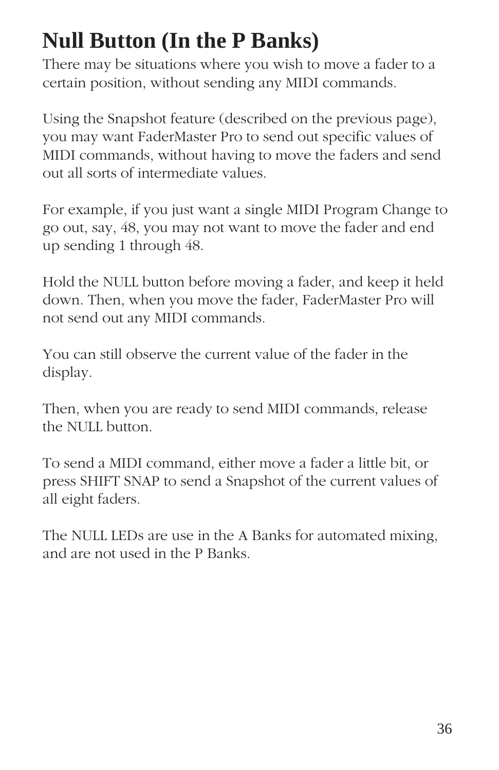# Null Button (In the P Banks)

There may be situations where you wish to move a fader to a certain position, without sending any MIDI commands.

Using the Snapshot feature (described on the previous page), you may want FaderMaster Pro to send out specific values of MIDI commands, without having to move the faders and send out all sorts of intermediate values.

For example, if you just want a single MIDI Program Change to go out, say, 48, you may not want to move the fader and end up sending 1 through 48.

Hold the NULL button before moving a fader, and keep it held down. Then, when you move the fader, FaderMaster Pro will not send out any MIDI commands.

You can still observe the current value of the fader in the display.

Then, when you are ready to send MIDI commands, release the NULL button.

To send a MIDI command, either move a fader a little bit, or press SHIFT SNAP to send a Snapshot of the current values of all eight faders.

The NULL LEDs are use in the A Banks for automated mixing, and are not used in the P Banks.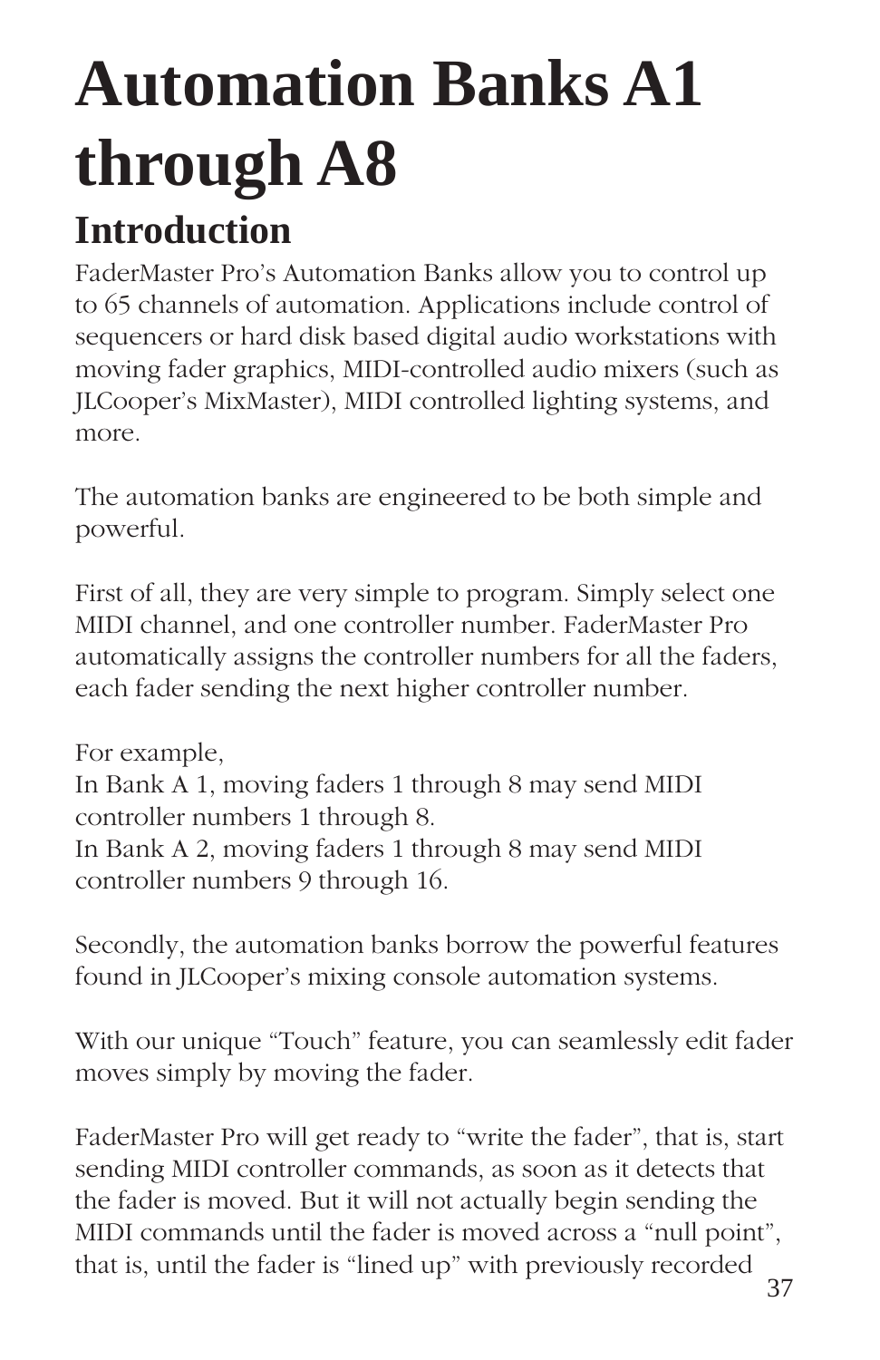# Automation Banks A1 through A8

## Introduction

FaderMaster Pro's Automation Banks allow you to control up to 65 channels of automation. Applications include control of sequencers or hard disk based digital audio workstations with moving fader graphics, MIDI-controlled audio mixers (such as JLCooper's MixMaster), MIDI controlled lighting systems, and more.

The automation banks are engineered to be both simple and powerful.

First of all, they are very simple to program. Simply select one MIDI channel, and one controller number. FaderMaster Pro automatically assigns the controller numbers for all the faders, each fader sending the next higher controller number.

For example,
In Bank A 1, moving faders 1 through 8 may send MIDI controller numbers 1 through 8.
In Bank A 2, moving faders 1 through 8 may send MIDI controller numbers 9 through 16.

Secondly, the automation banks borrow the powerful features found in JLCooper's mixing console automation systems.

With our unique "Touch" feature, you can seamlessly edit fader moves simply by moving the fader.

FaderMaster Pro will get ready to "write the fader", that is, start sending MIDI controller commands, as soon as it detects that the fader is moved. But it will not actually begin sending the MIDI commands until the fader is moved across a "null point", that is, until the fader is "lined up" with previously recorded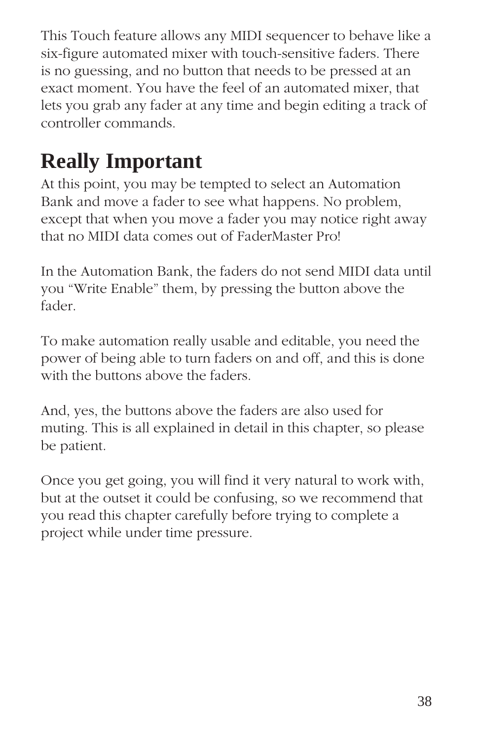This Touch feature allows any MIDI sequencer to behave like a six-figure automated mixer with touch-sensitive faders. There is no guessing, and no button that needs to be pressed at an exact moment. You have the feel of an automated mixer, that lets you grab any fader at any time and begin editing a track of controller commands.

# Really Important

At this point, you may be tempted to select an Automation Bank and move a fader to see what happens. No problem, except that when you move a fader you may notice right away that no MIDI data comes out of FaderMaster Pro!

In the Automation Bank, the faders do not send MIDI data until you “Write Enable” them, by pressing the button above the fader.

To make automation really usable and editable, you need the power of being able to turn faders on and off, and this is done with the buttons above the faders.

And, yes, the buttons above the faders are also used for muting. This is all explained in detail in this chapter, so please be patient.

Once you get going, you will find it very natural to work with, but at the outset it could be confusing, so we recommend that you read this chapter carefully before trying to complete a project while under time pressure.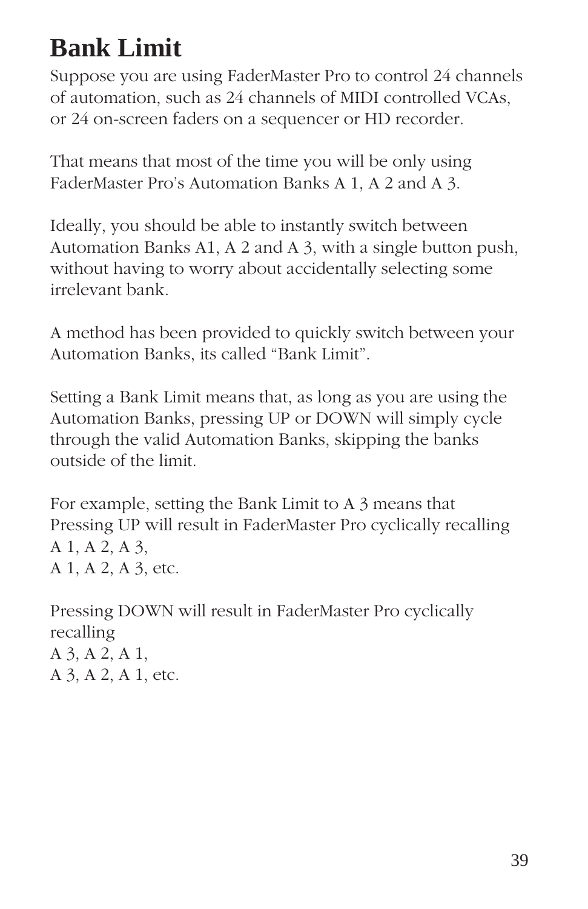# Bank Limit

Suppose you are using FaderMaster Pro to control 24 channels of automation, such as 24 channels of MIDI controlled VCAs, or 24 on-screen faders on a sequencer or HD recorder.

That means that most of the time you will be only using FaderMaster Pro's Automation Banks A 1, A 2 and A 3.

Ideally, you should be able to instantly switch between Automation Banks A1, A 2 and A 3, with a single button push, without having to worry about accidentally selecting some irrelevant bank.

A method has been provided to quickly switch between your Automation Banks, its called "Bank Limit".

Setting a Bank Limit means that, as long as you are using the Automation Banks, pressing UP or DOWN will simply cycle through the valid Automation Banks, skipping the banks outside of the limit.

For example, setting the Bank Limit to A 3 means that Pressing UP will result in FaderMaster Pro cyclically recalling
A 1, A 2, A 3,
A 1, A 2, A 3, etc.

Pressing DOWN will result in FaderMaster Pro cyclically recalling
A 3, A 2, A 1,
A 3, A 2, A 1, etc.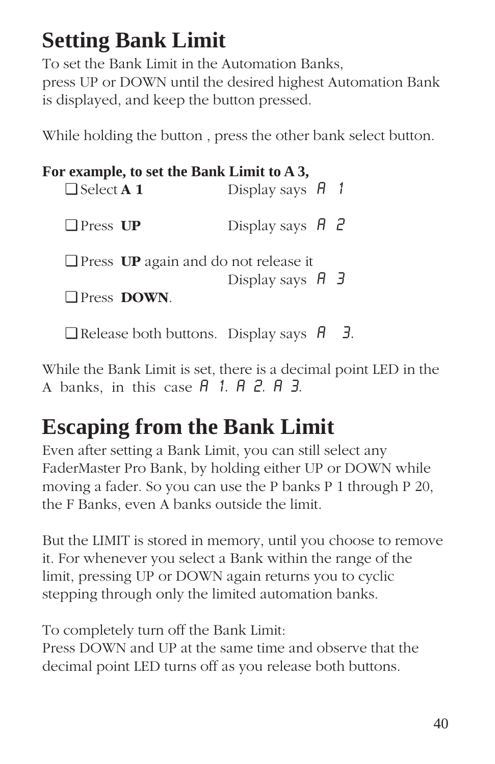# Setting Bank Limit

To set the Bank Limit in the Automation Banks,
press UP or DOWN until the desired highest Automation Bank is displayed, and keep the button pressed.

While holding the button , press the other bank select button.

**For example, to set the Bank Limit to A 3,**

- ❑ Select **A 1** Display says A 1
- ❑ Press **UP** Display says A 2
- ❑ Press **UP** again and do not release it
  Display says A 3
- ❑ Press **DOWN**.
- ❑ Release both buttons. Display says A 3.

While the Bank Limit is set, there is a decimal point LED in the A banks, in this case A 1. A 2. A 3.

# Escaping from the Bank Limit

Even after setting a Bank Limit, you can still select any FaderMaster Pro Bank, by holding either UP or DOWN while moving a fader. So you can use the P banks P 1 through P 20, the F Banks, even A banks outside the limit.

But the LIMIT is stored in memory, until you choose to remove it. For whenever you select a Bank within the range of the limit, pressing UP or DOWN again returns you to cyclic stepping through only the limited automation banks.

To completely turn off the Bank Limit:
Press DOWN and UP at the same time and observe that the decimal point LED turns off as you release both buttons.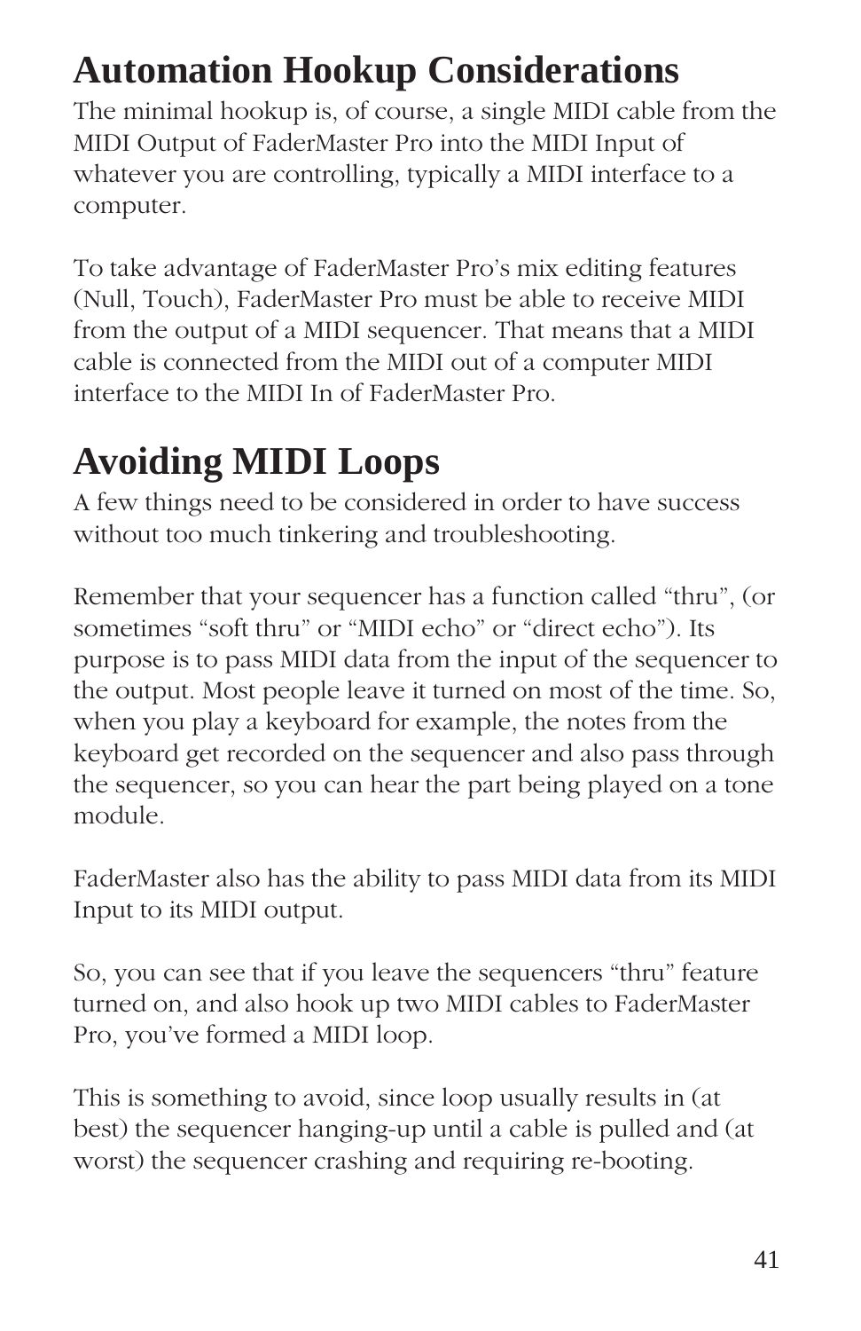# Automation Hookup Considerations

The minimal hookup is, of course, a single MIDI cable from the MIDI Output of FaderMaster Pro into the MIDI Input of whatever you are controlling, typically a MIDI interface to a computer.

To take advantage of FaderMaster Pro's mix editing features (Null, Touch), FaderMaster Pro must be able to receive MIDI from the output of a MIDI sequencer. That means that a MIDI cable is connected from the MIDI out of a computer MIDI interface to the MIDI In of FaderMaster Pro.

# Avoiding MIDI Loops

A few things need to be considered in order to have success without too much tinkering and troubleshooting.

Remember that your sequencer has a function called "thru", (or sometimes "soft thru" or "MIDI echo" or "direct echo"). Its purpose is to pass MIDI data from the input of the sequencer to the output. Most people leave it turned on most of the time. So, when you play a keyboard for example, the notes from the keyboard get recorded on the sequencer and also pass through the sequencer, so you can hear the part being played on a tone module.

FaderMaster also has the ability to pass MIDI data from its MIDI Input to its MIDI output.

So, you can see that if you leave the sequencers "thru" feature turned on, and also hook up two MIDI cables to FaderMaster Pro, you've formed a MIDI loop.

This is something to avoid, since loop usually results in (at best) the sequencer hanging-up until a cable is pulled and (at worst) the sequencer crashing and requiring re-booting.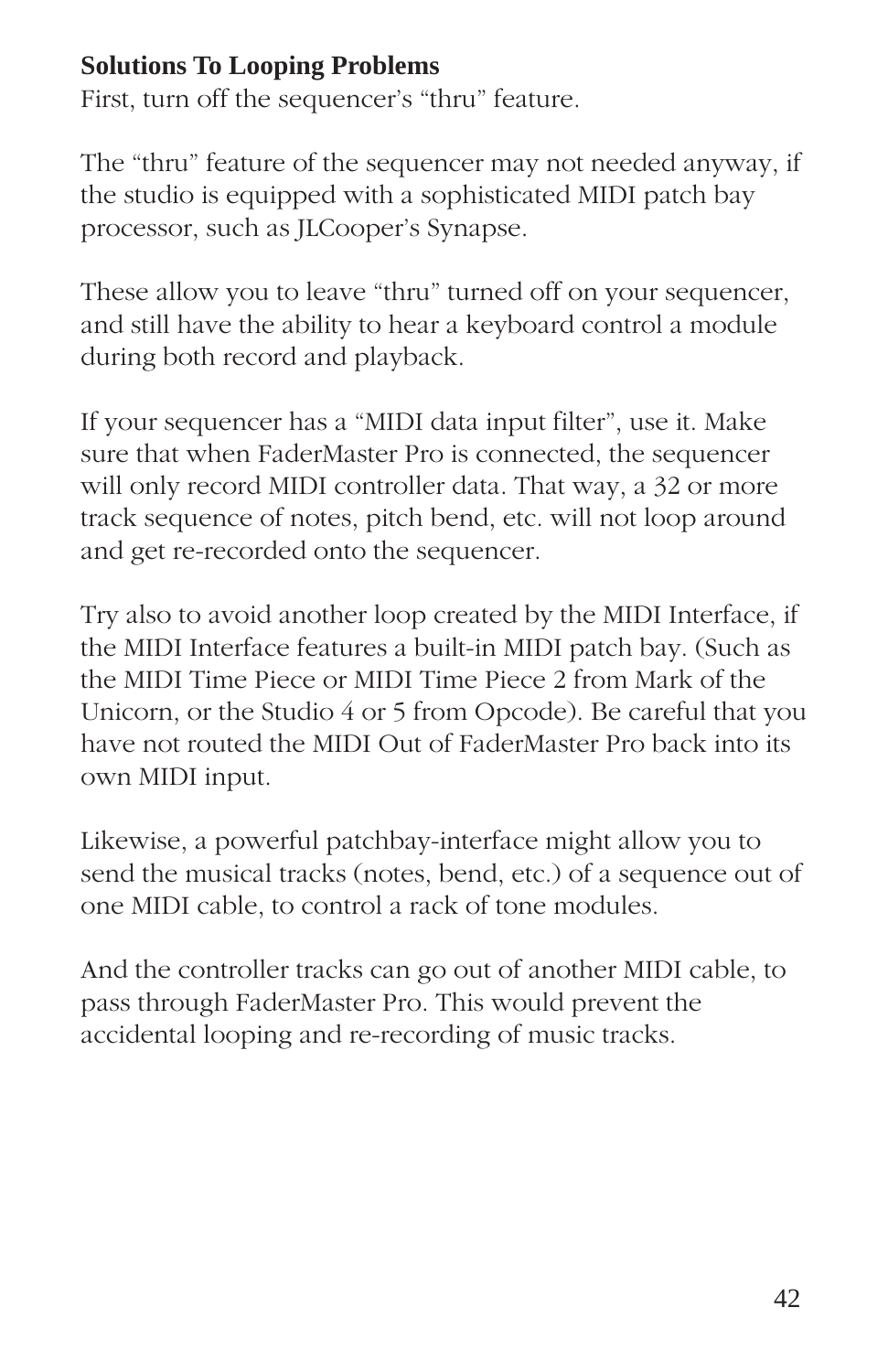**Solutions To Looping Problems**
First, turn off the sequencer’s “thru” feature.

The “thru” feature of the sequencer may not needed anyway, if the studio is equipped with a sophisticated MIDI patch bay processor, such as JLCooper’s Synapse.

These allow you to leave “thru” turned off on your sequencer, and still have the ability to hear a keyboard control a module during both record and playback.

If your sequencer has a “MIDI data input filter”, use it. Make sure that when FaderMaster Pro is connected, the sequencer will only record MIDI controller data. That way, a 32 or more track sequence of notes, pitch bend, etc. will not loop around and get re-recorded onto the sequencer.

Try also to avoid another loop created by the MIDI Interface, if the MIDI Interface features a built-in MIDI patch bay. (Such as the MIDI Time Piece or MIDI Time Piece 2 from Mark of the Unicorn, or the Studio 4 or 5 from Opcode). Be careful that you have not routed the MIDI Out of FaderMaster Pro back into its own MIDI input.

Likewise, a powerful patchbay-interface might allow you to send the musical tracks (notes, bend, etc.) of a sequence out of one MIDI cable, to control a rack of tone modules.

And the controller tracks can go out of another MIDI cable, to pass through FaderMaster Pro. This would prevent the accidental looping and re-recording of music tracks.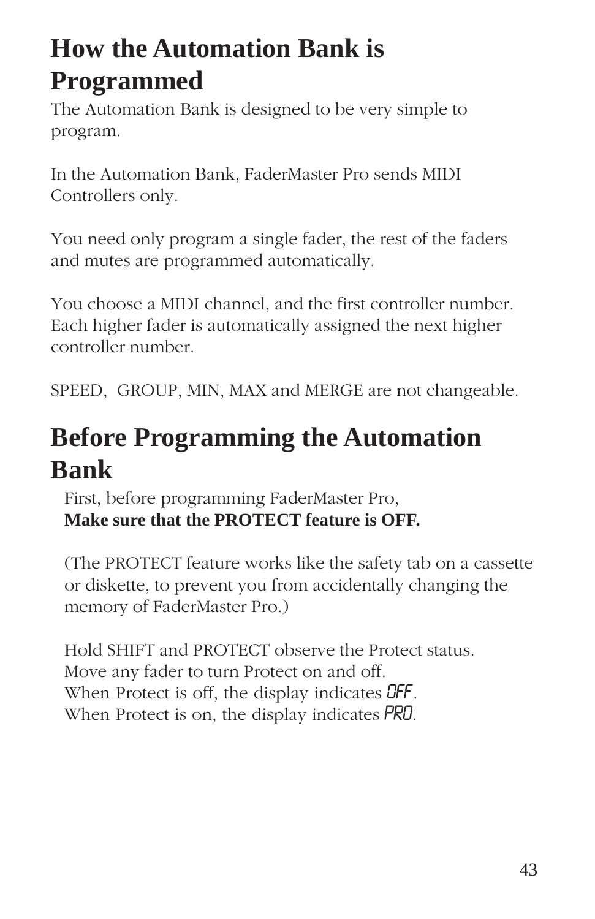# How the Automation Bank is Programmed

The Automation Bank is designed to be very simple to program.

In the Automation Bank, FaderMaster Pro sends MIDI Controllers only.

You need only program a single fader, the rest of the faders and mutes are programmed automatically.

You choose a MIDI channel, and the first controller number. Each higher fader is automatically assigned the next higher controller number.

SPEED, GROUP, MIN, MAX and MERGE are not changeable.

# Before Programming the Automation Bank

First, before programming FaderMaster Pro,
**Make sure that the PROTECT feature is OFF.**

(The PROTECT feature works like the safety tab on a cassette or diskette, to prevent you from accidentally changing the memory of FaderMaster Pro.)

Hold SHIFT and PROTECT observe the Protect status.
Move any fader to turn Protect on and off.
When Protect is off, the display indicates OFF.
When Protect is on, the display indicates PRO.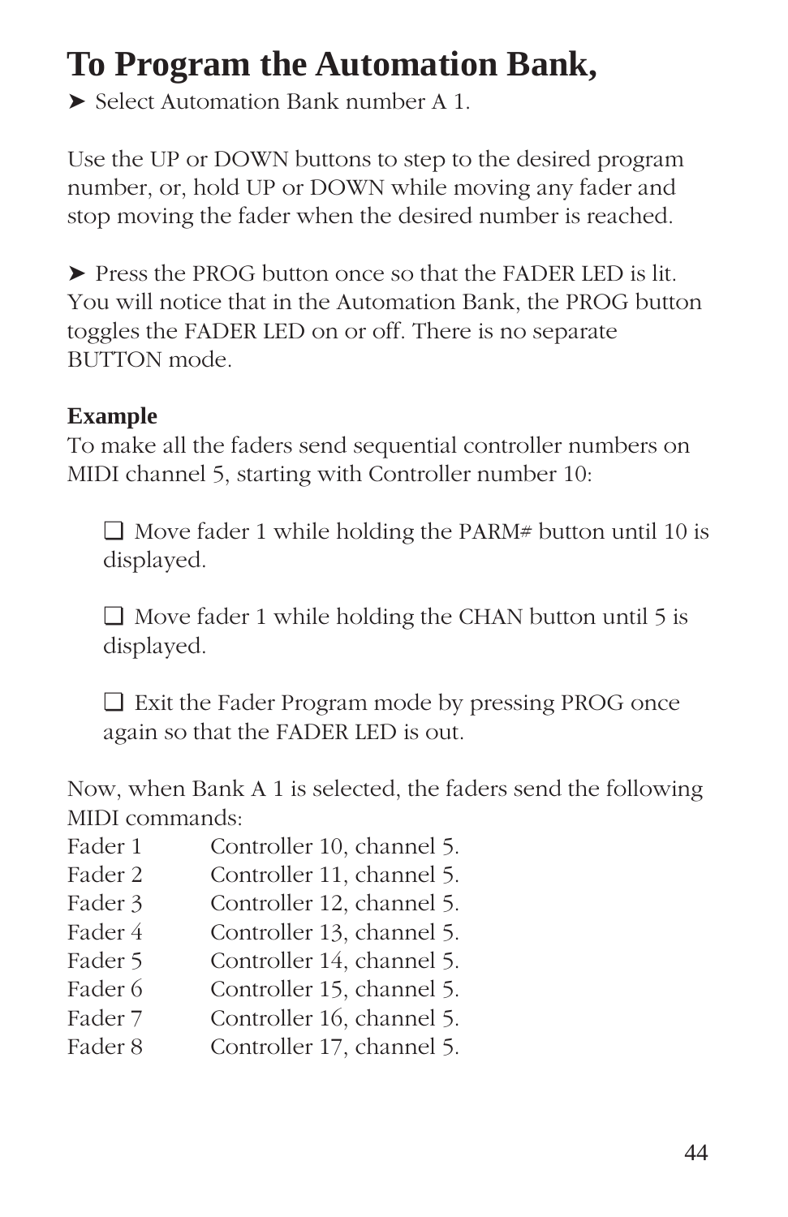# To Program the Automation Bank,

➤ Select Automation Bank number A 1.

Use the UP or DOWN buttons to step to the desired program number, or, hold UP or DOWN while moving any fader and stop moving the fader when the desired number is reached.

➤ Press the PROG button once so that the FADER LED is lit. You will notice that in the Automation Bank, the PROG button toggles the FADER LED on or off. There is no separate BUTTON mode.

**Example**

To make all the faders send sequential controller numbers on MIDI channel 5, starting with Controller number 10:

- ❑ Move fader 1 while holding the PARM# button until 10 is displayed.
- ❑ Move fader 1 while holding the CHAN button until 5 is displayed.
- ❑ Exit the Fader Program mode by pressing PROG once again so that the FADER LED is out.

Now, when Bank A 1 is selected, the faders send the following MIDI commands:

| | |
|---|---|
| Fader 1 | Controller 10, channel 5. |
| Fader 2 | Controller 11, channel 5. |
| Fader 3 | Controller 12, channel 5. |
| Fader 4 | Controller 13, channel 5. |
| Fader 5 | Controller 14, channel 5. |
| Fader 6 | Controller 15, channel 5. |
| Fader 7 | Controller 16, channel 5. |
| Fader 8 | Controller 17, channel 5. |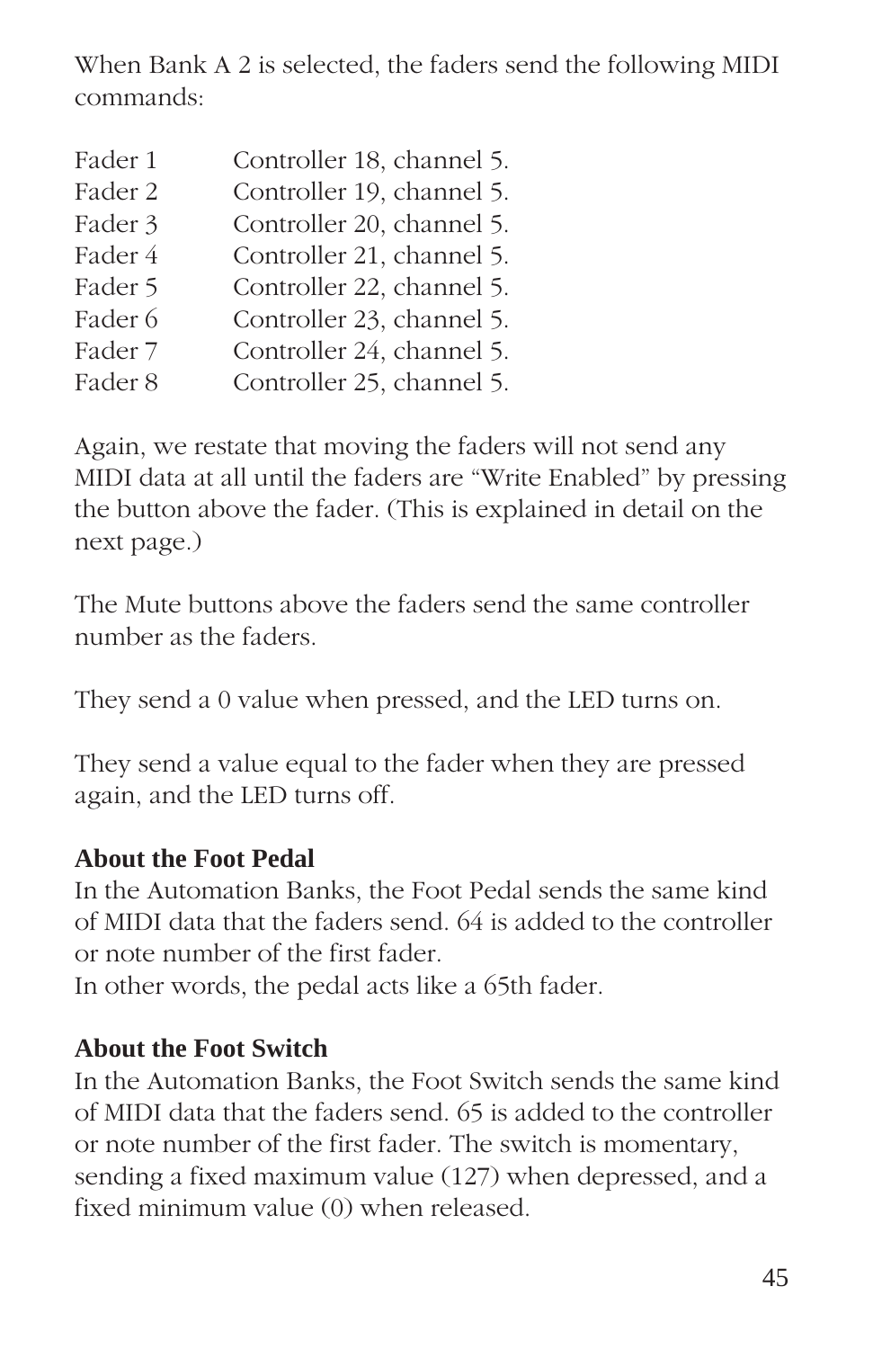When Bank A 2 is selected, the faders send the following MIDI commands:

| | |
|---|---|
| Fader 1 | Controller 18, channel 5. |
| Fader 2 | Controller 19, channel 5. |
| Fader 3 | Controller 20, channel 5. |
| Fader 4 | Controller 21, channel 5. |
| Fader 5 | Controller 22, channel 5. |
| Fader 6 | Controller 23, channel 5. |
| Fader 7 | Controller 24, channel 5. |
| Fader 8 | Controller 25, channel 5. |

Again, we restate that moving the faders will not send any MIDI data at all until the faders are “Write Enabled” by pressing the button above the fader. (This is explained in detail on the next page.)

The Mute buttons above the faders send the same controller number as the faders.

They send a 0 value when pressed, and the LED turns on.

They send a value equal to the fader when they are pressed again, and the LED turns off.

**About the Foot Pedal**

In the Automation Banks, the Foot Pedal sends the same kind of MIDI data that the faders send. 64 is added to the controller or note number of the first fader.
In other words, the pedal acts like a 65th fader.

**About the Foot Switch**

In the Automation Banks, the Foot Switch sends the same kind of MIDI data that the faders send. 65 is added to the controller or note number of the first fader. The switch is momentary, sending a fixed maximum value (127) when depressed, and a fixed minimum value (0) when released.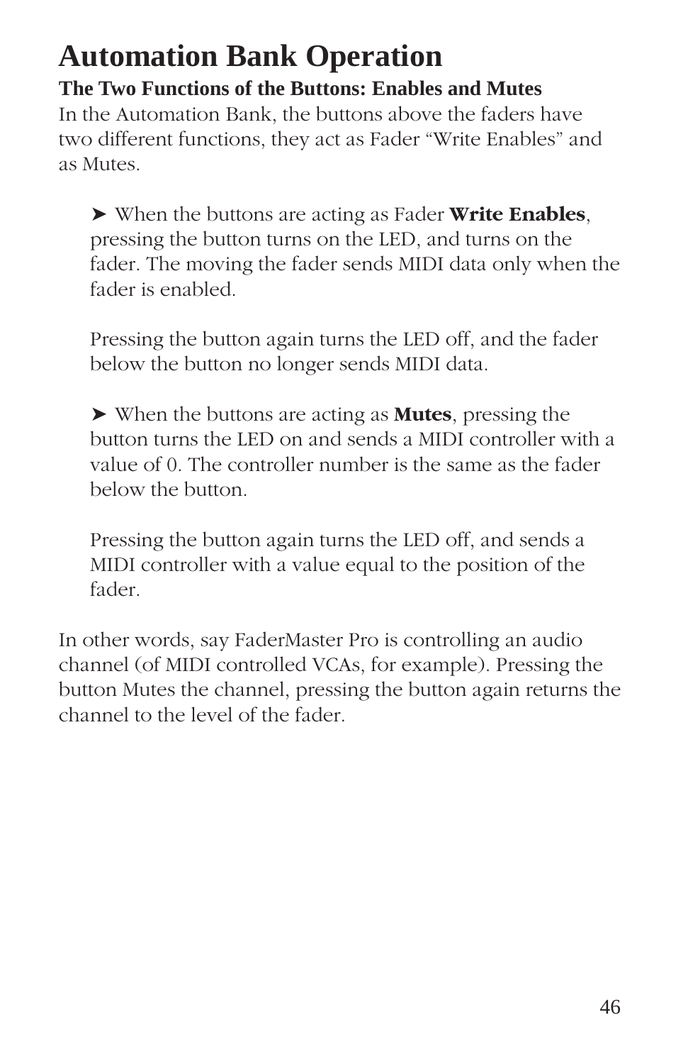# Automation Bank Operation

### The Two Functions of the Buttons: Enables and Mutes

In the Automation Bank, the buttons above the faders have two different functions, they act as Fader “Write Enables” and as Mutes.

> ➤ When the buttons are acting as Fader **Write Enables**, pressing the button turns on the LED, and turns on the fader. The moving the fader sends MIDI data only when the fader is enabled.
>
> Pressing the button again turns the LED off, and the fader below the button no longer sends MIDI data.
>
> ➤ When the buttons are acting as **Mutes**, pressing the button turns the LED on and sends a MIDI controller with a value of 0. The controller number is the same as the fader below the button.
>
> Pressing the button again turns the LED off, and sends a MIDI controller with a value equal to the position of the fader.

In other words, say FaderMaster Pro is controlling an audio channel (of MIDI controlled VCAs, for example). Pressing the button Mutes the channel, pressing the button again returns the channel to the level of the fader.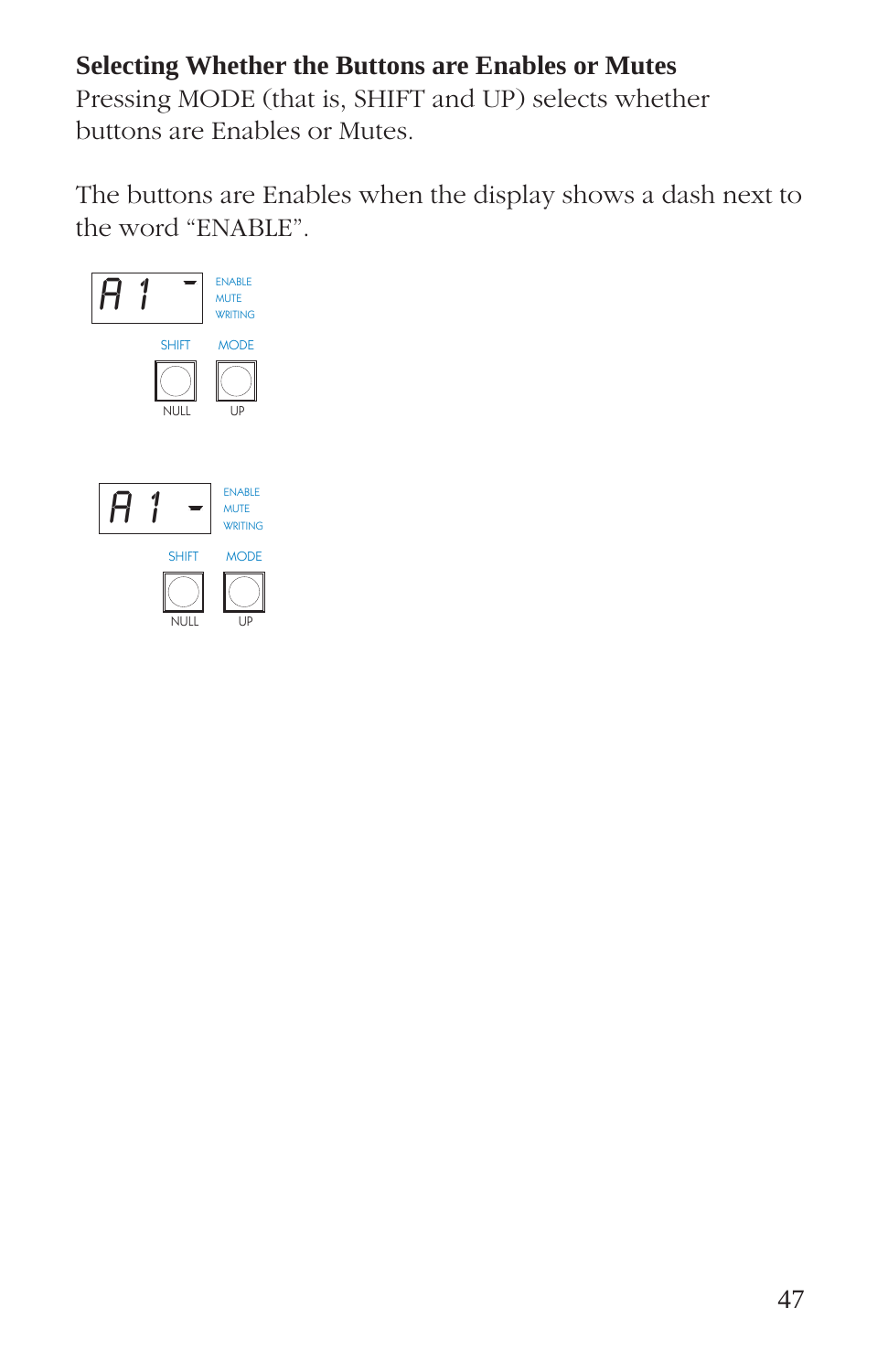**Selecting Whether the Buttons are Enables or Mutes**

Pressing MODE (that is, SHIFT and UP) selects whether buttons are Enables or Mutes.

The buttons are Enables when the display shows a dash next to the word “ENABLE”.

A 1 -

ENABLE
MUTE
WRITING

SHIFT MODE

NULL UP

A 1 -

ENABLE
MUTE
WRITING

SHIFT MODE

NULL UP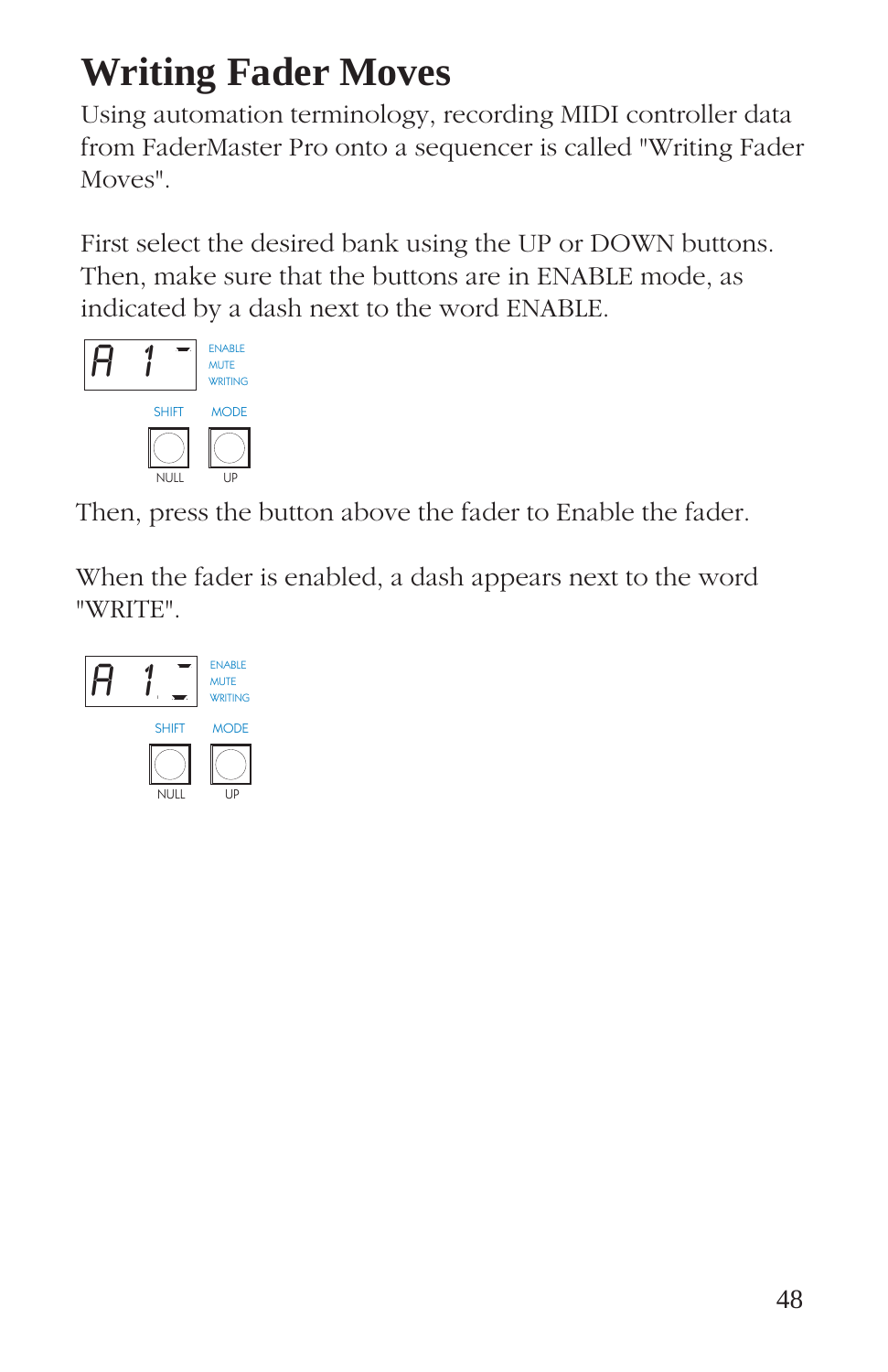# Writing Fader Moves

Using automation terminology, recording MIDI controller data from FaderMaster Pro onto a sequencer is called "Writing Fader Moves".

First select the desired bank using the UP or DOWN buttons. Then, make sure that the buttons are in ENABLE mode, as indicated by a dash next to the word ENABLE.

A 1 -

ENABLE
MUTE
WRITING

SHIFT MODE

NULL UP

Then, press the button above the fader to Enable the fader.

When the fader is enabled, a dash appears next to the word "WRITE".

A 1 -

ENABLE
MUTE
WRITING

SHIFT MODE

NULL UP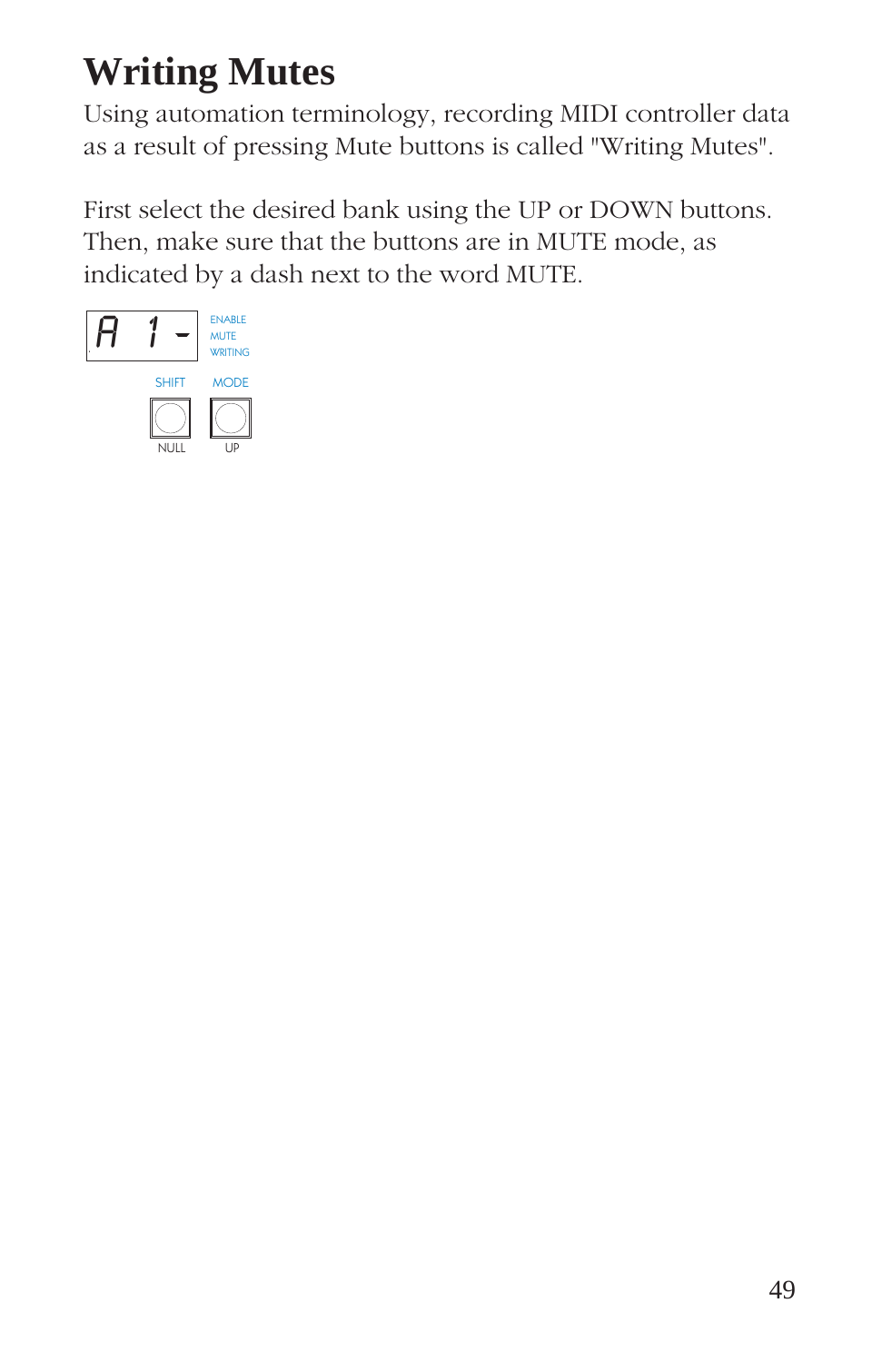# Writing Mutes

Using automation terminology, recording MIDI controller data as a result of pressing Mute buttons is called "Writing Mutes".

First select the desired bank using the UP or DOWN buttons. Then, make sure that the buttons are in MUTE mode, as indicated by a dash next to the word MUTE.

A 1 -

ENABLE
MUTE
WRITING

SHIFT MODE

NULL UP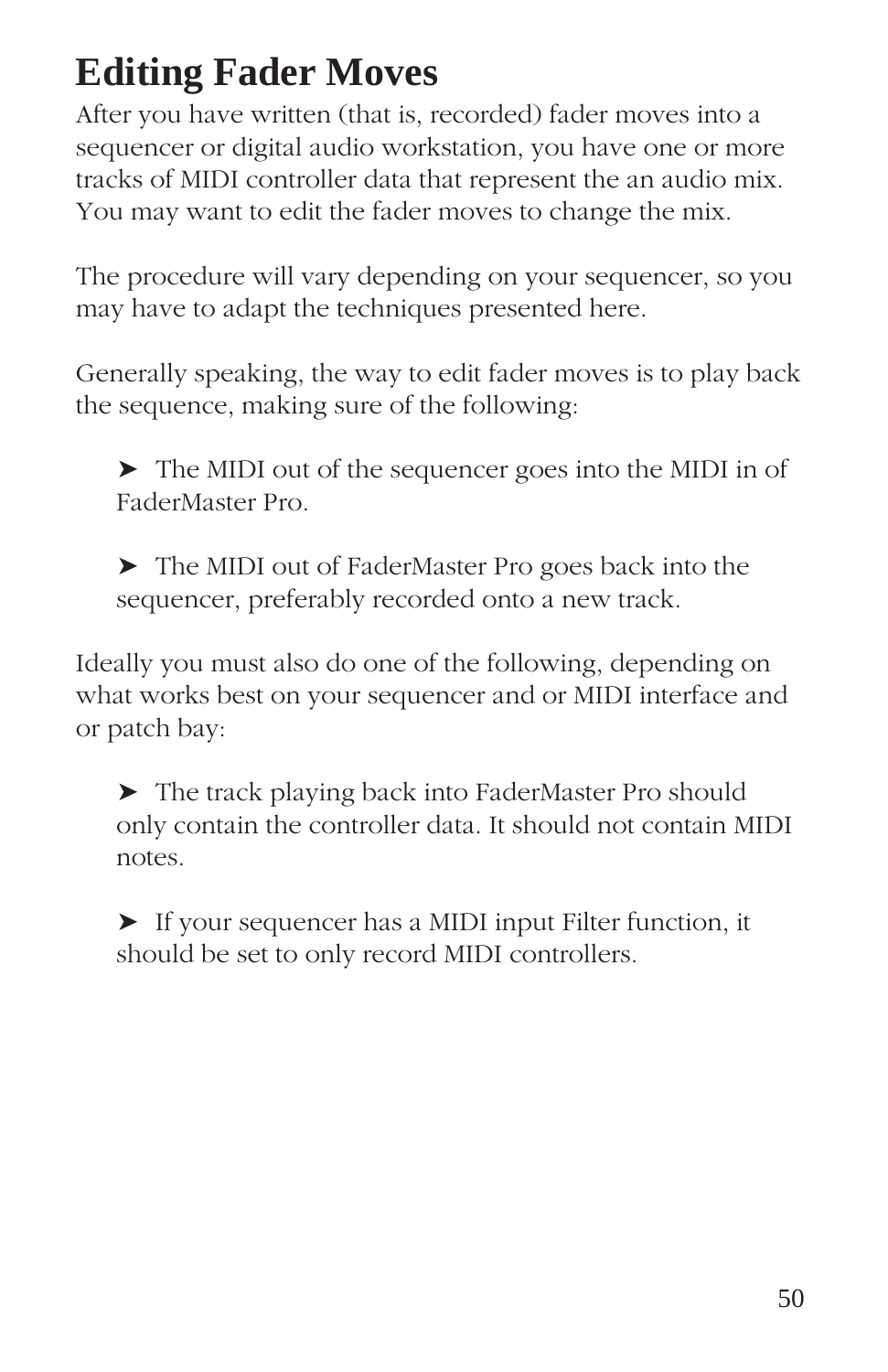# Editing Fader Moves

After you have written (that is, recorded) fader moves into a sequencer or digital audio workstation, you have one or more tracks of MIDI controller data that represent the an audio mix. You may want to edit the fader moves to change the mix.

The procedure will vary depending on your sequencer, so you may have to adapt the techniques presented here.

Generally speaking, the way to edit fader moves is to play back the sequence, making sure of the following:

- ➤ The MIDI out of the sequencer goes into the MIDI in of FaderMaster Pro.

- ➤ The MIDI out of FaderMaster Pro goes back into the sequencer, preferably recorded onto a new track.

Ideally you must also do one of the following, depending on what works best on your sequencer and or MIDI interface and or patch bay:

- ➤ The track playing back into FaderMaster Pro should only contain the controller data. It should not contain MIDI notes.

- ➤ If your sequencer has a MIDI input Filter function, it should be set to only record MIDI controllers.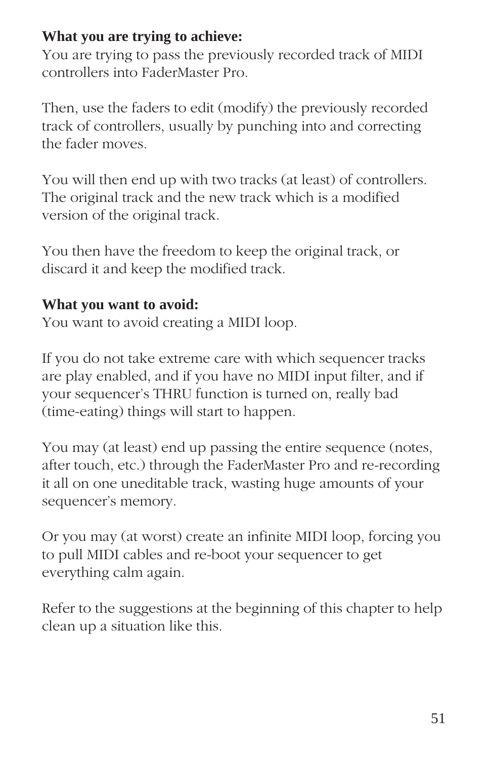**What you are trying to achieve:**
You are trying to pass the previously recorded track of MIDI controllers into FaderMaster Pro.

Then, use the faders to edit (modify) the previously recorded track of controllers, usually by punching into and correcting the fader moves.

You will then end up with two tracks (at least) of controllers. The original track and the new track which is a modified version of the original track.

You then have the freedom to keep the original track, or discard it and keep the modified track.

**What you want to avoid:**
You want to avoid creating a MIDI loop.

If you do not take extreme care with which sequencer tracks are play enabled, and if you have no MIDI input filter, and if your sequencer's THRU function is turned on, really bad (time-eating) things will start to happen.

You may (at least) end up passing the entire sequence (notes, after touch, etc.) through the FaderMaster Pro and re-recording it all on one uneditable track, wasting huge amounts of your sequencer's memory.

Or you may (at worst) create an infinite MIDI loop, forcing you to pull MIDI cables and re-boot your sequencer to get everything calm again.

Refer to the suggestions at the beginning of this chapter to help clean up a situation like this.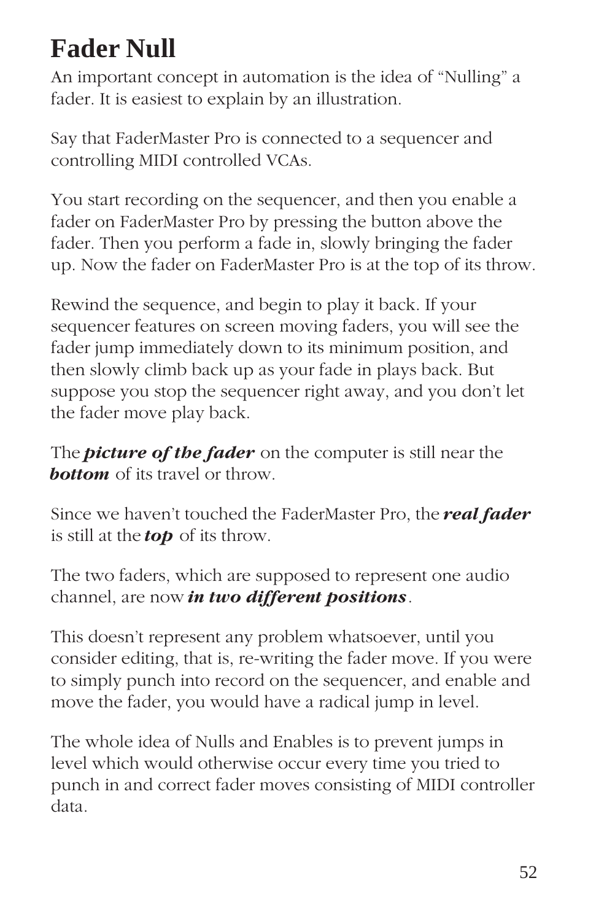# Fader Null

An important concept in automation is the idea of "Nulling" a fader. It is easiest to explain by an illustration.

Say that FaderMaster Pro is connected to a sequencer and controlling MIDI controlled VCAs.

You start recording on the sequencer, and then you enable a fader on FaderMaster Pro by pressing the button above the fader. Then you perform a fade in, slowly bringing the fader up. Now the fader on FaderMaster Pro is at the top of its throw.

Rewind the sequence, and begin to play it back. If your sequencer features on screen moving faders, you will see the fader jump immediately down to its minimum position, and then slowly climb back up as your fade in plays back. But suppose you stop the sequencer right away, and you don't let the fader move play back.

The ***picture of the fader*** on the computer is still near the ***bottom*** of its travel or throw.

Since we haven't touched the FaderMaster Pro, the ***real fader*** is still at the ***top*** of its throw.

The two faders, which are supposed to represent one audio channel, are now ***in two different positions***.

This doesn't represent any problem whatsoever, until you consider editing, that is, re-writing the fader move. If you were to simply punch into record on the sequencer, and enable and move the fader, you would have a radical jump in level.

The whole idea of Nulls and Enables is to prevent jumps in level which would otherwise occur every time you tried to punch in and correct fader moves consisting of MIDI controller data.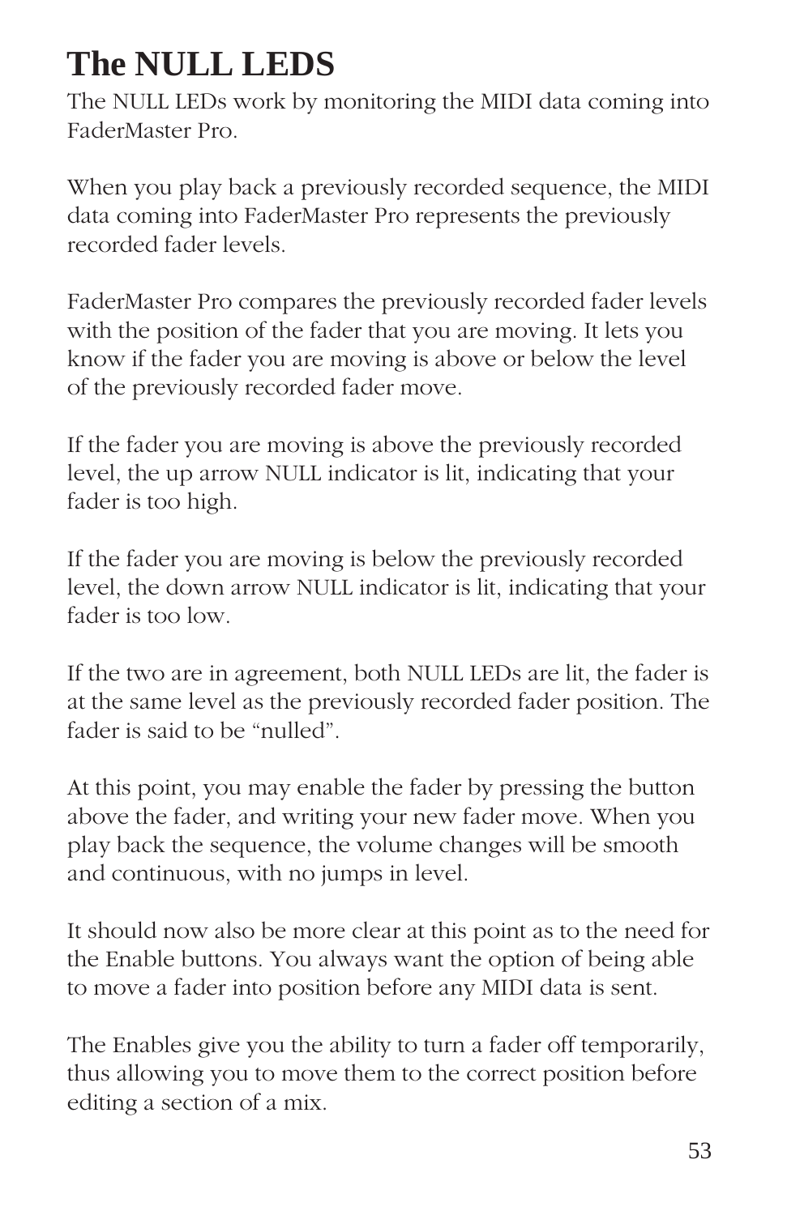# The NULL LEDS

The NULL LEDs work by monitoring the MIDI data coming into FaderMaster Pro.

When you play back a previously recorded sequence, the MIDI data coming into FaderMaster Pro represents the previously recorded fader levels.

FaderMaster Pro compares the previously recorded fader levels with the position of the fader that you are moving. It lets you know if the fader you are moving is above or below the level of the previously recorded fader move.

If the fader you are moving is above the previously recorded level, the up arrow NULL indicator is lit, indicating that your fader is too high.

If the fader you are moving is below the previously recorded level, the down arrow NULL indicator is lit, indicating that your fader is too low.

If the two are in agreement, both NULL LEDs are lit, the fader is at the same level as the previously recorded fader position. The fader is said to be “nulled”.

At this point, you may enable the fader by pressing the button above the fader, and writing your new fader move. When you play back the sequence, the volume changes will be smooth and continuous, with no jumps in level.

It should now also be more clear at this point as to the need for the Enable buttons. You always want the option of being able to move a fader into position before any MIDI data is sent.

The Enables give you the ability to turn a fader off temporarily, thus allowing you to move them to the correct position before editing a section of a mix.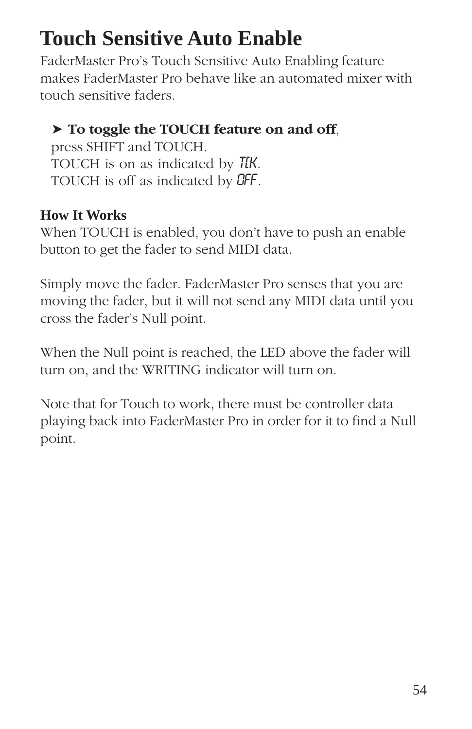# Touch Sensitive Auto Enable

FaderMaster Pro's Touch Sensitive Auto Enabling feature makes FaderMaster Pro behave like an automated mixer with touch sensitive faders.

➤ **To toggle the TOUCH feature on and off**,
press SHIFT and TOUCH.
TOUCH is on as indicated by TCH.
TOUCH is off as indicated by OFF.

**How It Works**

When TOUCH is enabled, you don't have to push an enable button to get the fader to send MIDI data.

Simply move the fader. FaderMaster Pro senses that you are moving the fader, but it will not send any MIDI data until you cross the fader's Null point.

When the Null point is reached, the LED above the fader will turn on, and the WRITING indicator will turn on.

Note that for Touch to work, there must be controller data playing back into FaderMaster Pro in order for it to find a Null point.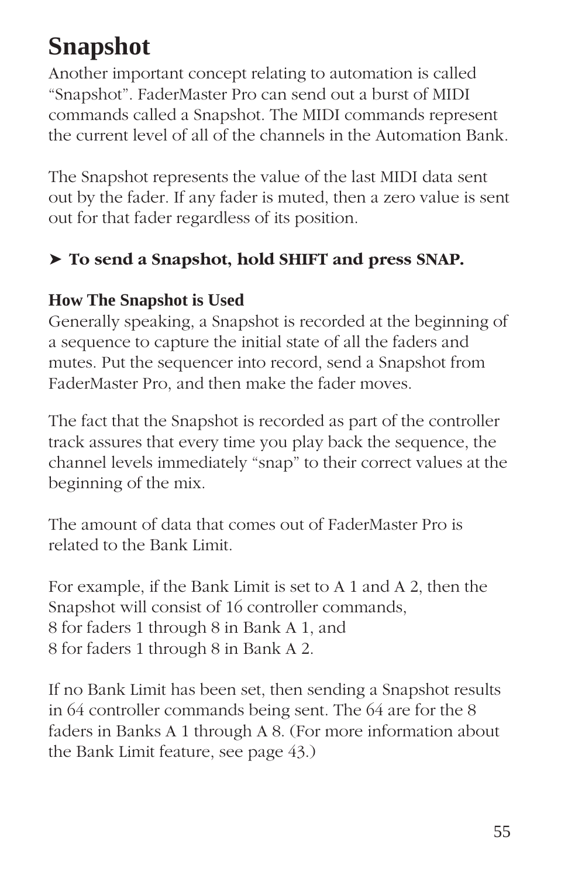# Snapshot

Another important concept relating to automation is called "Snapshot". FaderMaster Pro can send out a burst of MIDI commands called a Snapshot. The MIDI commands represent the current level of all of the channels in the Automation Bank.

The Snapshot represents the value of the last MIDI data sent out by the fader. If any fader is muted, then a zero value is sent out for that fader regardless of its position.

➤ **To send a Snapshot, hold SHIFT and press SNAP.**

### How The Snapshot is Used

Generally speaking, a Snapshot is recorded at the beginning of a sequence to capture the initial state of all the faders and mutes. Put the sequencer into record, send a Snapshot from FaderMaster Pro, and then make the fader moves.

The fact that the Snapshot is recorded as part of the controller track assures that every time you play back the sequence, the channel levels immediately "snap" to their correct values at the beginning of the mix.

The amount of data that comes out of FaderMaster Pro is related to the Bank Limit.

For example, if the Bank Limit is set to A 1 and A 2, then the Snapshot will consist of 16 controller commands,
8 for faders 1 through 8 in Bank A 1, and
8 for faders 1 through 8 in Bank A 2.

If no Bank Limit has been set, then sending a Snapshot results in 64 controller commands being sent. The 64 are for the 8 faders in Banks A 1 through A 8. (For more information about the Bank Limit feature, see page 43.)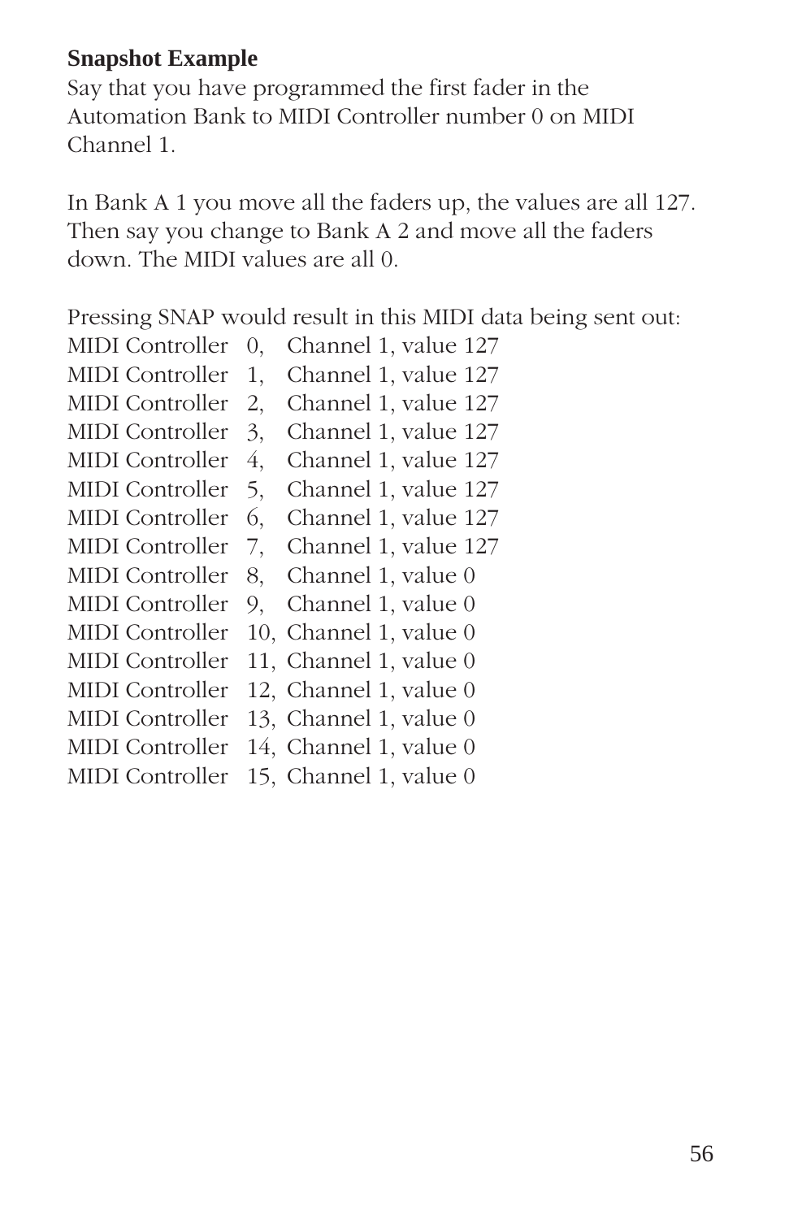**Snapshot Example**

Say that you have programmed the first fader in the Automation Bank to MIDI Controller number 0 on MIDI Channel 1.

In Bank A 1 you move all the faders up, the values are all 127. Then say you change to Bank A 2 and move all the faders down. The MIDI values are all 0.

Pressing SNAP would result in this MIDI data being sent out:

MIDI Controller 0, Channel 1, value 127
MIDI Controller 1, Channel 1, value 127
MIDI Controller 2, Channel 1, value 127
MIDI Controller 3, Channel 1, value 127
MIDI Controller 4, Channel 1, value 127
MIDI Controller 5, Channel 1, value 127
MIDI Controller 6, Channel 1, value 127
MIDI Controller 7, Channel 1, value 127
MIDI Controller 8, Channel 1, value 0
MIDI Controller 9, Channel 1, value 0
MIDI Controller 10, Channel 1, value 0
MIDI Controller 11, Channel 1, value 0
MIDI Controller 12, Channel 1, value 0
MIDI Controller 13, Channel 1, value 0
MIDI Controller 14, Channel 1, value 0
MIDI Controller 15, Channel 1, value 0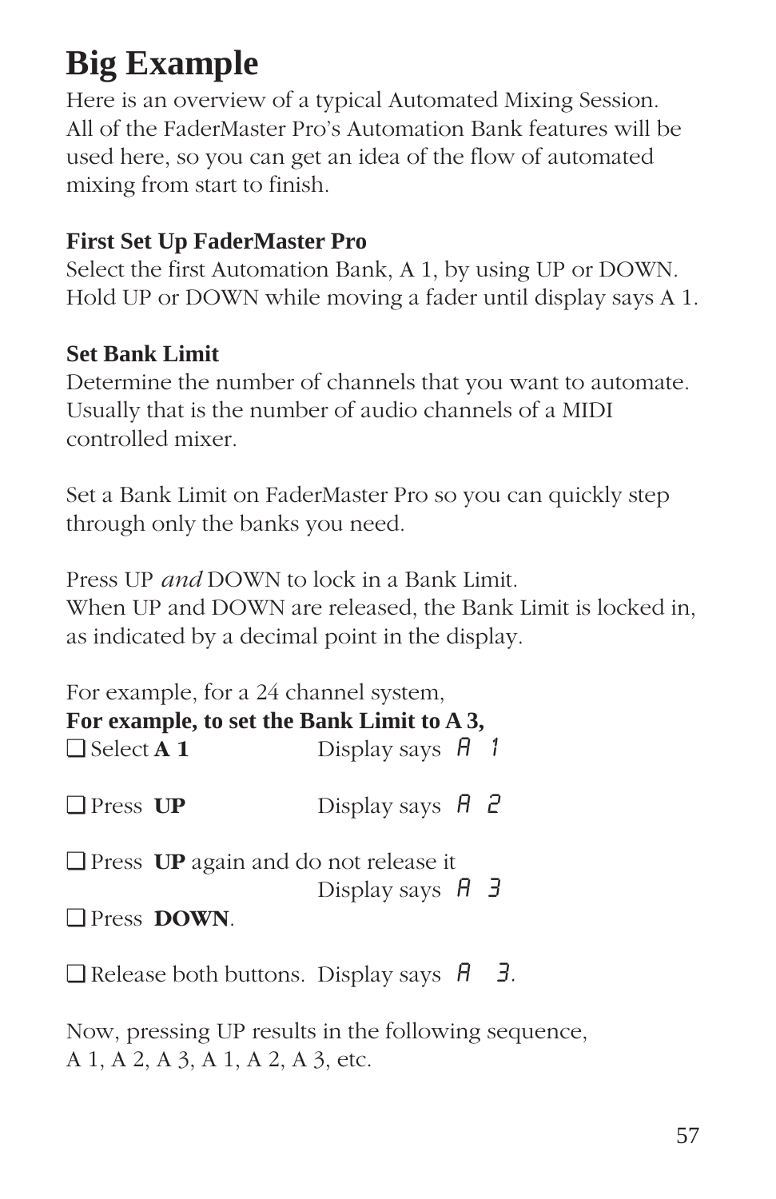# Big Example

Here is an overview of a typical Automated Mixing Session. All of the FaderMaster Pro's Automation Bank features will be used here, so you can get an idea of the flow of automated mixing from start to finish.

**First Set Up FaderMaster Pro**

Select the first Automation Bank, A 1, by using UP or DOWN. Hold UP or DOWN while moving a fader until display says A 1.

**Set Bank Limit**

Determine the number of channels that you want to automate. Usually that is the number of audio channels of a MIDI controlled mixer.

Set a Bank Limit on FaderMaster Pro so you can quickly step through only the banks you need.

Press UP *and* DOWN to lock in a Bank Limit.
When UP and DOWN are released, the Bank Limit is locked in, as indicated by a decimal point in the display.

For example, for a 24 channel system,
**For example, to set the Bank Limit to A 3,**

❑ Select **A 1** Display says A 1

❑ Press **UP** Display says A 2

❑ Press **UP** again and do not release it
Display says A 3

❑ Press **DOWN**.

❑ Release both buttons. Display says A 3.

Now, pressing UP results in the following sequence,
A 1, A 2, A 3, A 1, A 2, A 3, etc.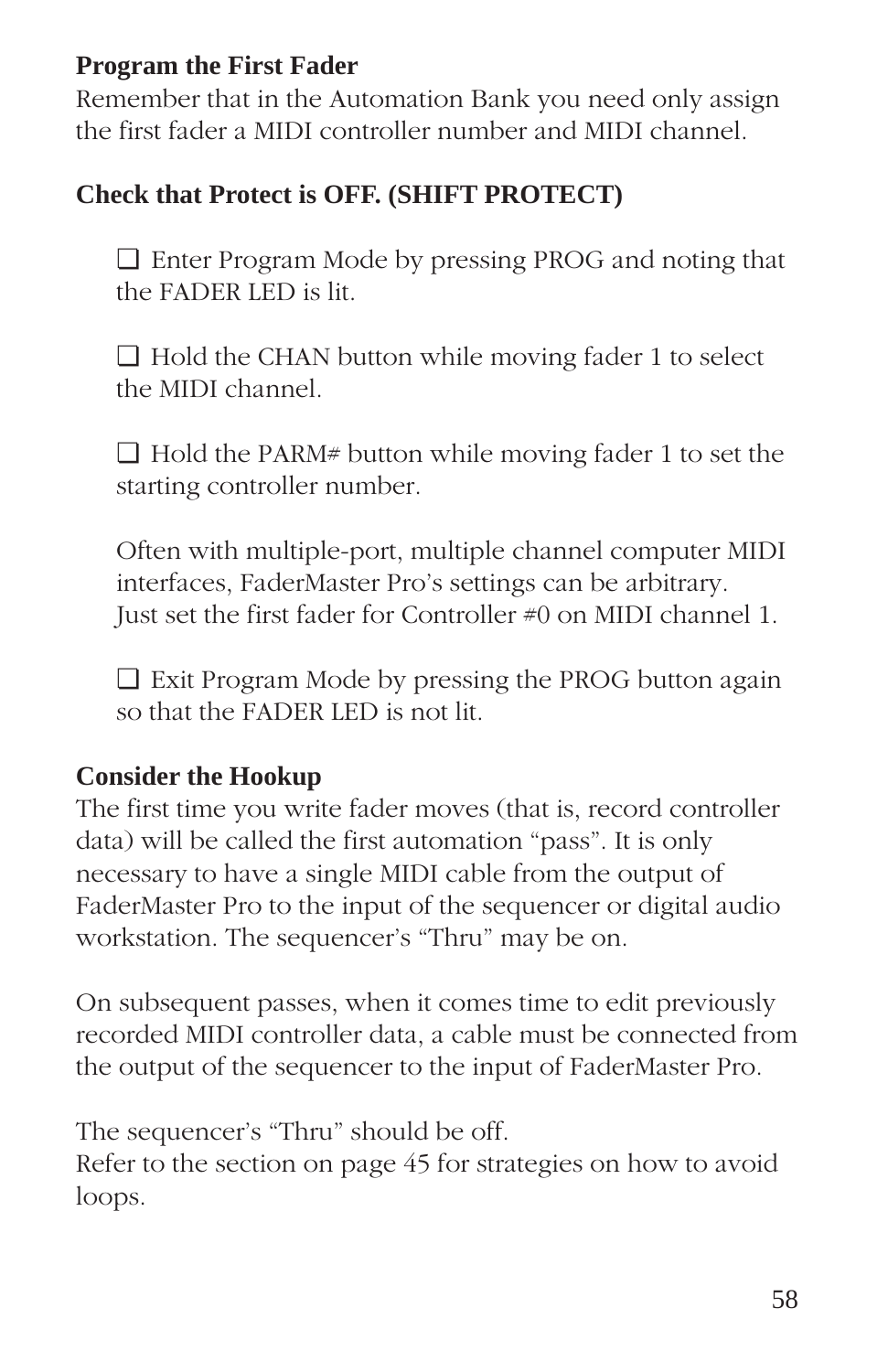**Program the First Fader**

Remember that in the Automation Bank you need only assign the first fader a MIDI controller number and MIDI channel.

**Check that Protect is OFF. (SHIFT PROTECT)**

❑ Enter Program Mode by pressing PROG and noting that the FADER LED is lit.

❑ Hold the CHAN button while moving fader 1 to select the MIDI channel.

❑ Hold the PARM# button while moving fader 1 to set the starting controller number.

Often with multiple-port, multiple channel computer MIDI interfaces, FaderMaster Pro's settings can be arbitrary. Just set the first fader for Controller #0 on MIDI channel 1.

❑ Exit Program Mode by pressing the PROG button again so that the FADER LED is not lit.

**Consider the Hookup**

The first time you write fader moves (that is, record controller data) will be called the first automation "pass". It is only necessary to have a single MIDI cable from the output of FaderMaster Pro to the input of the sequencer or digital audio workstation. The sequencer's "Thru" may be on.

On subsequent passes, when it comes time to edit previously recorded MIDI controller data, a cable must be connected from the output of the sequencer to the input of FaderMaster Pro.

The sequencer's "Thru" should be off.
Refer to the section on page 45 for strategies on how to avoid loops.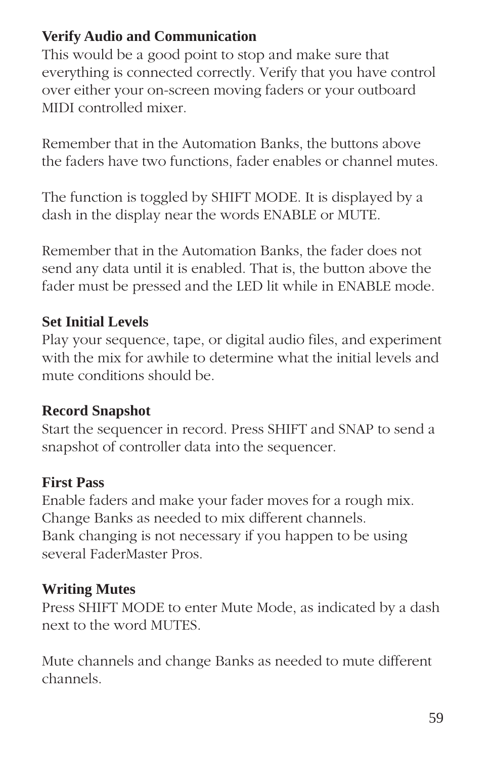**Verify Audio and Communication**

This would be a good point to stop and make sure that everything is connected correctly. Verify that you have control over either your on-screen moving faders or your outboard MIDI controlled mixer.

Remember that in the Automation Banks, the buttons above the faders have two functions, fader enables or channel mutes.

The function is toggled by SHIFT MODE. It is displayed by a dash in the display near the words ENABLE or MUTE.

Remember that in the Automation Banks, the fader does not send any data until it is enabled. That is, the button above the fader must be pressed and the LED lit while in ENABLE mode.

**Set Initial Levels**

Play your sequence, tape, or digital audio files, and experiment with the mix for awhile to determine what the initial levels and mute conditions should be.

**Record Snapshot**

Start the sequencer in record. Press SHIFT and SNAP to send a snapshot of controller data into the sequencer.

**First Pass**

Enable faders and make your fader moves for a rough mix. Change Banks as needed to mix different channels.
Bank changing is not necessary if you happen to be using several FaderMaster Pros.

**Writing Mutes**

Press SHIFT MODE to enter Mute Mode, as indicated by a dash next to the word MUTES.

Mute channels and change Banks as needed to mute different channels.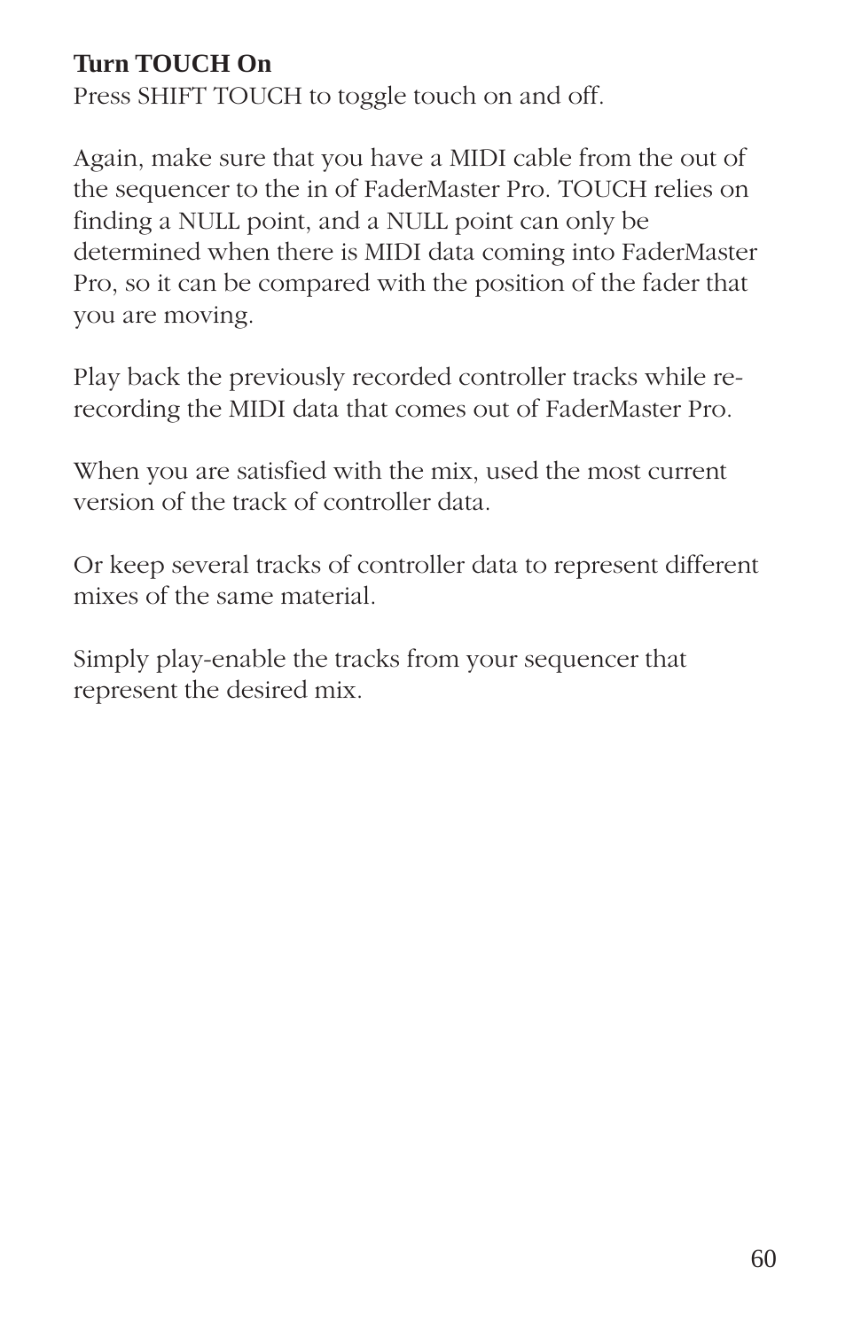**Turn TOUCH On**
Press SHIFT TOUCH to toggle touch on and off.

Again, make sure that you have a MIDI cable from the out of the sequencer to the in of FaderMaster Pro. TOUCH relies on finding a NULL point, and a NULL point can only be determined when there is MIDI data coming into FaderMaster Pro, so it can be compared with the position of the fader that you are moving.

Play back the previously recorded controller tracks while re-recording the MIDI data that comes out of FaderMaster Pro.

When you are satisfied with the mix, used the most current version of the track of controller data.

Or keep several tracks of controller data to represent different mixes of the same material.

Simply play-enable the tracks from your sequencer that represent the desired mix.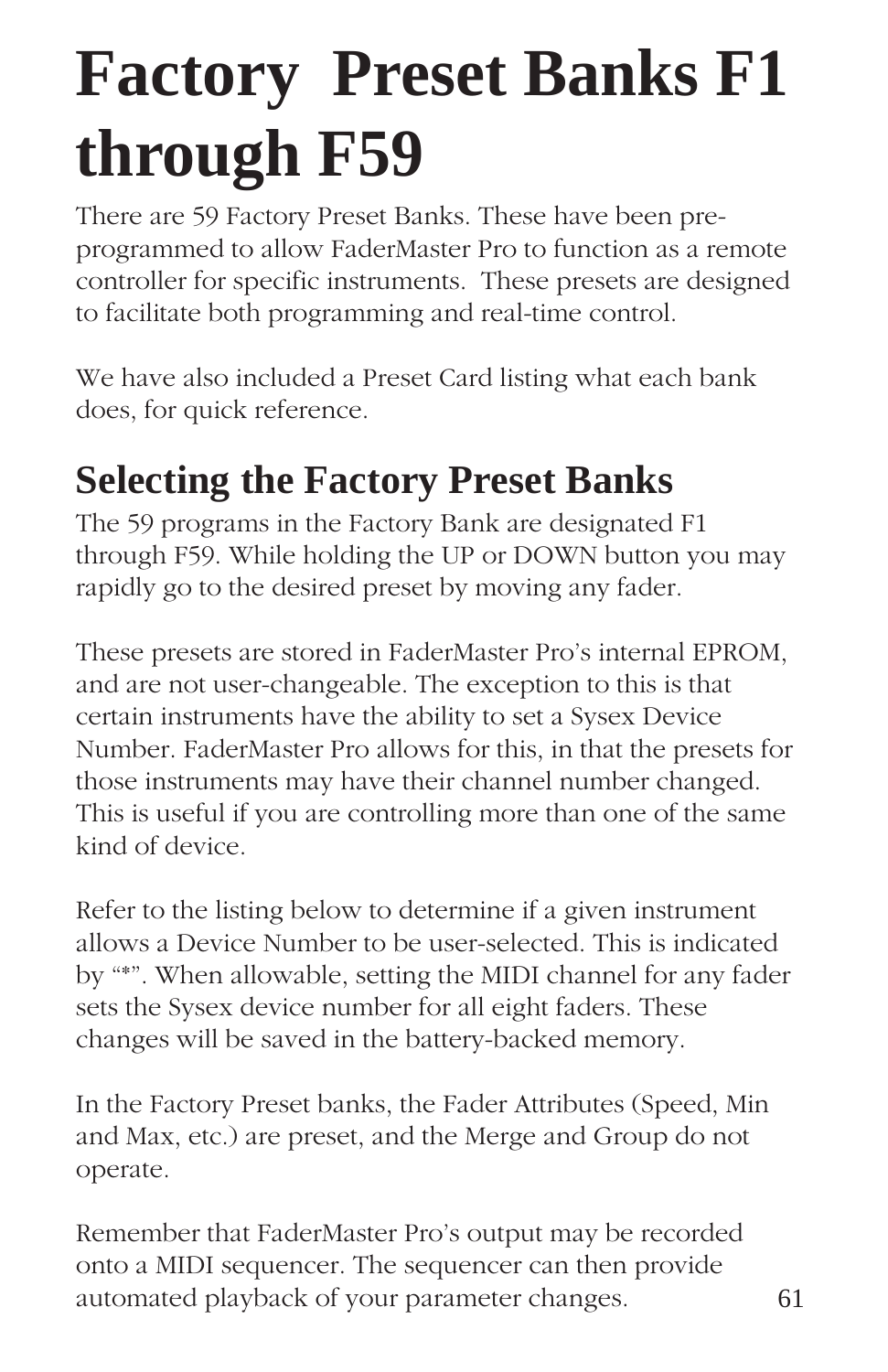# Factory Preset Banks F1 through F59

There are 59 Factory Preset Banks. These have been pre-programmed to allow FaderMaster Pro to function as a remote controller for specific instruments. These presets are designed to facilitate both programming and real-time control.

We have also included a Preset Card listing what each bank does, for quick reference.

## Selecting the Factory Preset Banks

The 59 programs in the Factory Bank are designated F1 through F59. While holding the UP or DOWN button you may rapidly go to the desired preset by moving any fader.

These presets are stored in FaderMaster Pro's internal EPROM, and are not user-changeable. The exception to this is that certain instruments have the ability to set a Sysex Device Number. FaderMaster Pro allows for this, in that the presets for those instruments may have their channel number changed. This is useful if you are controlling more than one of the same kind of device.

Refer to the listing below to determine if a given instrument allows a Device Number to be user-selected. This is indicated by "*". When allowable, setting the MIDI channel for any fader sets the Sysex device number for all eight faders. These changes will be saved in the battery-backed memory.

In the Factory Preset banks, the Fader Attributes (Speed, Min and Max, etc.) are preset, and the Merge and Group do not operate.

Remember that FaderMaster Pro's output may be recorded onto a MIDI sequencer. The sequencer can then provide automated playback of your parameter changes.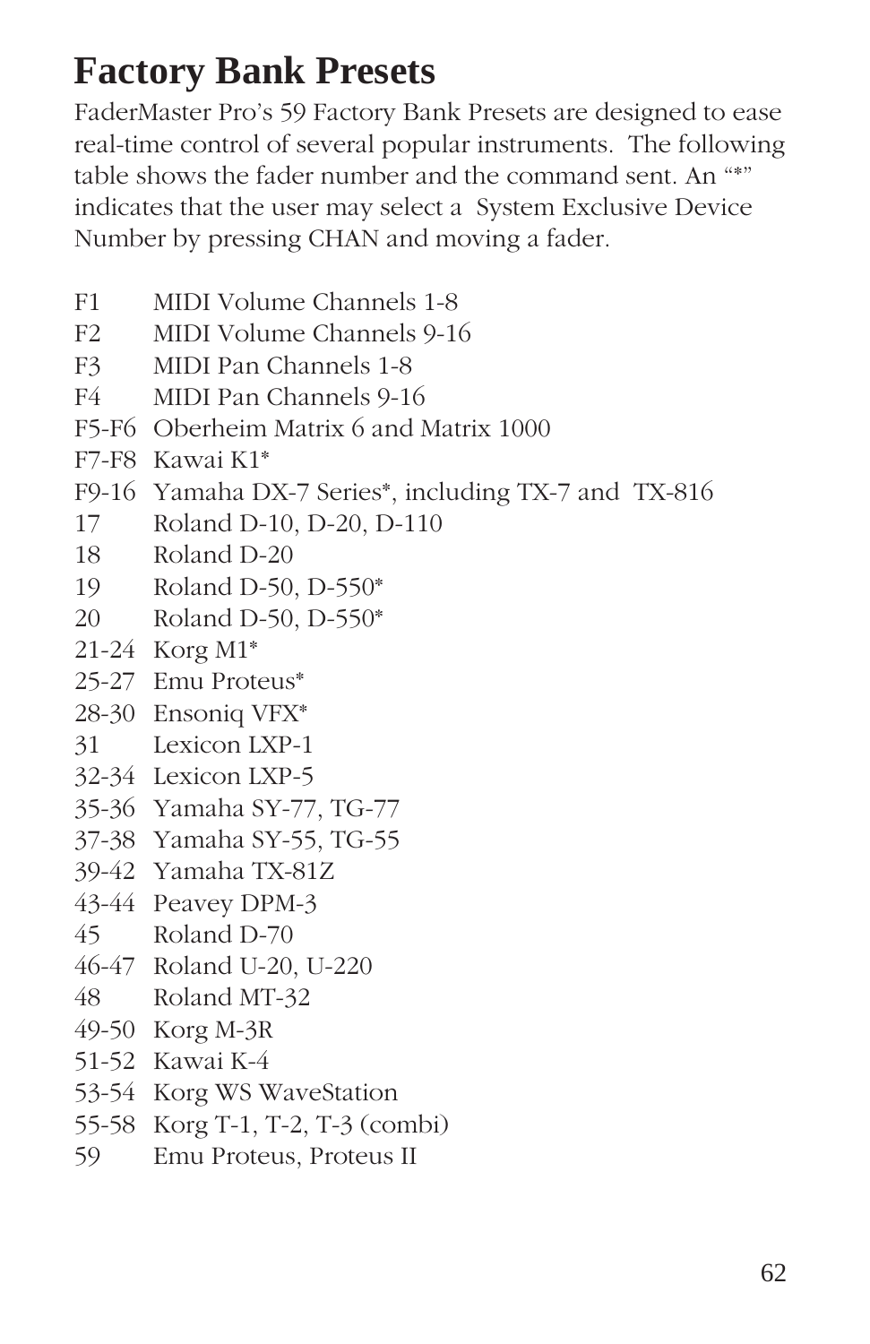# Factory Bank Presets

FaderMaster Pro's 59 Factory Bank Presets are designed to ease real-time control of several popular instruments. The following table shows the fader number and the command sent. An "*" indicates that the user may select a System Exclusive Device Number by pressing CHAN and moving a fader.

| | |
|---|---|
| F1 | MIDI Volume Channels 1-8 |
| F2 | MIDI Volume Channels 9-16 |
| F3 | MIDI Pan Channels 1-8 |
| F4 | MIDI Pan Channels 9-16 |
| F5-F6 | Oberheim Matrix 6 and Matrix 1000 |
| F7-F8 | Kawai K1* |
| F9-16 | Yamaha DX-7 Series*, including TX-7 and TX-816 |
| 17 | Roland D-10, D-20, D-110 |
| 18 | Roland D-20 |
| 19 | Roland D-50, D-550* |
| 20 | Roland D-50, D-550* |
| 21-24 | Korg M1* |
| 25-27 | Emu Proteus* |
| 28-30 | Ensoniq VFX* |
| 31 | Lexicon LXP-1 |
| 32-34 | Lexicon LXP-5 |
| 35-36 | Yamaha SY-77, TG-77 |
| 37-38 | Yamaha SY-55, TG-55 |
| 39-42 | Yamaha TX-81Z |
| 43-44 | Peavey DPM-3 |
| 45 | Roland D-70 |
| 46-47 | Roland U-20, U-220 |
| 48 | Roland MT-32 |
| 49-50 | Korg M-3R |
| 51-52 | Kawai K-4 |
| 53-54 | Korg WS WaveStation |
| 55-58 | Korg T-1, T-2, T-3 (combi) |
| 59 | Emu Proteus, Proteus II |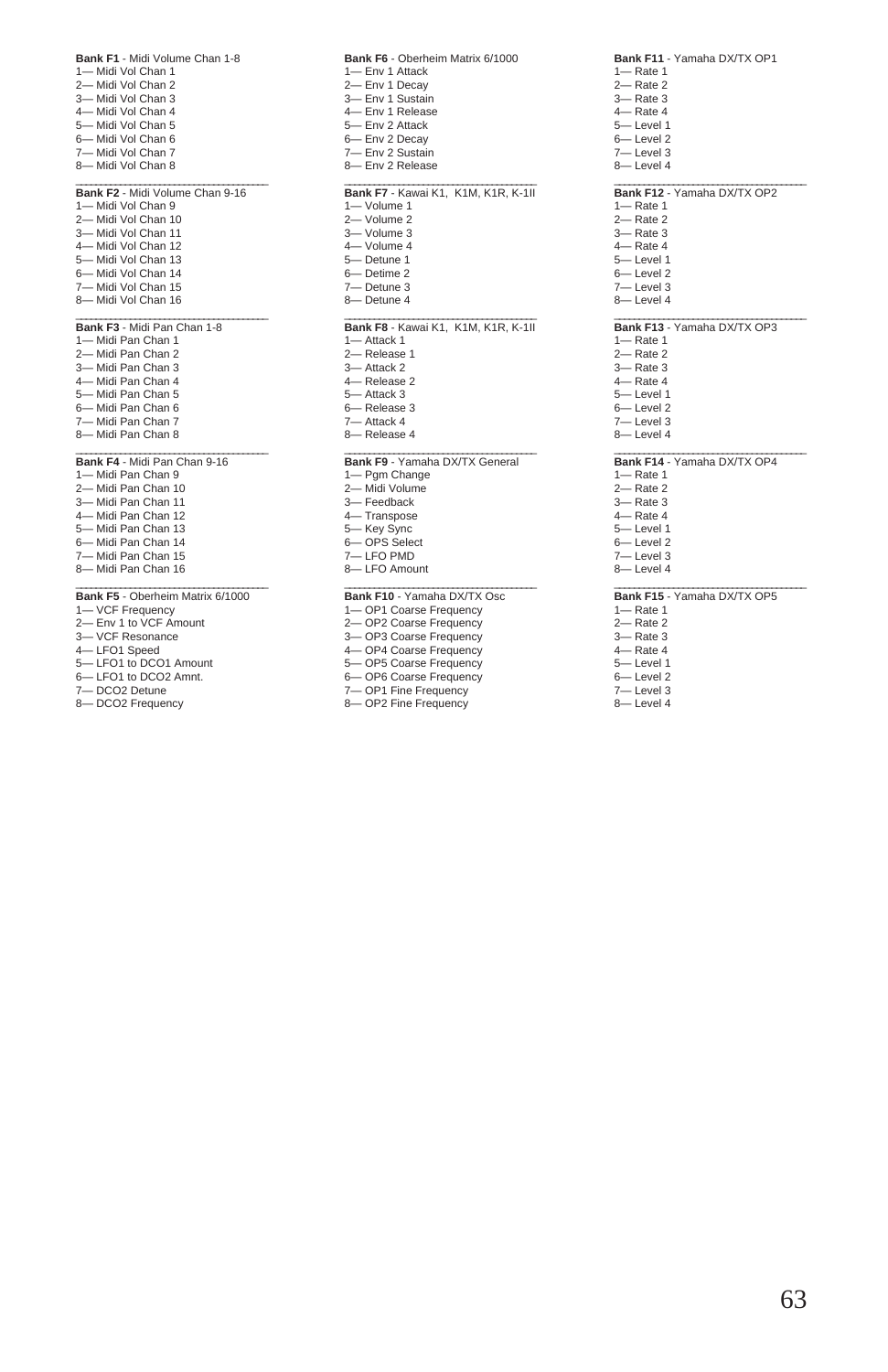**Bank F1** - Midi Volume Chan 1-8
1— Midi Vol Chan 1
2— Midi Vol Chan 2
3— Midi Vol Chan 3
4— Midi Vol Chan 4
5— Midi Vol Chan 5
6— Midi Vol Chan 6
7— Midi Vol Chan 7
8— Midi Vol Chan 8

---

**Bank F2** - Midi Volume Chan 9-16
1— Midi Vol Chan 9
2— Midi Vol Chan 10
3— Midi Vol Chan 11
4— Midi Vol Chan 12
5— Midi Vol Chan 13
6— Midi Vol Chan 14
7— Midi Vol Chan 15
8— Midi Vol Chan 16

---

**Bank F3** - Midi Pan Chan 1-8
1— Midi Pan Chan 1
2— Midi Pan Chan 2
3— Midi Pan Chan 3
4— Midi Pan Chan 4
5— Midi Pan Chan 5
6— Midi Pan Chan 6
7— Midi Pan Chan 7
8— Midi Pan Chan 8

---

**Bank F4** - Midi Pan Chan 9-16
1— Midi Pan Chan 9
2— Midi Pan Chan 10
3— Midi Pan Chan 11
4— Midi Pan Chan 12
5— Midi Pan Chan 13
6— Midi Pan Chan 14
7— Midi Pan Chan 15
8— Midi Pan Chan 16

---

**Bank F5** - Oberheim Matrix 6/1000
1— VCF Frequency
2— Env 1 to VCF Amount
3— VCF Resonance
4— LFO1 Speed
5— LFO1 to DCO1 Amount
6— LFO1 to DCO2 Amnt.
7— DCO2 Detune
8— DCO2 Frequency

**Bank F6** - Oberheim Matrix 6/1000
1— Env 1 Attack
2— Env 1 Decay
3— Env 1 Sustain
4— Env 1 Release
5— Env 2 Attack
6— Env 2 Decay
7— Env 2 Sustain
8— Env 2 Release

---

**Bank F7** - Kawai K1, K1M, K1R, K-1II
1— Volume 1
2— Volume 2
3— Volume 3
4— Volume 4
5— Detune 1
6— Detime 2
7— Detune 3
8— Detune 4

---

**Bank F8** - Kawai K1, K1M, K1R, K-1II
1— Attack 1
2— Release 1
3— Attack 2
4— Release 2
5— Attack 3
6— Release 3
7— Attack 4
8— Release 4

---

**Bank F9** - Yamaha DX/TX General
1— Pgm Change
2— Midi Volume
3— Feedback
4— Transpose
5— Key Sync
6— OPS Select
7— LFO PMD
8— LFO Amount

---

**Bank F10** - Yamaha DX/TX Osc
1— OP1 Coarse Frequency
2— OP2 Coarse Frequency
3— OP3 Coarse Frequency
4— OP4 Coarse Frequency
5— OP5 Coarse Frequency
6— OP6 Coarse Frequency
7— OP1 Fine Frequency
8— OP2 Fine Frequency

**Bank F11** - Yamaha DX/TX OP1
1— Rate 1
2— Rate 2
3— Rate 3
4— Rate 4
5— Level 1
6— Level 2
7— Level 3
8— Level 4

---

**Bank F12** - Yamaha DX/TX OP2
1— Rate 1
2— Rate 2
3— Rate 3
4— Rate 4
5— Level 1
6— Level 2
7— Level 3
8— Level 4

---

**Bank F13** - Yamaha DX/TX OP3
1— Rate 1
2— Rate 2
3— Rate 3
4— Rate 4
5— Level 1
6— Level 2
7— Level 3
8— Level 4

---

**Bank F14** - Yamaha DX/TX OP4
1— Rate 1
2— Rate 2
3— Rate 3
4— Rate 4
5— Level 1
6— Level 2
7— Level 3
8— Level 4

---

**Bank F15** - Yamaha DX/TX OP5
1— Rate 1
2— Rate 2
3— Rate 3
4— Rate 4
5— Level 1
6— Level 2
7— Level 3
8— Level 4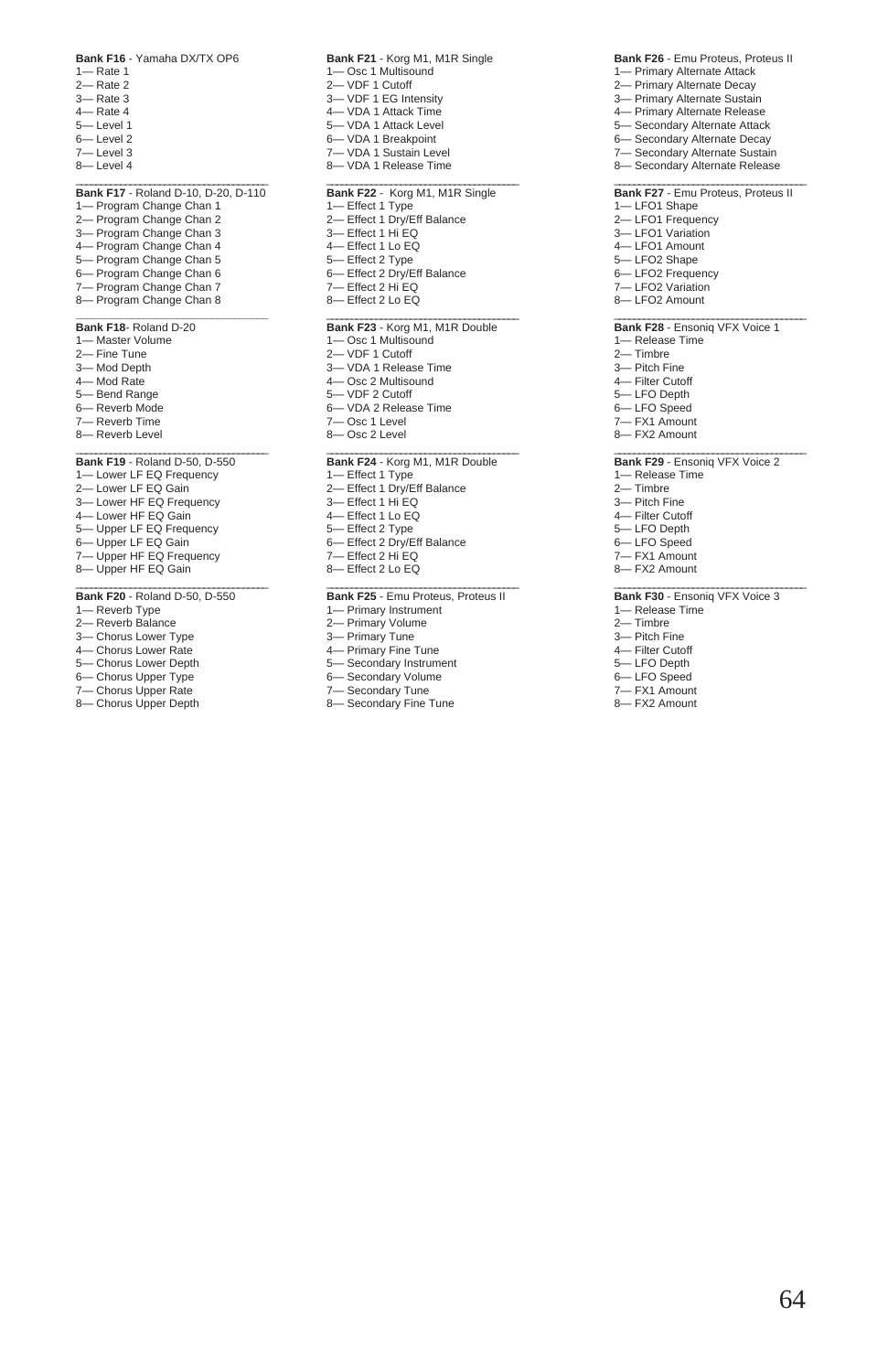**Bank F16** - Yamaha DX/TX OP6
1— Rate 1
2— Rate 2
3— Rate 3
4— Rate 4
5— Level 1
6— Level 2
7— Level 3
8— Level 4

---

**Bank F17** - Roland D-10, D-20, D-110
1— Program Change Chan 1
2— Program Change Chan 2
3— Program Change Chan 3
4— Program Change Chan 4
5— Program Change Chan 5
6— Program Change Chan 6
7— Program Change Chan 7
8— Program Change Chan 8

---

**Bank F18**- Roland D-20
1— Master Volume
2— Fine Tune
3— Mod Depth
4— Mod Rate
5— Bend Range
6— Reverb Mode
7— Reverb Time
8— Reverb Level

---

**Bank F19** - Roland D-50, D-550
1— Lower LF EQ Frequency
2— Lower LF EQ Gain
3— Lower HF EQ Frequency
4— Lower HF EQ Gain
5— Upper LF EQ Frequency
6— Upper LF EQ Gain
7— Upper HF EQ Frequency
8— Upper HF EQ Gain

---

**Bank F20** - Roland D-50, D-550
1— Reverb Type
2— Reverb Balance
3— Chorus Lower Type
4— Chorus Lower Rate
5— Chorus Lower Depth
6— Chorus Upper Type
7— Chorus Upper Rate
8— Chorus Upper Depth

---

**Bank F21** - Korg M1, M1R Single
1— Osc 1 Multisound
2— VDF 1 Cutoff
3— VDF 1 EG Intensity
4— VDA 1 Attack Time
5— VDA 1 Attack Level
6— VDA 1 Breakpoint
7— VDA 1 Sustain Level
8— VDA 1 Release Time

---

**Bank F22** - Korg M1, M1R Single
1— Effect 1 Type
2— Effect 1 Dry/Eff Balance
3— Effect 1 Hi EQ
4— Effect 1 Lo EQ
5— Effect 2 Type
6— Effect 2 Dry/Eff Balance
7— Effect 2 Hi EQ
8— Effect 2 Lo EQ

---

**Bank F23** - Korg M1, M1R Double
1— Osc 1 Multisound
2— VDF 1 Cutoff
3— VDA 1 Release Time
4— Osc 2 Multisound
5— VDF 2 Cutoff
6— VDA 2 Release Time
7— Osc 1 Level
8— Osc 2 Level

---

**Bank F24** - Korg M1, M1R Double
1— Effect 1 Type
2— Effect 1 Dry/Eff Balance
3— Effect 1 Hi EQ
4— Effect 1 Lo EQ
5— Effect 2 Type
6— Effect 2 Dry/Eff Balance
7— Effect 2 Hi EQ
8— Effect 2 Lo EQ

---

**Bank F25** - Emu Proteus, Proteus II
1— Primary Instrument
2— Primary Volume
3— Primary Tune
4— Primary Fine Tune
5— Secondary Instrument
6— Secondary Volume
7— Secondary Tune
8— Secondary Fine Tune

---

**Bank F26** - Emu Proteus, Proteus II
1— Primary Alternate Attack
2— Primary Alternate Decay
3— Primary Alternate Sustain
4— Primary Alternate Release
5— Secondary Alternate Attack
6— Secondary Alternate Decay
7— Secondary Alternate Sustain
8— Secondary Alternate Release

---

**Bank F27** - Emu Proteus, Proteus II
1— LFO1 Shape
2— LFO1 Frequency
3— LFO1 Variation
4— LFO1 Amount
5— LFO2 Shape
6— LFO2 Frequency
7— LFO2 Variation
8— LFO2 Amount

---

**Bank F28** - Ensoniq VFX Voice 1
1— Release Time
2— Timbre
3— Pitch Fine
4— Filter Cutoff
5— LFO Depth
6— LFO Speed
7— FX1 Amount
8— FX2 Amount

---

**Bank F29** - Ensoniq VFX Voice 2
1— Release Time
2— Timbre
3— Pitch Fine
4— Filter Cutoff
5— LFO Depth
6— LFO Speed
7— FX1 Amount
8— FX2 Amount

---

**Bank F30** - Ensoniq VFX Voice 3
1— Release Time
2— Timbre
3— Pitch Fine
4— Filter Cutoff
5— LFO Depth
6— LFO Speed
7— FX1 Amount
8— FX2 Amount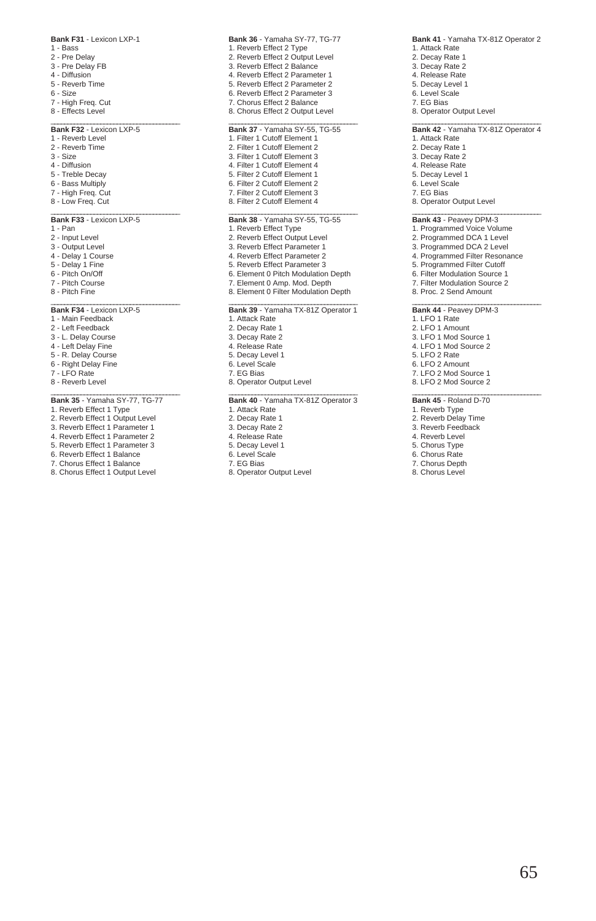**Bank F31** - Lexicon LXP-1
1 - Bass
2 - Pre Delay
3 - Pre Delay FB
4 - Diffusion
5 - Reverb Time
6 - Size
7 - High Freq. Cut
8 - Effects Level

---

**Bank F32** - Lexicon LXP-5
1 - Reverb Level
2 - Reverb Time
3 - Size
4 - Diffusion
5 - Treble Decay
6 - Bass Multiply
7 - High Freq. Cut
8 - Low Freq. Cut

---

**Bank F33** - Lexicon LXP-5
1 - Pan
2 - Input Level
3 - Output Level
4 - Delay 1 Course
5 - Delay 1 Fine
6 - Pitch On/Off
7 - Pitch Course
8 - Pitch Fine

---

**Bank F34** - Lexicon LXP-5
1 - Main Feedback
2 - Left Feedback
3 - L. Delay Course
4 - Left Delay Fine
5 - R. Delay Course
6 - Right Delay Fine
7 - LFO Rate
8 - Reverb Level

---

**Bank 35** - Yamaha SY-77, TG-77
1. Reverb Effect 1 Type
2. Reverb Effect 1 Output Level
3. Reverb Effect 1 Parameter 1
4. Reverb Effect 1 Parameter 2
5. Reverb Effect 1 Parameter 3
6. Reverb Effect 1 Balance
7. Chorus Effect 1 Balance
8. Chorus Effect 1 Output Level

**Bank 36** - Yamaha SY-77, TG-77
1. Reverb Effect 2 Type
2. Reverb Effect 2 Output Level
3. Reverb Effect 2 Balance
4. Reverb Effect 2 Parameter 1
5. Reverb Effect 2 Parameter 2
6. Reverb Effect 2 Parameter 3
7. Chorus Effect 2 Balance
8. Chorus Effect 2 Output Level

---

**Bank 37** - Yamaha SY-55, TG-55
1. Filter 1 Cutoff Element 1
2. Filter 1 Cutoff Element 2
3. Filter 1 Cutoff Element 3
4. Filter 1 Cutoff Element 4
5. Filter 2 Cutoff Element 1
6. Filter 2 Cutoff Element 2
7. Filter 2 Cutoff Element 3
8. Filter 2 Cutoff Element 4

---

**Bank 38** - Yamaha SY-55, TG-55
1. Reverb Effect Type
2. Reverb Effect Output Level
3. Reverb Effect Parameter 1
4. Reverb Effect Parameter 2
5. Reverb Effect Parameter 3
6. Element 0 Pitch Modulation Depth
7. Element 0 Amp. Mod. Depth
8. Element 0 Filter Modulation Depth

---

**Bank 39** - Yamaha TX-81Z Operator 1
1. Attack Rate
2. Decay Rate 1
3. Decay Rate 2
4. Release Rate
5. Decay Level 1
6. Level Scale
7. EG Bias
8. Operator Output Level

---

**Bank 40** - Yamaha TX-81Z Operator 3
1. Attack Rate
2. Decay Rate 1
3. Decay Rate 2
4. Release Rate
5. Decay Level 1
6. Level Scale
7. EG Bias
8. Operator Output Level

**Bank 41** - Yamaha TX-81Z Operator 2
1. Attack Rate
2. Decay Rate 1
3. Decay Rate 2
4. Release Rate
5. Decay Level 1
6. Level Scale
7. EG Bias
8. Operator Output Level

---

**Bank 42** - Yamaha TX-81Z Operator 4
1. Attack Rate
2. Decay Rate 1
3. Decay Rate 2
4. Release Rate
5. Decay Level 1
6. Level Scale
7. EG Bias
8. Operator Output Level

---

**Bank 43** - Peavey DPM-3
1. Programmed Voice Volume
2. Programmed DCA 1 Level
3. Programmed DCA 2 Level
4. Programmed Filter Resonance
5. Programmed Filter Cutoff
6. Filter Modulation Source 1
7. Filter Modulation Source 2
8. Proc. 2 Send Amount

---

**Bank 44** - Peavey DPM-3
1. LFO 1 Rate
2. LFO 1 Amount
3. LFO 1 Mod Source 1
4. LFO 1 Mod Source 2
5. LFO 2 Rate
6. LFO 2 Amount
7. LFO 2 Mod Source 1
8. LFO 2 Mod Source 2

---

**Bank 45** - Roland D-70
1. Reverb Type
2. Reverb Delay Time
3. Reverb Feedback
4. Reverb Level
5. Chorus Type
6. Chorus Rate
7. Chorus Depth
8. Chorus Level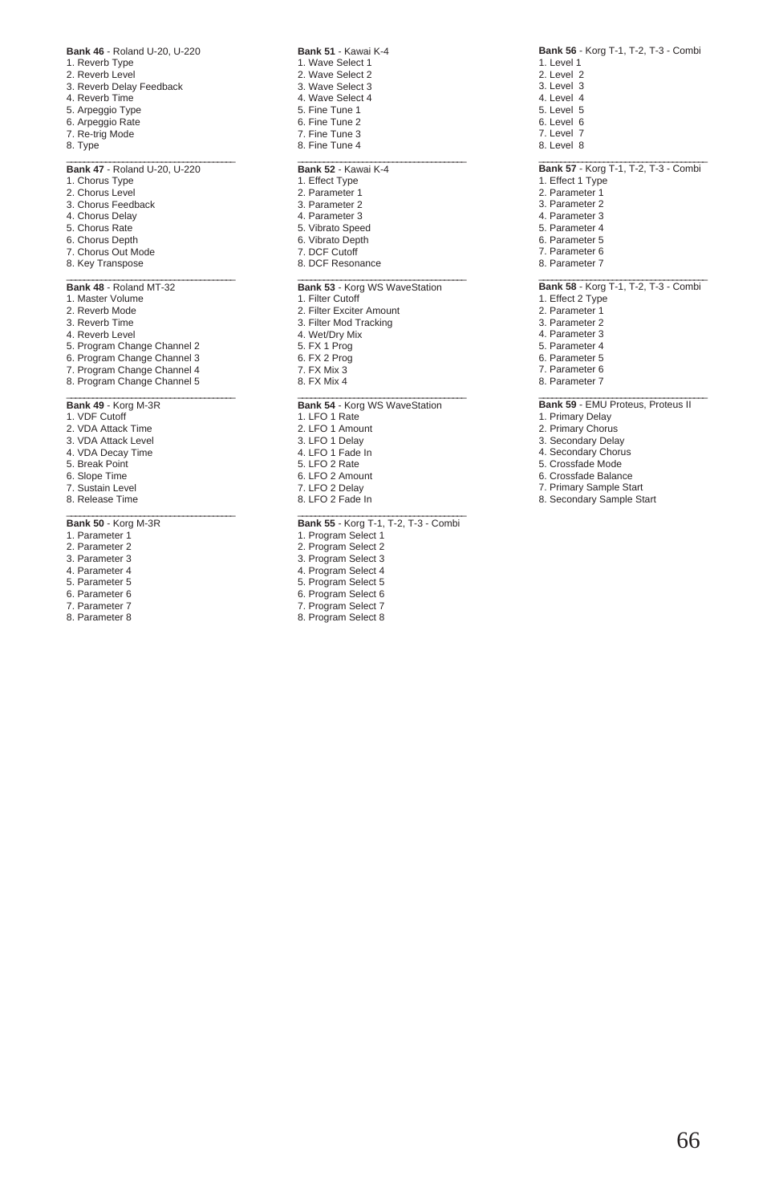**Bank 46** - Roland U-20, U-220
1. Reverb Type
2. Reverb Level
3. Reverb Delay Feedback
4. Reverb Time
5. Arpeggio Type
6. Arpeggio Rate
7. Re-trig Mode
8. Type

---

**Bank 47** - Roland U-20, U-220
1. Chorus Type
2. Chorus Level
3. Chorus Feedback
4. Chorus Delay
5. Chorus Rate
6. Chorus Depth
7. Chorus Out Mode
8. Key Transpose

---

**Bank 48** - Roland MT-32
1. Master Volume
2. Reverb Mode
3. Reverb Time
4. Reverb Level
5. Program Change Channel 2
6. Program Change Channel 3
7. Program Change Channel 4
8. Program Change Channel 5

---

**Bank 49** - Korg M-3R
1. VDF Cutoff
2. VDA Attack Time
3. VDA Attack Level
4. VDA Decay Time
5. Break Point
6. Slope Time
7. Sustain Level
8. Release Time

---

**Bank 50** - Korg M-3R
1. Parameter 1
2. Parameter 2
3. Parameter 3
4. Parameter 4
5. Parameter 5
6. Parameter 6
7. Parameter 7
8. Parameter 8

---

**Bank 51** - Kawai K-4
1. Wave Select 1
2. Wave Select 2
3. Wave Select 3
4. Wave Select 4
5. Fine Tune 1
6. Fine Tune 2
7. Fine Tune 3
8. Fine Tune 4

---

**Bank 52** - Kawai K-4
1. Effect Type
2. Parameter 1
3. Parameter 2
4. Parameter 3
5. Vibrato Speed
6. Vibrato Depth
7. DCF Cutoff
8. DCF Resonance

---

**Bank 53** - Korg WS WaveStation
1. Filter Cutoff
2. Filter Exciter Amount
3. Filter Mod Tracking
4. Wet/Dry Mix
5. FX 1 Prog
6. FX 2 Prog
7. FX Mix 3
8. FX Mix 4

---

**Bank 54** - Korg WS WaveStation
1. LFO 1 Rate
2. LFO 1 Amount
3. LFO 1 Delay
4. LFO 1 Fade In
5. LFO 2 Rate
6. LFO 2 Amount
7. LFO 2 Delay
8. LFO 2 Fade In

---

**Bank 55** - Korg T-1, T-2, T-3 - Combi
1. Program Select 1
2. Program Select 2
3. Program Select 3
4. Program Select 4
5. Program Select 5
6. Program Select 6
7. Program Select 7
8. Program Select 8

---

**Bank 56** - Korg T-1, T-2, T-3 - Combi
1. Level 1
2. Level 2
3. Level 3
4. Level 4
5. Level 5
6. Level 6
7. Level 7
8. Level 8

---

**Bank 57** - Korg T-1, T-2, T-3 - Combi
1. Effect 1 Type
2. Parameter 1
3. Parameter 2
4. Parameter 3
5. Parameter 4
6. Parameter 5
7. Parameter 6
8. Parameter 7

---

**Bank 58** - Korg T-1, T-2, T-3 - Combi
1. Effect 2 Type
2. Parameter 1
3. Parameter 2
4. Parameter 3
5. Parameter 4
6. Parameter 5
7. Parameter 6
8. Parameter 7

---

**Bank 59** - EMU Proteus, Proteus II
1. Primary Delay
2. Primary Chorus
3. Secondary Delay
4. Secondary Chorus
5. Crossfade Mode
6. Crossfade Balance
7. Primary Sample Start
8. Secondary Sample Start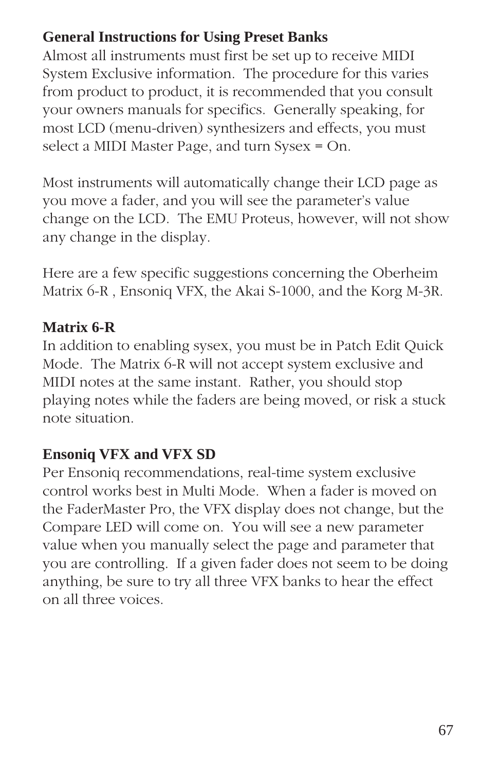**General Instructions for Using Preset Banks**

Almost all instruments must first be set up to receive MIDI System Exclusive information. The procedure for this varies from product to product, it is recommended that you consult your owners manuals for specifics. Generally speaking, for most LCD (menu-driven) synthesizers and effects, you must select a MIDI Master Page, and turn Sysex = On.

Most instruments will automatically change their LCD page as you move a fader, and you will see the parameter's value change on the LCD. The EMU Proteus, however, will not show any change in the display.

Here are a few specific suggestions concerning the Oberheim Matrix 6-R , Ensoniq VFX, the Akai S-1000, and the Korg M-3R.

**Matrix 6-R**

In addition to enabling sysex, you must be in Patch Edit Quick Mode. The Matrix 6-R will not accept system exclusive and MIDI notes at the same instant. Rather, you should stop playing notes while the faders are being moved, or risk a stuck note situation.

**Ensoniq VFX and VFX SD**

Per Ensoniq recommendations, real-time system exclusive control works best in Multi Mode. When a fader is moved on the FaderMaster Pro, the VFX display does not change, but the Compare LED will come on. You will see a new parameter value when you manually select the page and parameter that you are controlling. If a given fader does not seem to be doing anything, be sure to try all three VFX banks to hear the effect on all three voices.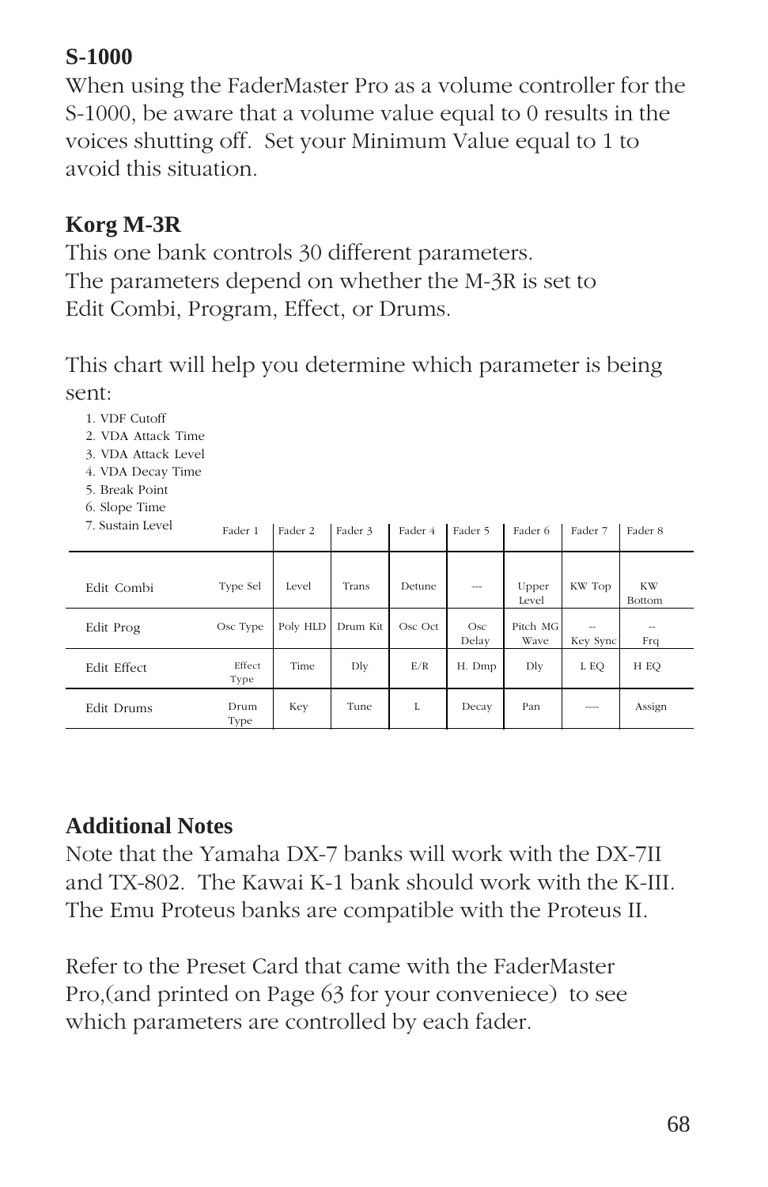## S-1000

When using the FaderMaster Pro as a volume controller for the S-1000, be aware that a volume value equal to 0 results in the voices shutting off. Set your Minimum Value equal to 1 to avoid this situation.

## Korg M-3R

This one bank controls 30 different parameters.
The parameters depend on whether the M-3R is set to Edit Combi, Program, Effect, or Drums.

This chart will help you determine which parameter is being sent:

1. VDF Cutoff
2. VDA Attack Time
3. VDA Attack Level
4. VDA Decay Time
5. Break Point
6. Slope Time
7. Sustain Level

| | Fader 1 | Fader 2 | Fader 3 | Fader 4 | Fader 5 | Fader 6 | Fader 7 | Fader 8 |
|---|---|---|---|---|---|---|---|---|
| Edit Combi | Type Sel | Level | Trans | Detune | --- | Upper Level | KW Top | KW Bottom |
| Edit Prog | Osc Type | Poly HLD | Drum Kit | Osc Oct | Osc Delay | Pitch MG Wave | -- Key Sync | -- Frq |
| Edit Effect | Effect Type | Time | Dly | E/R | H. Dmp | Dly | L EQ | H EQ |
| Edit Drums | Drum Type | Key | Tune | L | Decay | Pan | ---- | Assign |

## Additional Notes

Note that the Yamaha DX-7 banks will work with the DX-7II and TX-802. The Kawai K-1 bank should work with the K-III. The Emu Proteus banks are compatible with the Proteus II.

Refer to the Preset Card that came with the FaderMaster Pro,(and printed on Page 63 for your conveniece) to see which parameters are controlled by each fader.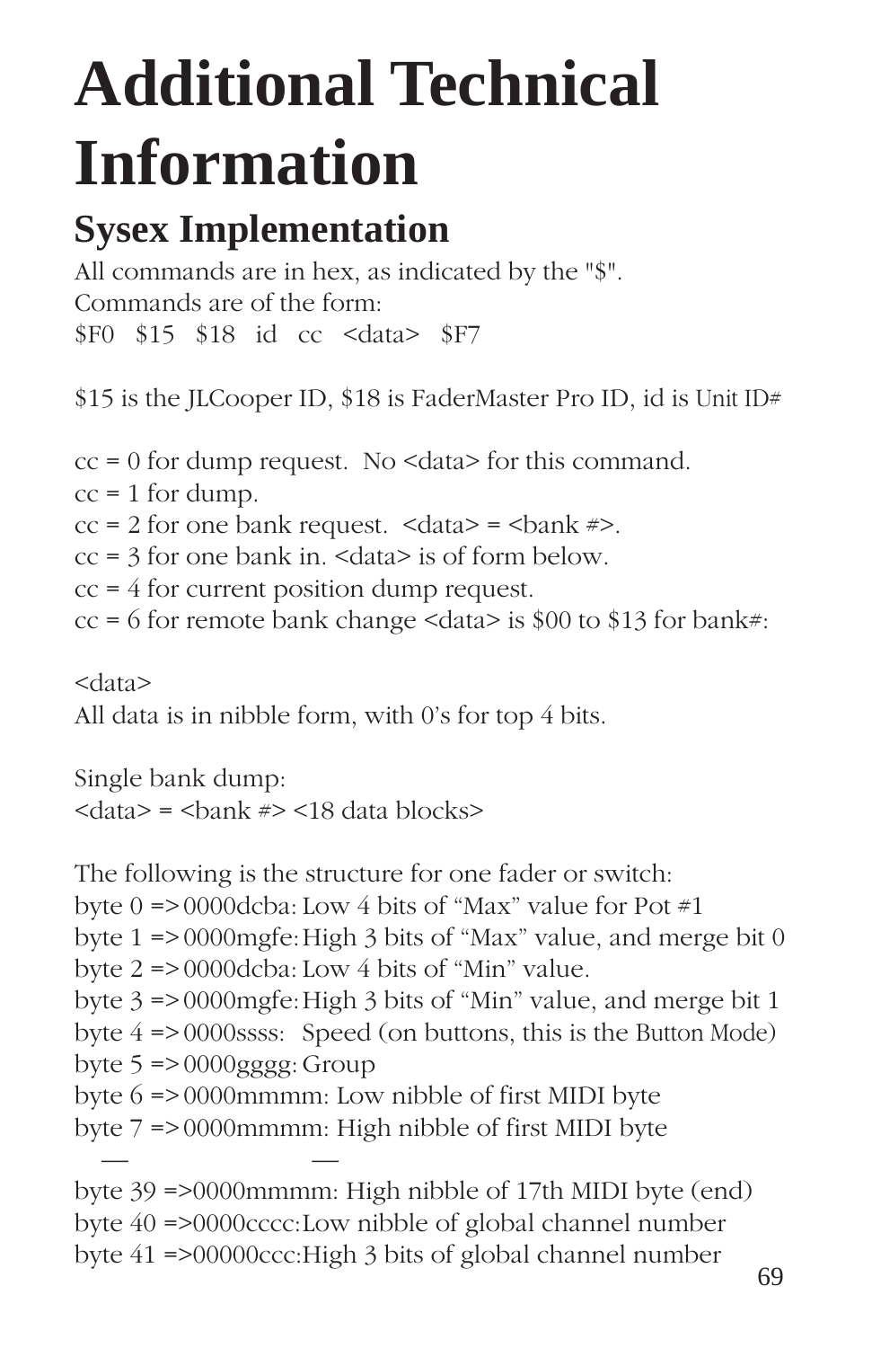# Additional Technical Information

## Sysex Implementation

All commands are in hex, as indicated by the "$".
Commands are of the form:
$F0 $15 $18 id cc <data> $F7

$15 is the JLCooper ID, $18 is FaderMaster Pro ID, id is Unit ID#

cc = 0 for dump request. No <data> for this command.
cc = 1 for dump.
cc = 2 for one bank request. <data> = <bank #>.
cc = 3 for one bank in. <data> is of form below.
cc = 4 for current position dump request.
cc = 6 for remote bank change <data> is $00 to $13 for bank#:

<data>
All data is in nibble form, with 0's for top 4 bits.

Single bank dump:
<data> = <bank #> <18 data blocks>

The following is the structure for one fader or switch:
byte 0 => 0000dcba: Low 4 bits of "Max" value for Pot #1
byte 1 => 0000mgfe: High 3 bits of "Max" value, and merge bit 0
byte 2 => 0000dcba: Low 4 bits of "Min" value.
byte 3 => 0000mgfe: High 3 bits of "Min" value, and merge bit 1
byte 4 => 0000ssss: Speed (on buttons, this is the Button Mode)
byte 5 => 0000gggg: Group
byte 6 => 0000mmmm: Low nibble of first MIDI byte
byte 7 => 0000mmmm: High nibble of first MIDI byte
— —
byte 39 =>0000mmmm: High nibble of 17th MIDI byte (end)
byte 40 =>0000cccc: Low nibble of global channel number
byte 41 =>00000ccc: High 3 bits of global channel number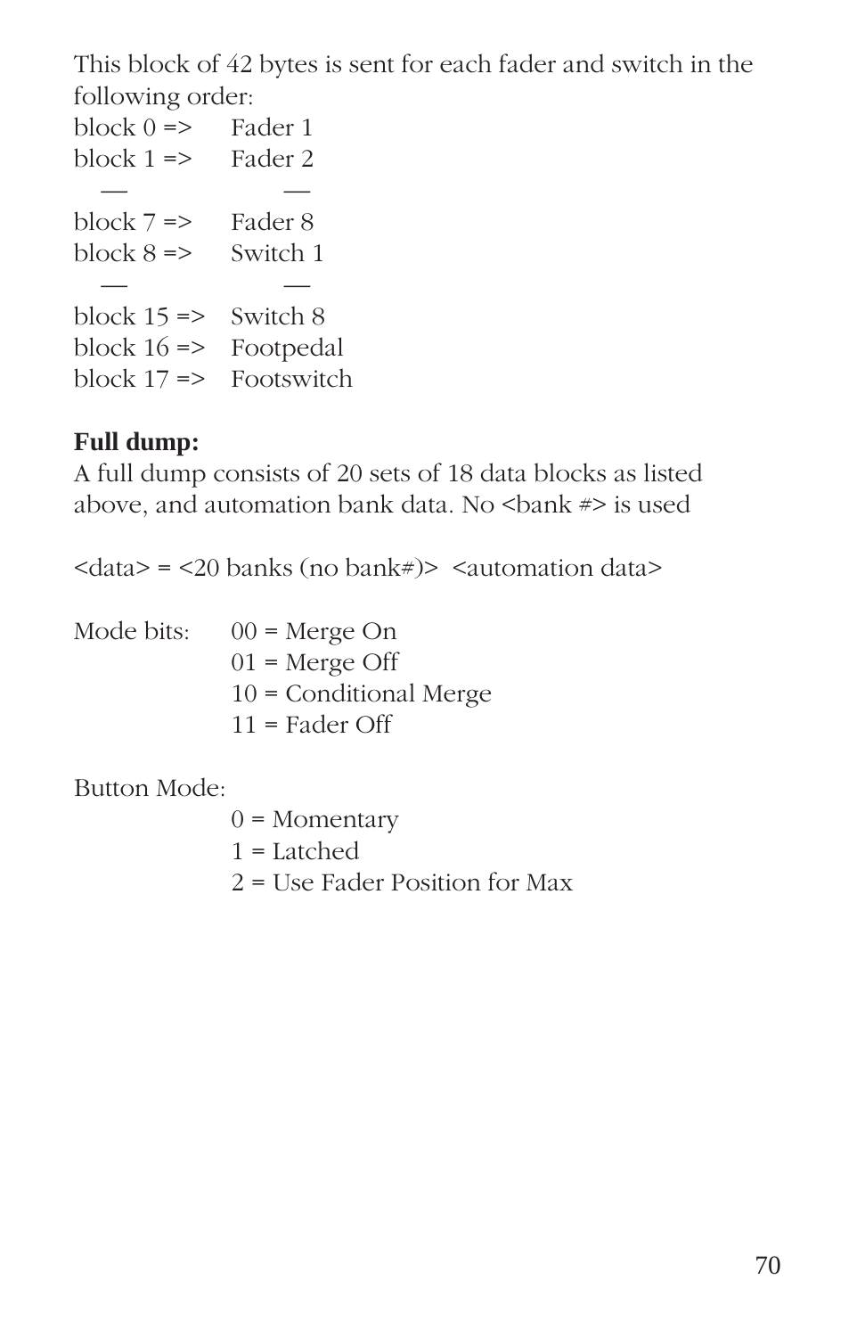This block of 42 bytes is sent for each fader and switch in the following order:

block 0 => Fader 1
block 1 => Fader 2
— —
block 7 => Fader 8
block 8 => Switch 1
— —
block 15 => Switch 8
block 16 => Footpedal
block 17 => Footswitch

**Full dump:**
A full dump consists of 20 sets of 18 data blocks as listed above, and automation bank data. No <bank #> is used

<data> = <20 banks (no bank#)> <automation data>

Mode bits:
00 = Merge On
01 = Merge Off
10 = Conditional Merge
11 = Fader Off

Button Mode:
0 = Momentary
1 = Latched
2 = Use Fader Position for Max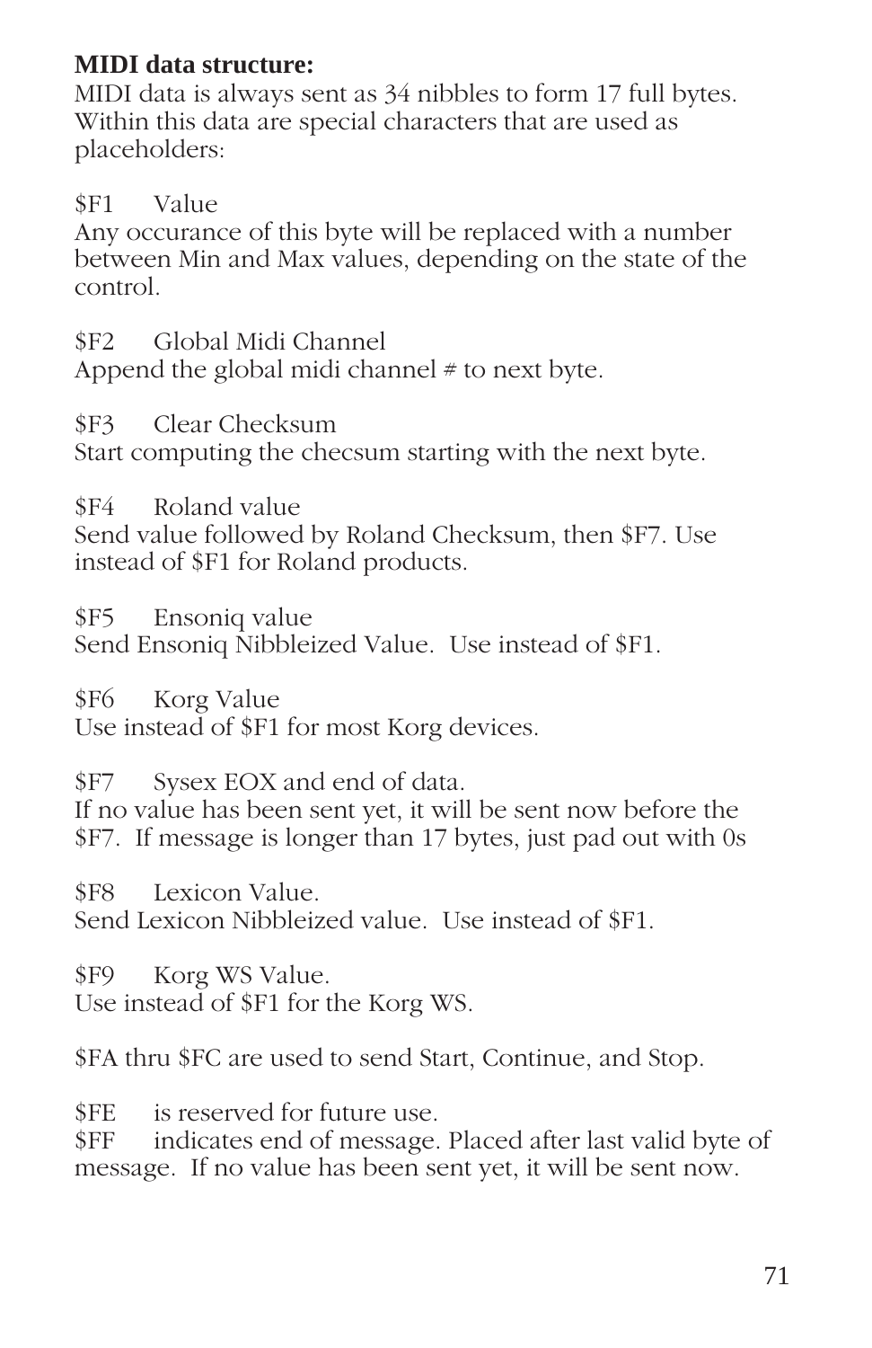**MIDI data structure:**
MIDI data is always sent as 34 nibbles to form 17 full bytes. Within this data are special characters that are used as placeholders:

$F1 Value
Any occurance of this byte will be replaced with a number between Min and Max values, depending on the state of the control.

$F2 Global Midi Channel
Append the global midi channel # to next byte.

$F3 Clear Checksum
Start computing the checsum starting with the next byte.

$F4 Roland value
Send value followed by Roland Checksum, then $F7. Use instead of $F1 for Roland products.

$F5 Ensoniq value
Send Ensoniq Nibbleized Value. Use instead of $F1.

$F6 Korg Value
Use instead of $F1 for most Korg devices.

$F7 Sysex EOX and end of data.
If no value has been sent yet, it will be sent now before the $F7. If message is longer than 17 bytes, just pad out with 0s

$F8 Lexicon Value.
Send Lexicon Nibbleized value. Use instead of $F1.

$F9 Korg WS Value.
Use instead of $F1 for the Korg WS.

$FA thru $FC are used to send Start, Continue, and Stop.

$FE is reserved for future use.
$FF indicates end of message. Placed after last valid byte of message. If no value has been sent yet, it will be sent now.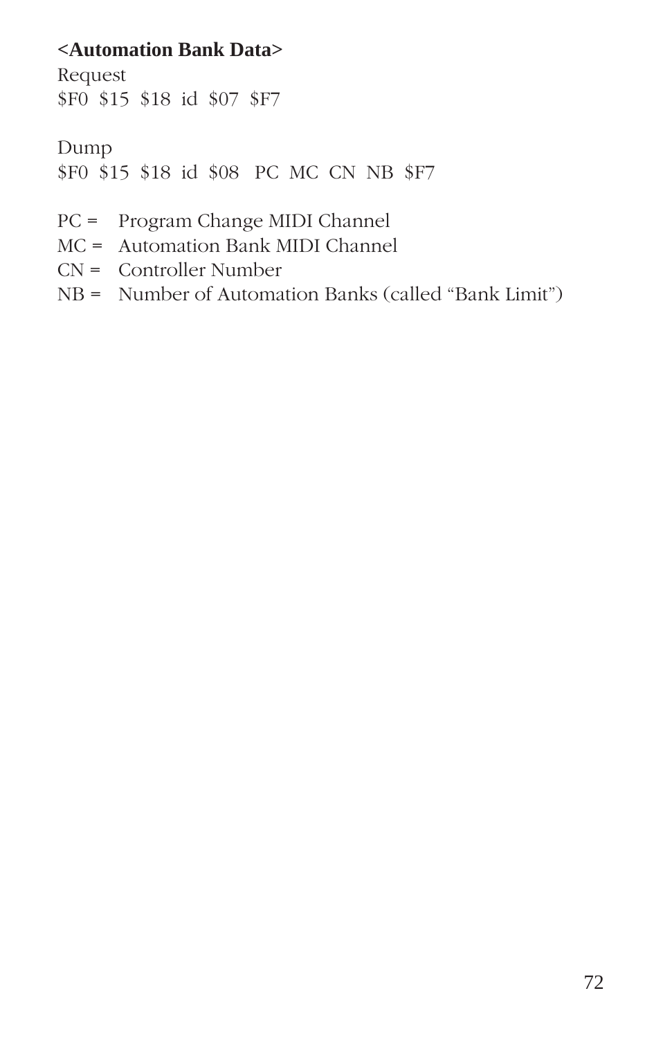**<Automation Bank Data>**

Request
$F0  $15  $18  id  $07  $F7

Dump
$F0  $15  $18  id  $08   PC  MC  CN  NB  $F7

PC =  Program Change MIDI Channel
MC =  Automation Bank MIDI Channel
CN =  Controller Number
NB =  Number of Automation Banks (called "Bank Limit")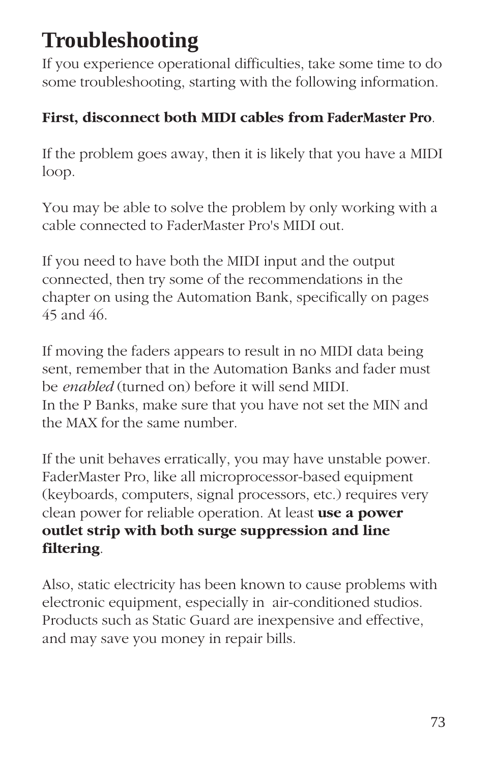# Troubleshooting

If you experience operational difficulties, take some time to do some troubleshooting, starting with the following information.

**First, disconnect both MIDI cables from FaderMaster Pro**.

If the problem goes away, then it is likely that you have a MIDI loop.

You may be able to solve the problem by only working with a cable connected to FaderMaster Pro's MIDI out.

If you need to have both the MIDI input and the output connected, then try some of the recommendations in the chapter on using the Automation Bank, specifically on pages 45 and 46.

If moving the faders appears to result in no MIDI data being sent, remember that in the Automation Banks and fader must be *enabled* (turned on) before it will send MIDI.
In the P Banks, make sure that you have not set the MIN and the MAX for the same number.

If the unit behaves erratically, you may have unstable power. FaderMaster Pro, like all microprocessor-based equipment (keyboards, computers, signal processors, etc.) requires very clean power for reliable operation. At least **use a power outlet strip with both surge suppression and line filtering**.

Also, static electricity has been known to cause problems with electronic equipment, especially in air-conditioned studios. Products such as Static Guard are inexpensive and effective, and may save you money in repair bills.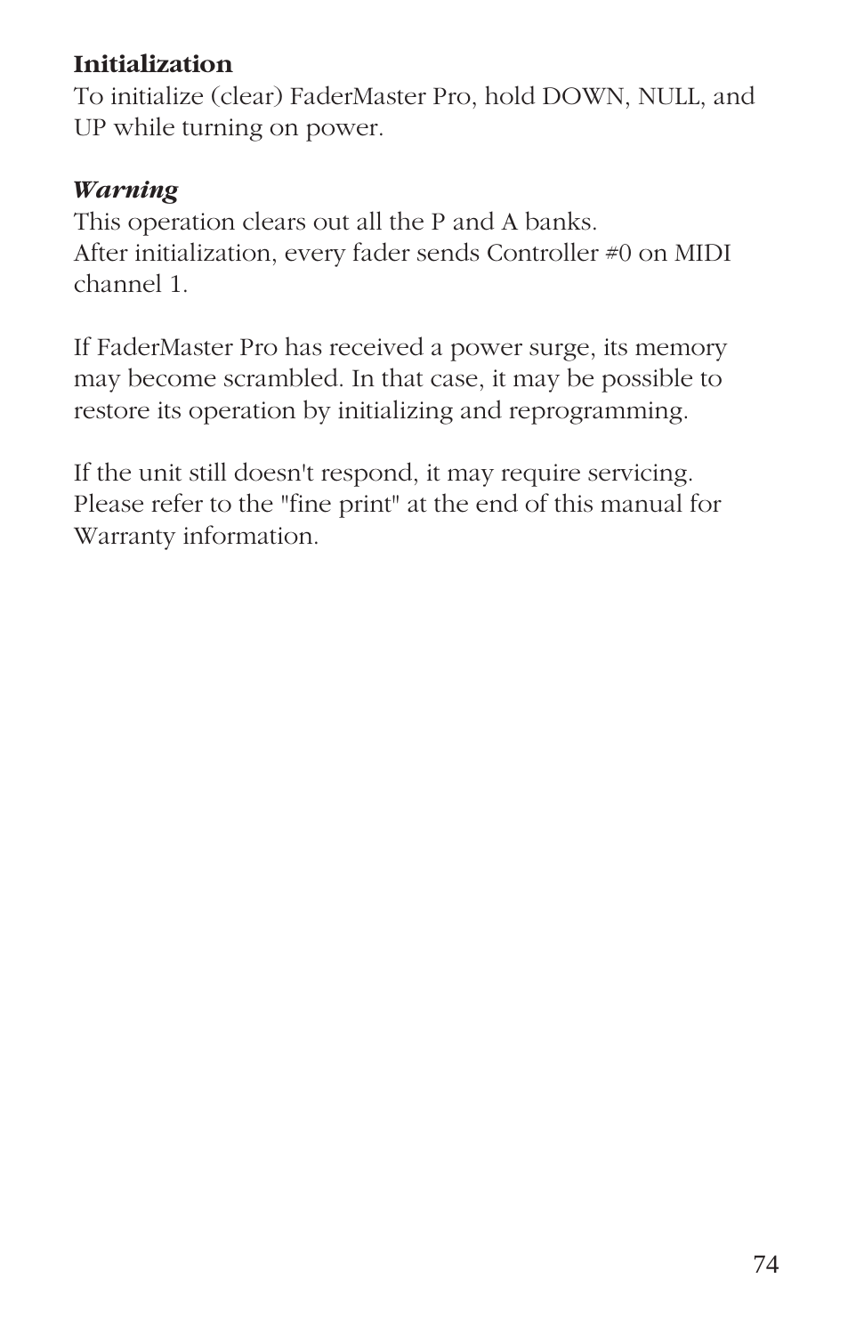**Initialization**

To initialize (clear) FaderMaster Pro, hold DOWN, NULL, and UP while turning on power.

***Warning***

This operation clears out all the P and A banks.
After initialization, every fader sends Controller #0 on MIDI channel 1.

If FaderMaster Pro has received a power surge, its memory may become scrambled. In that case, it may be possible to restore its operation by initializing and reprogramming.

If the unit still doesn't respond, it may require servicing. Please refer to the "fine print" at the end of this manual for Warranty information.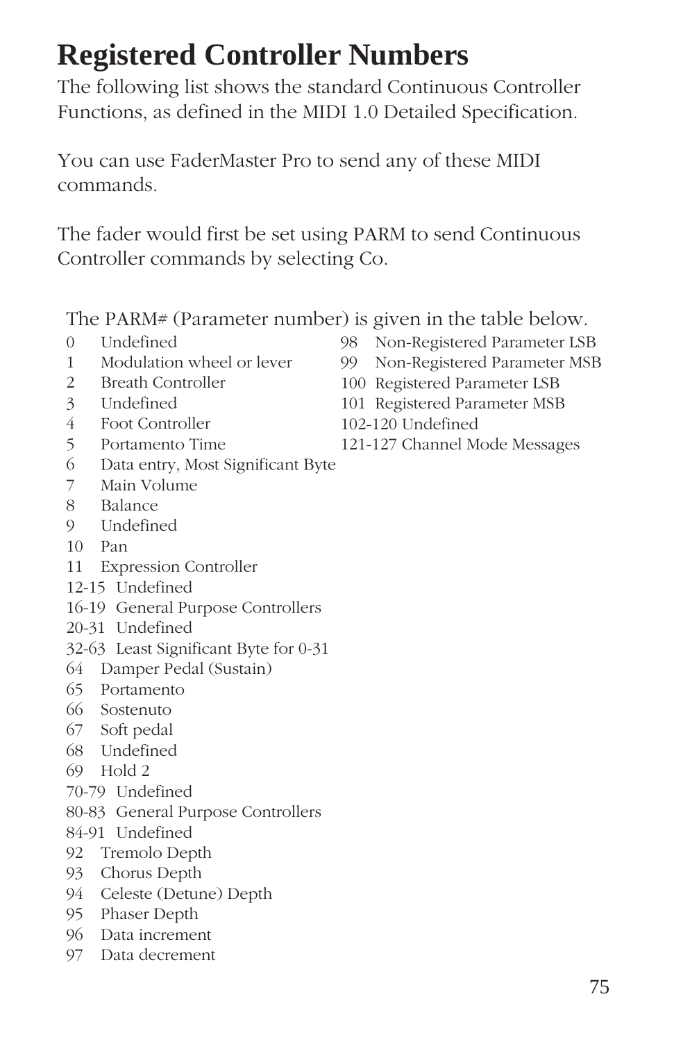# Registered Controller Numbers

The following list shows the standard Continuous Controller Functions, as defined in the MIDI 1.0 Detailed Specification.

You can use FaderMaster Pro to send any of these MIDI commands.

The fader would first be set using PARM to send Continuous Controller commands by selecting Co.

The PARM# (Parameter number) is given in the table below.

0 Undefined
1 Modulation wheel or lever
2 Breath Controller
3 Undefined
4 Foot Controller
5 Portamento Time
6 Data entry, Most Significant Byte
7 Main Volume
8 Balance
9 Undefined
10 Pan
11 Expression Controller
12-15 Undefined
16-19 General Purpose Controllers
20-31 Undefined
32-63 Least Significant Byte for 0-31
64 Damper Pedal (Sustain)
65 Portamento
66 Sostenuto
67 Soft pedal
68 Undefined
69 Hold 2
70-79 Undefined
80-83 General Purpose Controllers
84-91 Undefined
92 Tremolo Depth
93 Chorus Depth
94 Celeste (Detune) Depth
95 Phaser Depth
96 Data increment
97 Data decrement
98 Non-Registered Parameter LSB
99 Non-Registered Parameter MSB
100 Registered Parameter LSB
101 Registered Parameter MSB
102-120 Undefined
121-127 Channel Mode Messages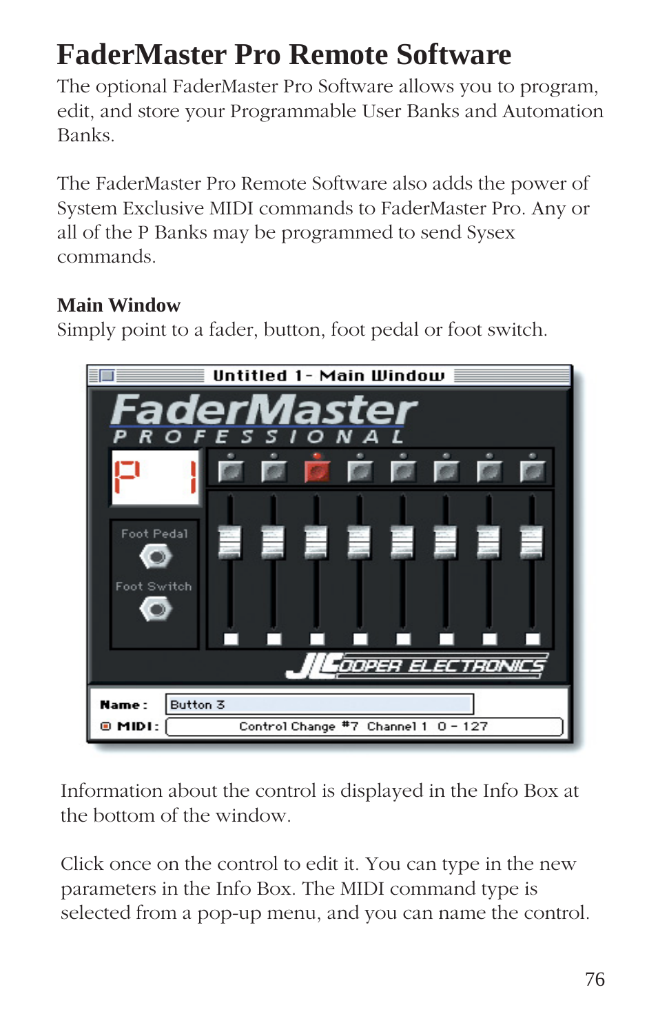# FaderMaster Pro Remote Software

The optional FaderMaster Pro Software allows you to program, edit, and store your Programmable User Banks and Automation Banks.

The FaderMaster Pro Remote Software also adds the power of System Exclusive MIDI commands to FaderMaster Pro. Any or all of the P Banks may be programmed to send Sysex commands.

### Main Window

Simply point to a fader, button, foot pedal or foot switch.

Information about the control is displayed in the Info Box at the bottom of the window.

Click once on the control to edit it. You can type in the new parameters in the Info Box. The MIDI command type is selected from a pop-up menu, and you can name the control.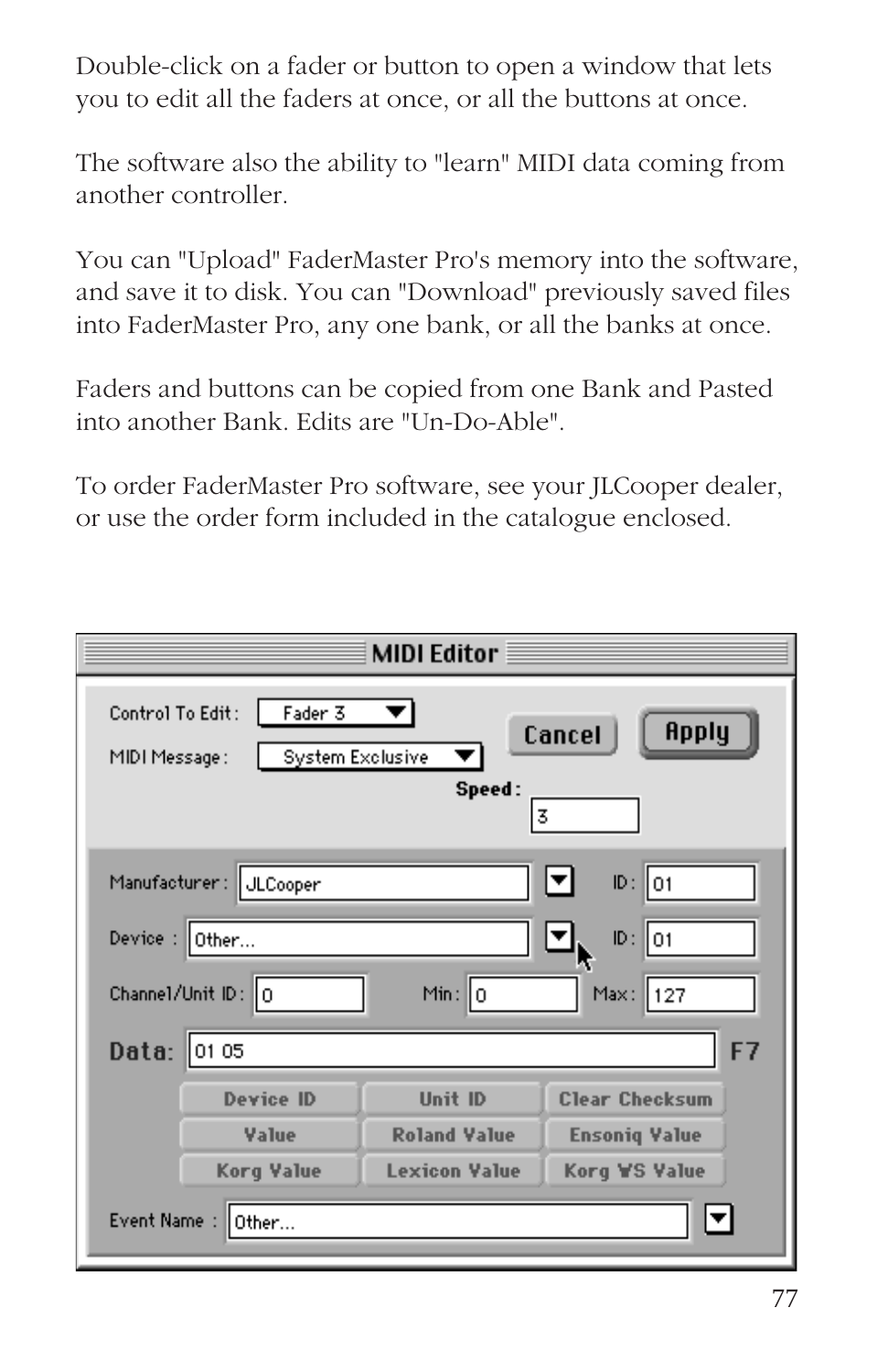Double-click on a fader or button to open a window that lets you to edit all the faders at once, or all the buttons at once.

The software also the ability to "learn" MIDI data coming from another controller.

You can "Upload" FaderMaster Pro's memory into the software, and save it to disk. You can "Download" previously saved files into FaderMaster Pro, any one bank, or all the banks at once.

Faders and buttons can be copied from one Bank and Pasted into another Bank. Edits are "Un-Do-Able".

To order FaderMaster Pro software, see your JLCooper dealer, or use the order form included in the catalogue enclosed.

**MIDI Editor**

Control To Edit: Fader 3

MIDI Message: System Exclusive

Cancel | Apply

Speed: 3

Manufacturer: JLCooper ID: 01

Device: Other... ID: 01

Channel/Unit ID: 0 Min: 0 Max: 127

**Data:** 01 05 F7

| Device ID | Unit ID | Clear Checksum |
|---|---|---|
| Value | Roland Value | Ensoniq Value |
| Korg Value | Lexicon Value | Korg WS Value |

Event Name: Other...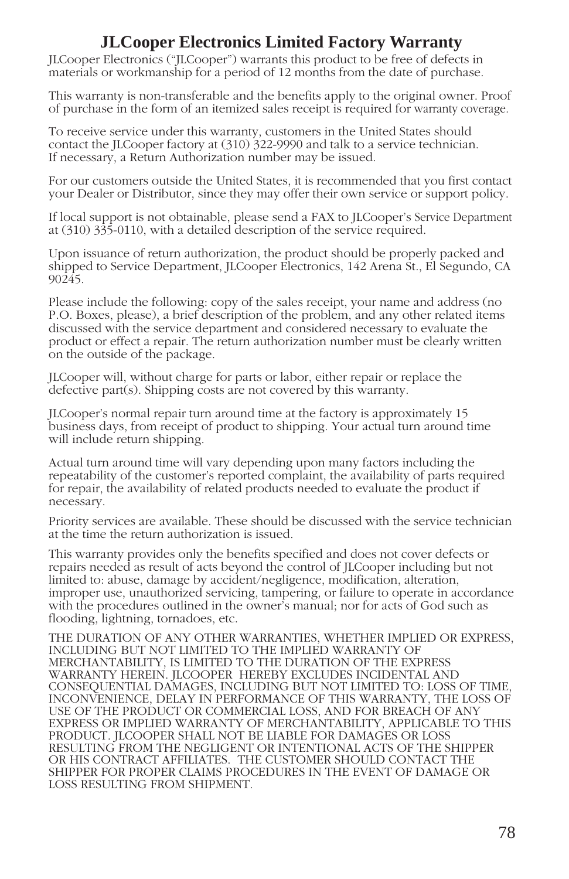# JLCooper Electronics Limited Factory Warranty

JLCooper Electronics (“JLCooper”) warrants this product to be free of defects in materials or workmanship for a period of 12 months from the date of purchase.

This warranty is non-transferable and the benefits apply to the original owner. Proof of purchase in the form of an itemized sales receipt is required for warranty coverage.

To receive service under this warranty, customers in the United States should contact the JLCooper factory at (310) 322-9990 and talk to a service technician. If necessary, a Return Authorization number may be issued.

For our customers outside the United States, it is recommended that you first contact your Dealer or Distributor, since they may offer their own service or support policy.

If local support is not obtainable, please send a FAX to JLCooper’s Service Department at (310) 335-0110, with a detailed description of the service required.

Upon issuance of return authorization, the product should be properly packed and shipped to Service Department, JLCooper Electronics, 142 Arena St., El Segundo, CA 90245.

Please include the following: copy of the sales receipt, your name and address (no P.O. Boxes, please), a brief description of the problem, and any other related items discussed with the service department and considered necessary to evaluate the product or effect a repair. The return authorization number must be clearly written on the outside of the package.

JLCooper will, without charge for parts or labor, either repair or replace the defective part(s). Shipping costs are not covered by this warranty.

JLCooper’s normal repair turn around time at the factory is approximately 15 business days, from receipt of product to shipping. Your actual turn around time will include return shipping.

Actual turn around time will vary depending upon many factors including the repeatability of the customer’s reported complaint, the availability of parts required for repair, the availability of related products needed to evaluate the product if necessary.

Priority services are available. These should be discussed with the service technician at the time the return authorization is issued.

This warranty provides only the benefits specified and does not cover defects or repairs needed as result of acts beyond the control of JLCooper including but not limited to: abuse, damage by accident/negligence, modification, alteration, improper use, unauthorized servicing, tampering, or failure to operate in accordance with the procedures outlined in the owner’s manual; nor for acts of God such as flooding, lightning, tornadoes, etc.

THE DURATION OF ANY OTHER WARRANTIES, WHETHER IMPLIED OR EXPRESS, INCLUDING BUT NOT LIMITED TO THE IMPLIED WARRANTY OF MERCHANTABILITY, IS LIMITED TO THE DURATION OF THE EXPRESS WARRANTY HEREIN. JLCOOPER HEREBY EXCLUDES INCIDENTAL AND CONSEQUENTIAL DAMAGES, INCLUDING BUT NOT LIMITED TO: LOSS OF TIME, INCONVENIENCE, DELAY IN PERFORMANCE OF THIS WARRANTY, THE LOSS OF USE OF THE PRODUCT OR COMMERCIAL LOSS, AND FOR BREACH OF ANY EXPRESS OR IMPLIED WARRANTY OF MERCHANTABILITY, APPLICABLE TO THIS PRODUCT. JLCOOPER SHALL NOT BE LIABLE FOR DAMAGES OR LOSS RESULTING FROM THE NEGLIGENT OR INTENTIONAL ACTS OF THE SHIPPER OR HIS CONTRACT AFFILIATES. THE CUSTOMER SHOULD CONTACT THE SHIPPER FOR PROPER CLAIMS PROCEDURES IN THE EVENT OF DAMAGE OR LOSS RESULTING FROM SHIPMENT.